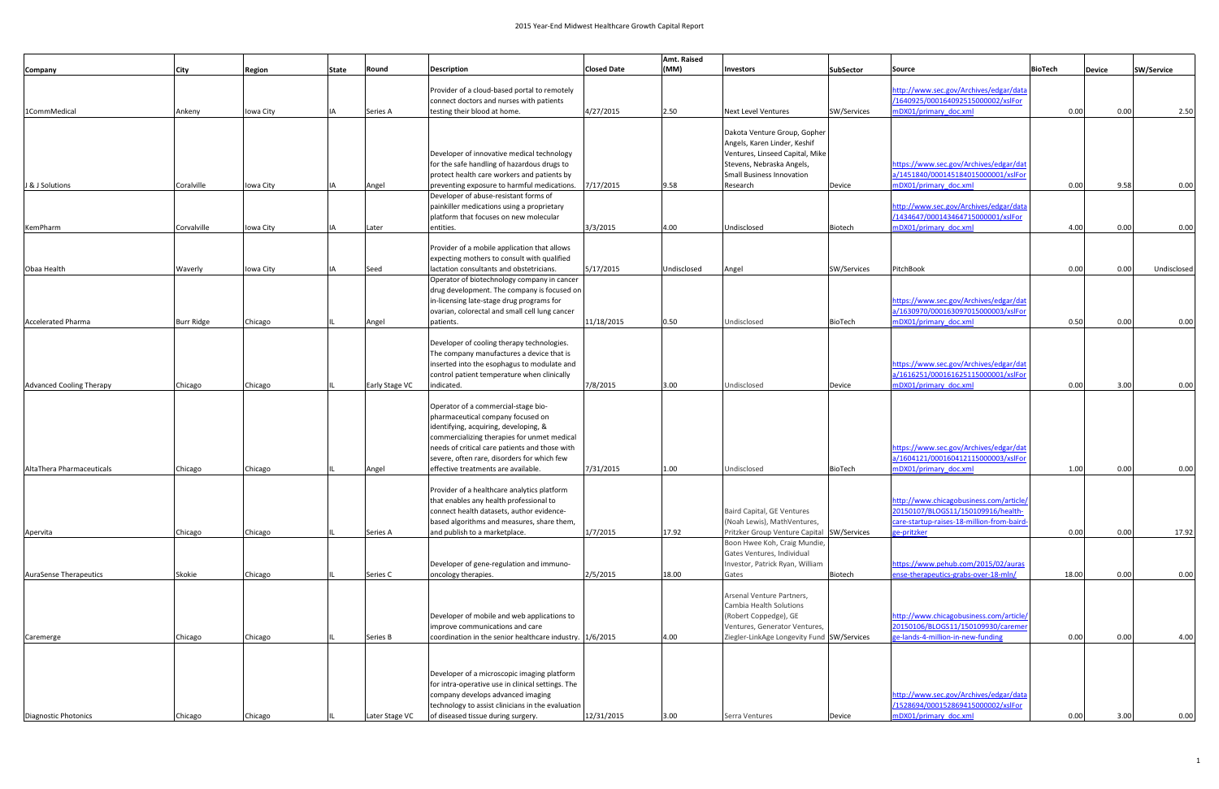# 2015 Year-End Midwest Healthcare Growth Capital Report

| Company | City | Region | State | Round | Description | Closed Date | Amt. Raised (MM) | Investors | SubSector | Source | BioTech | Device | SW/Service |
|---|---|---|---|---|---|---|---|---|---|---|---|---|---|
| 1CommMedical | Ankeny | Iowa City | IA | Series A | Provider of a cloud-based portal to remotely connect doctors and nurses with patients testing their blood at home. | 4/27/2015 | 2.50 | Next Level Ventures | SW/Services | http://www.sec.gov/Archives/edgar/data/1640925/000164092515000002/xslFormDX01/primary_doc.xml | 0.00 | 0.00 | 2.50 |
| J & J Solutions | Coralville | Iowa City | IA | Angel | Developer of innovative medical technology for the safe handling of hazardous drugs to protect health care workers and patients by preventing exposure to harmful medications. | 7/17/2015 | 9.58 | Dakota Venture Group, Gopher Angels, Karen Linder, Keshif Ventures, Linseed Capital, Mike Stevens, Nebraska Angels, Small Business Innovation Research | Device | https://www.sec.gov/Archives/edgar/data/1451840/000145184015000001/xslFormDX01/primary_doc.xml | 0.00 | 9.58 | 0.00 |
| KemPharm | Corvalville | Iowa City | IA | Later | Developer of abuse-resistant forms of painkiller medications using a proprietary platform that focuses on new molecular entities. | 3/3/2015 | 4.00 | Undisclosed | Biotech | http://www.sec.gov/Archives/edgar/data/1434647/000143464715000001/xslFormDX01/primary_doc.xml | 4.00 | 0.00 | 0.00 |
| Obaa Health | Waverly | Iowa City | IA | Seed | Provider of a mobile application that allows expecting mothers to consult with qualified lactation consultants and obstetricians. | 5/17/2015 | Undisclosed | Angel | SW/Services | PitchBook | 0.00 | 0.00 | Undisclosed |
| Accelerated Pharma | Burr Ridge | Chicago | IL | Angel | Operator of biotechnology company in cancer drug development. The company is focused on in-licensing late-stage drug programs for ovarian, colorectal and small cell lung cancer patients. | 11/18/2015 | 0.50 | Undisclosed | BioTech | https://www.sec.gov/Archives/edgar/data/1630970/000163097015000003/xslFormDX01/primary_doc.xml | 0.50 | 0.00 | 0.00 |
| Advanced Cooling Therapy | Chicago | Chicago | IL | Early Stage VC | Developer of cooling therapy technologies. The company manufactures a device that is inserted into the esophagus to modulate and control patient temperature when clinically indicated. | 7/8/2015 | 3.00 | Undisclosed | Device | https://www.sec.gov/Archives/edgar/data/1616251/000161625115000001/xslFormDX01/primary_doc.xml | 0.00 | 3.00 | 0.00 |
| AltaThera Pharmaceuticals | Chicago | Chicago | IL | Angel | Operator of a commercial-stage bio-pharmaceutical company focused on identifying, acquiring, developing, & commercializing therapies for unmet medical needs of critical care patients and those with severe, often rare, disorders for which few effective treatments are available. | 7/31/2015 | 1.00 | Undisclosed | BioTech | https://www.sec.gov/Archives/edgar/data/1604121/000160412115000003/xslFormDX01/primary_doc.xml | 1.00 | 0.00 | 0.00 |
| Apervita | Chicago | Chicago | IL | Series A | Provider of a healthcare analytics platform that enables any health professional to connect health datasets, author evidence-based algorithms and measures, share them, and publish to a marketplace. | 1/7/2015 | 17.92 | Baird Capital, GE Ventures (Noah Lewis), MathVentures, Pritzker Group Venture Capital | SW/Services | http://www.chicagobusiness.com/article/20150107/BLOGS11/150109916/health-care-startup-raises-18-million-from-baird-ge-pritzker | 0.00 | 0.00 | 17.92 |
| AuraSense Therapeutics | Skokie | Chicago | IL | Series C | Developer of gene-regulation and immuno-oncology therapies. | 2/5/2015 | 18.00 | Boon Hwee Koh, Craig Mundie, Gates Ventures, Individual Investor, Patrick Ryan, William Gates | Biotech | https://www.pehub.com/2015/02/aurasense-therapeutics-grabs-over-18-mln/ | 18.00 | 0.00 | 0.00 |
| Caremerge | Chicago | Chicago | IL | Series B | Developer of mobile and web applications to improve communications and care coordination in the senior healthcare industry. | 1/6/2015 | 4.00 | Arsenal Venture Partners, Cambia Health Solutions (Robert Coppedge), GE Ventures, Generator Ventures, Ziegler-LinkAge Longevity Fund | SW/Services | http://www.chicagobusiness.com/article/20150106/BLOGS11/150109930/caremerge-lands-4-million-in-new-funding | 0.00 | 0.00 | 4.00 |
| Diagnostic Photonics | Chicago | Chicago | IL | Later Stage VC | Developer of a microscopic imaging platform for intra-operative use in clinical settings. The company develops advanced imaging technology to assist clinicians in the evaluation of diseased tissue during surgery. | 12/31/2015 | 3.00 | Serra Ventures | Device | http://www.sec.gov/Archives/edgar/data/1528694/000152869415000002/xslFormDX01/primary_doc.xml | 0.00 | 3.00 | 0.00 |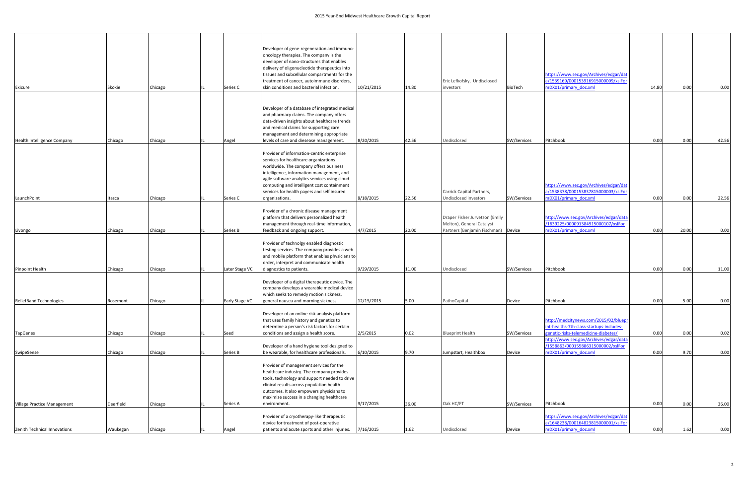| | | | | | | | | | | | | | |
|---|---|---|---|---|---|---|---|---|---|---|---|---|---|
| Exicure | Skokie | Chicago | IL | Series C | Developer of gene-regeneration and immuno-oncology therapies. The company is the developer of nano-structures that enables delivery of oligonucleotide therapeutics into tissues and subcellular compartments for the treatment of cancer, autoimmune disorders, skin conditions and bacterial infection. | 10/21/2015 | 14.80 | Eric Lefkofsky, Undisclosed investors | BioTech | https://www.sec.gov/Archives/edgar/data/1539169/000153916915000009/xslFormDX01/primary_doc.xml | 14.80 | 0.00 | 0.00 |
| Health Intelligence Company | Chicago | Chicago | IL | Angel | Developer of a database of integrated medical and pharmacy claims. The company offers data-driven insights about healthcare trends and medical claims for supporting care management and determining appropriate levels of care and disease management. | 8/20/2015 | 42.56 | Undisclosed | SW/Services | Pitchbook | 0.00 | 0.00 | 42.56 |
| LaunchPoint | Itasca | Chicago | IL | Series C | Provider of information-centric enterprise services for healthcare organizations worldwide. The company offers business intelligence, information management, and agile software analytics services using cloud computing and intelligent cost containment services for health payers and self insured organizations. | 8/18/2015 | 22.56 | Carrick Capital Partners, Undisclosed investors | SW/Services | https://www.sec.gov/Archives/edgar/data/1538378/000153837815000003/xslFormDX01/primary_doc.xml | 0.00 | 0.00 | 22.56 |
| Livongo | Chicago | Chicago | IL | Series B | Provider of a chronic disease management platform that delivers personalized health management through real-time information, feedback and ongoing support. | 4/7/2015 | 20.00 | Draper Fisher Jurvetson (Emily Melton), General Catalyst Partners (Benjamin Fischman) | Device | http://www.sec.gov/Archives/edgar/data/1639225/000091384915000107/xslFormDX01/primary_doc.xml | 0.00 | 20.00 | 0.00 |
| Pinpoint Health | Chicago | Chicago | IL | Later Stage VC | Provider of technolgy enabled diagnostic testing services. The company provides a web and mobile platform that enables physicians to order, interpret and communicate health diagnostics to patients. | 9/29/2015 | 11.00 | Undisclosed | SW/Services | Pitchbook | 0.00 | 0.00 | 11.00 |
| ReliefBand Technologies | Rosemont | Chicago | IL | Early Stage VC | Developer of a digital therapeutic device. The company develops a wearable medical device which seeks to remedy motion sickness, general nausea and morning sickness. | 12/15/2015 | 5.00 | PathoCapital | Device | Pitchbook | 0.00 | 5.00 | 0.00 |
| TapGenes | Chicago | Chicago | IL | Seed | Developer of an online risk analysis platform that uses family history and genetics to determine a person's risk factors for certain conditions and assign a health score. | 2/5/2015 | 0.02 | Blueprint Health | SW/Services | http://medcitynews.com/2015/02/blueprint-healths-7th-class-startups-includes-genetic-risks-telemedicine-diabetes/ | 0.00 | 0.00 | 0.02 |
| SwipeSense | Chicago | Chicago | IL | Series B | Developer of a hand hygiene tool designed to be wearable, for healthcare professionals. | 6/10/2015 | 9.70 | Jumpstart, Healthbox | Device | http://www.sec.gov/Archives/edgar/data/1558863/000155886315000002/xslFormDX01/primary_doc.xml | 0.00 | 9.70 | 0.00 |
| Village Practice Management | Deerfield | Chicago | IL | Series A | Provider of management services for the healthcare industry. The company provides tools, technology and support needed to drive clinical results across population health outcomes. It also empowers physicians to maximize success in a changing healthcare environment. | 9/17/2015 | 36.00 | Oak HC/FT | SW/Services | Pitchbook | 0.00 | 0.00 | 36.00 |
| Zenith Technical Innovations | Waukegan | Chicago | IL | Angel | Provider of a cryotherapy-like therapeutic device for treatment of post-operative patients and acute sports and other injuries. | 7/16/2015 | 1.62 | Undisclosed | Device | https://www.sec.gov/Archives/edgar/data/1648238/000164823815000001/xslFormDX01/primary_doc.xml | 0.00 | 1.62 | 0.00 |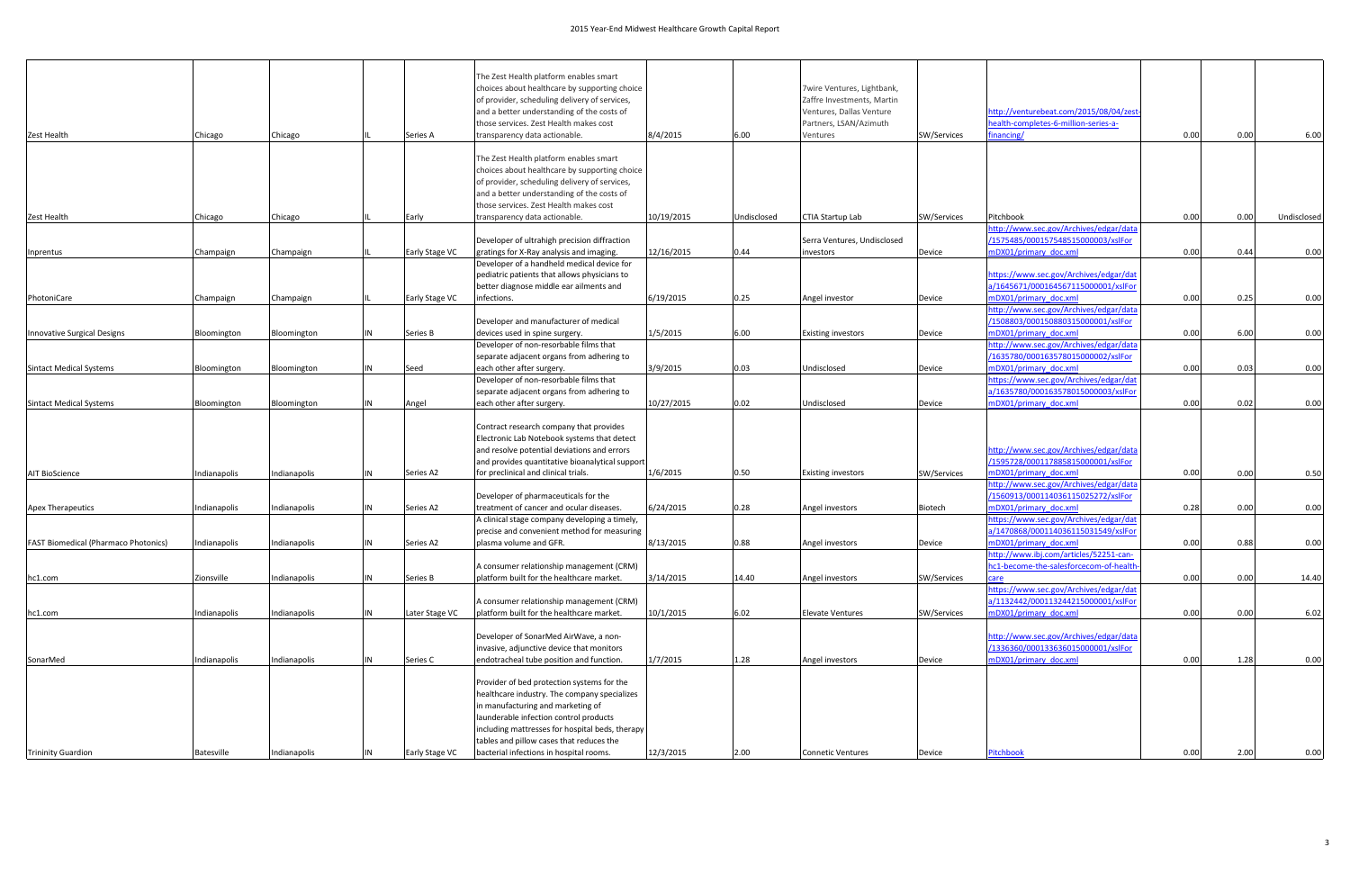| | | | | | | | | | | | | | |
|---|---|---|---|---|---|---|---|---|---|---|---|---|---|
| Zest Health | Chicago | Chicago | IL | Series A | The Zest Health platform enables smart choices about healthcare by supporting choice of provider, scheduling delivery of services, and a better understanding of the costs of those services. Zest Health makes cost transparency data actionable. | 8/4/2015 | 6.00 | 7wire Ventures, Lightbank, Zaffre Investments, Martin Ventures, Dallas Venture Partners, LSAN/Azimuth Ventures | SW/Services | http://venturebeat.com/2015/08/04/zest-health-completes-6-million-series-a-financing/ | 0.00 | 0.00 | 6.00 |
| Zest Health | Chicago | Chicago | IL | Early | The Zest Health platform enables smart choices about healthcare by supporting choice of provider, scheduling delivery of services, and a better understanding of the costs of those services. Zest Health makes cost transparency data actionable. | 10/19/2015 | Undisclosed | CTIA Startup Lab | SW/Services | Pitchbook | 0.00 | 0.00 | Undisclosed |
| Inprentus | Champaign | Champaign | IL | Early Stage VC | Developer of ultrahigh precision diffraction gratings for X-Ray analysis and imaging. | 12/16/2015 | 0.44 | Serra Ventures, Undisclosed investors | Device | http://www.sec.gov/Archives/edgar/data/1575485/000157548515000003/xslFormDX01/primary_doc.xml | 0.00 | 0.44 | 0.00 |
| PhotoniCare | Champaign | Champaign | IL | Early Stage VC | Developer of a handheld medical device for pediatric patients that allows physicians to better diagnose middle ear ailments and infections. | 6/19/2015 | 0.25 | Angel investor | Device | https://www.sec.gov/Archives/edgar/data/1645671/000164567115000001/xslFormDX01/primary_doc.xml | 0.00 | 0.25 | 0.00 |
| Innovative Surgical Designs | Bloomington | Bloomington | IN | Series B | Developer and manufacturer of medical devices used in spine surgery. | 1/5/2015 | 6.00 | Existing investors | Device | http://www.sec.gov/Archives/edgar/data/1508803/000150880315000001/xslFormDX01/primary_doc.xml | 0.00 | 6.00 | 0.00 |
| Sintact Medical Systems | Bloomington | Bloomington | IN | Seed | Developer of non-resorbable films that separate adjacent organs from adhering to each other after surgery. | 3/9/2015 | 0.03 | Undisclosed | Device | http://www.sec.gov/Archives/edgar/data/1635780/000163578015000002/xslFormDX01/primary_doc.xml | 0.00 | 0.03 | 0.00 |
| Sintact Medical Systems | Bloomington | Bloomington | IN | Angel | Developer of non-resorbable films that separate adjacent organs from adhering to each other after surgery. | 10/27/2015 | 0.02 | Undisclosed | Device | https://www.sec.gov/Archives/edgar/data/1635780/000163578015000003/xslFormDX01/primary_doc.xml | 0.00 | 0.02 | 0.00 |
| AIT BioScience | Indianapolis | Indianapolis | IN | Series A2 | Contract research company that provides Electronic Lab Notebook systems that detect and resolve potential deviations and errors and provides quantitative bioanalytical support for preclinical and clinical trials. | 1/6/2015 | 0.50 | Existing investors | SW/Services | http://www.sec.gov/Archives/edgar/data/1595728/000117885815000001/xslFormDX01/primary_doc.xml | 0.00 | 0.00 | 0.50 |
| Apex Therapeutics | Indianapolis | Indianapolis | IN | Series A2 | Developer of pharmaceuticals for the treatment of cancer and ocular diseases. | 6/24/2015 | 0.28 | Angel investors | Biotech | http://www.sec.gov/Archives/edgar/data/1560913/000114036115025272/xslFormDX01/primary_doc.xml | 0.28 | 0.00 | 0.00 |
| FAST Biomedical (Pharmaco Photonics) | Indianapolis | Indianapolis | IN | Series A2 | A clinical stage company developing a timely, precise and convenient method for measuring plasma volume and GFR. | 8/13/2015 | 0.88 | Angel investors | Device | https://www.sec.gov/Archives/edgar/data/1470868/000114036115031549/xslFormDX01/primary_doc.xml | 0.00 | 0.88 | 0.00 |
| hc1.com | Zionsville | Indianapolis | IN | Series B | A consumer relationship management (CRM) platform built for the healthcare market. | 3/14/2015 | 14.40 | Angel investors | SW/Services | http://www.ibj.com/articles/52251-can-hc1-become-the-salesforcecom-of-health-care | 0.00 | 0.00 | 14.40 |
| hc1.com | Indianapolis | Indianapolis | IN | Later Stage VC | A consumer relationship management (CRM) platform built for the healthcare market. | 10/1/2015 | 6.02 | Elevate Ventures | SW/Services | https://www.sec.gov/Archives/edgar/data/1132442/000113244215000001/xslFormDX01/primary_doc.xml | 0.00 | 0.00 | 6.02 |
| SonarMed | Indianapolis | Indianapolis | IN | Series C | Developer of SonarMed AirWave, a non-invasive, adjunctive device that monitors endotracheal tube position and function. | 1/7/2015 | 1.28 | Angel investors | Device | http://www.sec.gov/Archives/edgar/data/1336360/000133636015000001/xslFormDX01/primary_doc.xml | 0.00 | 1.28 | 0.00 |
| Trininity Guardion | Batesville | Indianapolis | IN | Early Stage VC | Provider of bed protection systems for the healthcare industry. The company specializes in manufacturing and marketing of launderable infection control products including mattresses for hospital beds, therapy tables and pillow cases that reduces the bacterial infections in hospital rooms. | 12/3/2015 | 2.00 | Connetic Ventures | Device | Pitchbook | 0.00 | 2.00 | 0.00 |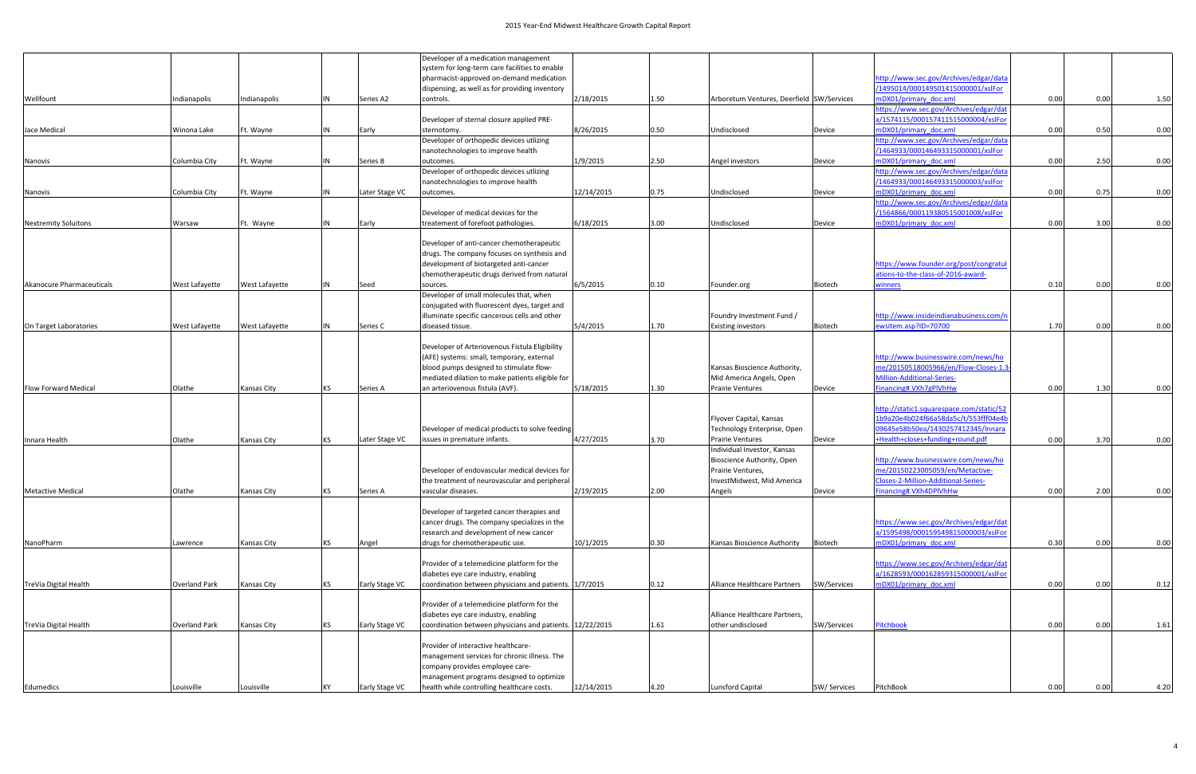| Wellfount | Indianapolis | Indianapolis | IN | Series A2 | Developer of a medication management system for long-term care facilities to enable pharmacist-approved on-demand medication dispensing, as well as for providing inventory controls. | 2/18/2015 | 1.50 | Arboretum Ventures, Deerfield | SW/Services | http://www.sec.gov/Archives/edgar/data/1495014/000149501415000001/xslFormDX01/primary_doc.xml | 0.00 | 0.00 | 1.50 |
|---|---|---|---|---|---|---|---|---|---|---|---|---|---|
| Jace Medical | Winona Lake | Ft. Wayne | IN | Early | Developer of sternal closure applied PRE-sternotomy. | 8/26/2015 | 0.50 | Undisclosed | Device | https://www.sec.gov/Archives/edgar/data/1574115/000157411515000004/xslFormDX01/primary_doc.xml | 0.00 | 0.50 | 0.00 |
| Nanovis | Columbia City | Ft. Wayne | IN | Series B | Developer of orthopedic devices utlizing nanotechnologies to improve health outcomes. | 1/9/2015 | 2.50 | Angel investors | Device | http://www.sec.gov/Archives/edgar/data/1464933/000146493315000001/xslFormDX01/primary_doc.xml | 0.00 | 2.50 | 0.00 |
| Nanovis | Columbia City | Ft. Wayne | IN | Later Stage VC | Developer of orthopedic devices utlizing nanotechnologies to improve health outcomes. | 12/14/2015 | 0.75 | Undisclosed | Device | http://www.sec.gov/Archives/edgar/data/1464933/000146493315000003/xslFormDX01/primary_doc.xml | 0.00 | 0.75 | 0.00 |
| Nextremity Soluitons | Warsaw | Ft. Wayne | IN | Early | Developer of medical devices for the treatement of forefoot pathologies. | 6/18/2015 | 3.00 | Undisclosed | Device | http://www.sec.gov/Archives/edgar/data/1564866/000119380515001008/xslFormDX01/primary_doc.xml | 0.00 | 3.00 | 0.00 |
| Akanocure Pharmaceuticals | West Lafayette | West Lafayette | IN | Seed | Developer of anti-cancer chemotherapeutic drugs. The company focuses on synthesis and development of biotargeted anti-cancer chemotherapeutic drugs derived from natural sources. | 6/5/2015 | 0.10 | Founder.org | Biotech | https://www.founder.org/post/congratulations-to-the-class-of-2016-award-winners | 0.10 | 0.00 | 0.00 |
| On Target Laboratories | West Lafayette | West Lafayette | IN | Series C | Developer of small molecules that, when conjugated with fluorescent dyes, target and illuminate specific cancerous cells and other diseased tissue. | 5/4/2015 | 1.70 | Foundry Investment Fund / Existing investors | Biotech | http://www.insideindianabusiness.com/newsitem.asp?ID=70700 | 1.70 | 0.00 | 0.00 |
| Flow Forward Medical | Olathe | Kansas City | KS | Series A | Developer of Arteriovenous Fistula Eligibility (AFE) systems: small, temporary, external blood pumps designed to stimulate flow-mediated dilation to make patients eligible for an arteriovenous fistula (AVF). | 5/18/2015 | 1.30 | Kansas Bioscience Authority, Mid America Angels, Open Prairie Ventures | Device | http://www.businesswire.com/news/home/20150518005966/en/Flow-Closes-1.3-Million-Additional-Series-Financing#.VXh7gPlVhHw | 0.00 | 1.30 | 0.00 |
| Innara Health | Olathe | Kansas City | KS | Later Stage VC | Developer of medical products to solve feeding issues in premature infants. | 4/27/2015 | 3.70 | Flyover Capital, Kansas Technology Enterprise, Open Prairie Ventures | Device | http://static1.squarespace.com/static/521b9a20e4b024f66a58da5c/t/553fff04e4b09645e58b50ea/1430257412345/Innara+Health+closes+funding+round.pdf | 0.00 | 3.70 | 0.00 |
| Metactive Medical | Olathe | Kansas City | KS | Series A | Developer of endovascular medical devices for the treatment of neurovascular and peripheral vascular diseases. | 2/19/2015 | 2.00 | Individual Investor, Kansas Bioscience Authority, Open Prairie Ventures, InvestMidwest, Mid America Angels | Device | http://www.businesswire.com/news/home/20150223005059/en/Metactive-Closes-2-Million-Additional-Series-Financing#.VXh4DPlVhHw | 0.00 | 2.00 | 0.00 |
| NanoPharm | Lawrence | Kansas City | KS | Angel | Developer of targeted cancer therapies and cancer drugs. The company specializes in the research and development of new cancer drugs for chemotherapeutic use. | 10/1/2015 | 0.30 | Kansas Bioscience Authority | Biotech | https://www.sec.gov/Archives/edgar/data/1595498/000159549815000003/xslFormDX01/primary_doc.xml | 0.30 | 0.00 | 0.00 |
| TreVia Digital Health | Overland Park | Kansas City | KS | Early Stage VC | Provider of a telemedicine platform for the diabetes eye care industry, enabling coordination between physicians and patients. | 1/7/2015 | 0.12 | Alliance Healthcare Partners | SW/Services | https://www.sec.gov/Archives/edgar/data/1628593/000162859315000001/xslFormDX01/primary_doc.xml | 0.00 | 0.00 | 0.12 |
| TreVia Digital Health | Overland Park | Kansas City | KS | Early Stage VC | Provider of a telemedicine platform for the diabetes eye care industry, enabling coordination between physicians and patients. | 12/22/2015 | 1.61 | Alliance Healthcare Partners, other undisclosed | SW/Services | Pitchbook | 0.00 | 0.00 | 1.61 |
| Edumedics | Louisville | Louisville | KY | Early Stage VC | Provider of interactive healthcare-management services for chronic illness. The company provides employee care-management programs designed to optimize health while controlling healthcare costs. | 12/14/2015 | 4.20 | Lunsford Capital | SW/ Services | PitchBook | 0.00 | 0.00 | 4.20 |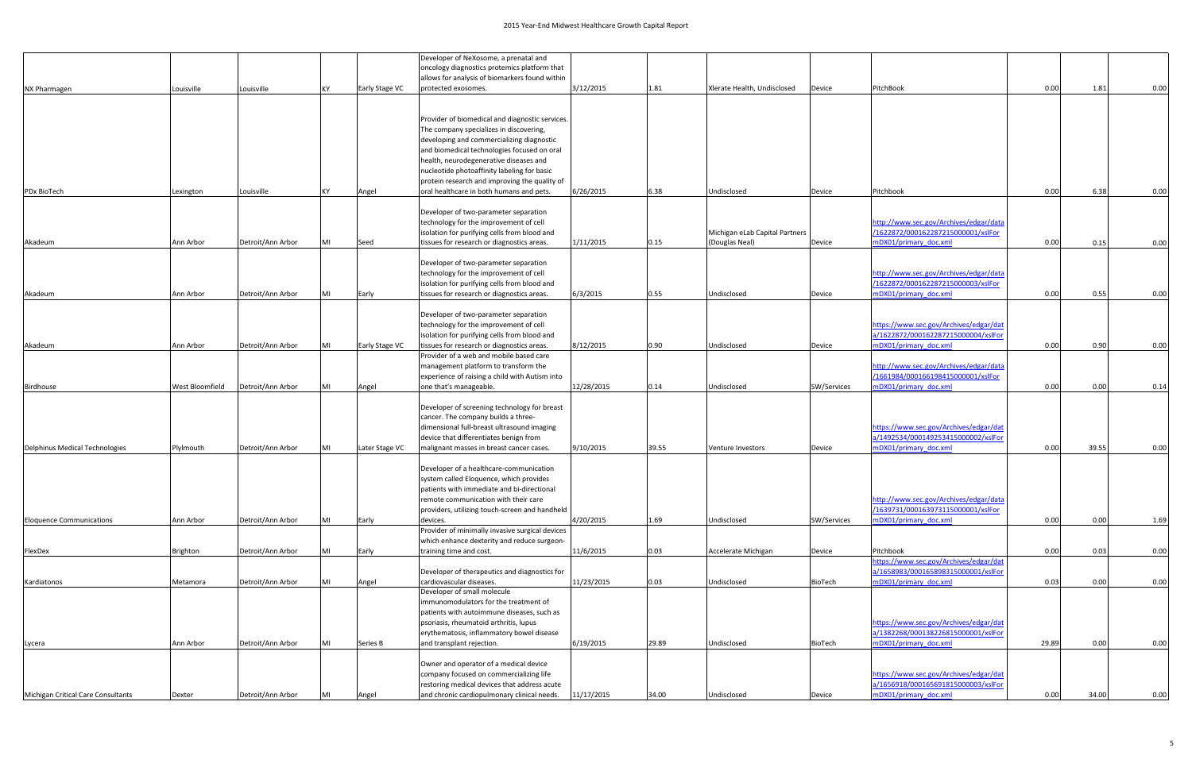| | | | | | | | | | | | | | |
|---|---|---|---|---|---|---|---|---|---|---|---|---|---|
| NX Pharmagen | Louisville | Louisville | KY | Early Stage VC | Developer of NeXosome, a prenatal and oncology diagnostics proteomics platform that allows for analysis of biomarkers found within protected exosomes. | 3/12/2015 | 1.81 | Xlerate Health, Undisclosed | Device | PitchBook | 0.00 | 1.81 | 0.00 |
| PDx BioTech | Lexington | Louisville | KY | Angel | Provider of biomedical and diagnostic services. The company specializes in discovering, developing and commercializing diagnostic and biomedical technologies focused on oral health, neurodegenerative diseases and nucleotide photoaffinity labeling for basic protein research and improving the quality of oral healthcare in both humans and pets. | 6/26/2015 | 6.38 | Undisclosed | Device | Pitchbook | 0.00 | 6.38 | 0.00 |
| Akadeum | Ann Arbor | Detroit/Ann Arbor | MI | Seed | Developer of two-parameter separation technology for the improvement of cell isolation for purifying cells from blood and tissues for research or diagnostics areas. | 1/11/2015 | 0.15 | Michigan eLab Capital Partners (Douglas Neal) | Device | http://www.sec.gov/Archives/edgar/data/1622872/000162287215000001/xslFormDX01/primary_doc.xml | 0.00 | 0.15 | 0.00 |
| Akadeum | Ann Arbor | Detroit/Ann Arbor | MI | Early | Developer of two-parameter separation technology for the improvement of cell isolation for purifying cells from blood and tissues for research or diagnostics areas. | 6/3/2015 | 0.55 | Undisclosed | Device | http://www.sec.gov/Archives/edgar/data/1622872/000162287215000003/xslFormDX01/primary_doc.xml | 0.00 | 0.55 | 0.00 |
| Akadeum | Ann Arbor | Detroit/Ann Arbor | MI | Early Stage VC | Developer of two-parameter separation technology for the improvement of cell isolation for purifying cells from blood and tissues for research or diagnostics areas. | 8/12/2015 | 0.90 | Undisclosed | Device | https://www.sec.gov/Archives/edgar/data/1622872/000162287215000004/xslFormDX01/primary_doc.xml | 0.00 | 0.90 | 0.00 |
| Birdhouse | West Bloomfield | Detroit/Ann Arbor | MI | Angel | Provider of a web and mobile based care management platform to transform the experience of raising a child with Autism into one that's manageable. | 12/28/2015 | 0.14 | Undisclosed | SW/Services | http://www.sec.gov/Archives/edgar/data/1661984/000166198415000001/xslFormDX01/primary_doc.xml | 0.00 | 0.00 | 0.14 |
| Delphinus Medical Technologies | Plylmouth | Detroit/Ann Arbor | MI | Later Stage VC | Developer of screening technology for breast cancer. The company builds a three-dimensional full-breast ultrasound imaging device that differentiates benign from malignant masses in breast cancer cases. | 9/10/2015 | 39.55 | Venture Investors | Device | https://www.sec.gov/Archives/edgar/data/1492534/000149253415000002/xslFormDX01/primary_doc.xml | 0.00 | 39.55 | 0.00 |
| Eloquence Communications | Ann Arbor | Detroit/Ann Arbor | MI | Early | Developer of a healthcare-communication system called Eloquence, which provides patients with immediate and bi-directional remote communication with their care providers, utilizing touch-screen and handheld devices. | 4/20/2015 | 1.69 | Undisclosed | SW/Services | http://www.sec.gov/Archives/edgar/data/1639731/000163973115000001/xslFormDX01/primary_doc.xml | 0.00 | 0.00 | 1.69 |
| FlexDex | Brighton | Detroit/Ann Arbor | MI | Early | Provider of minimally invasive surgical devices which enhance dexterity and reduce surgeon-training time and cost. | 11/6/2015 | 0.03 | Accelerate Michigan | Device | Pitchbook | 0.00 | 0.03 | 0.00 |
| Kardiatonos | Metamora | Detroit/Ann Arbor | MI | Angel | Developer of therapeutics and diagnostics for cardiovascular diseases. | 11/23/2015 | 0.03 | Undisclosed | BioTech | https://www.sec.gov/Archives/edgar/data/1658983/000165898315000001/xslFormDX01/primary_doc.xml | 0.03 | 0.00 | 0.00 |
| Lycera | Ann Arbor | Detroit/Ann Arbor | MI | Series B | Developer of small molecule immunomodulators for the treatment of patients with autoimmune diseases, such as psoriasis, rheumatoid arthritis, lupus erythematosis, inflammatory bowel disease and transplant rejection. | 6/19/2015 | 29.89 | Undisclosed | BioTech | https://www.sec.gov/Archives/edgar/data/1382268/000138226815000001/xslFormDX01/primary_doc.xml | 29.89 | 0.00 | 0.00 |
| Michigan Critical Care Consultants | Dexter | Detroit/Ann Arbor | MI | Angel | Owner and operator of a medical device company focused on commercializing life restoring medical devices that address acute and chronic cardiopulmonary clinical needs. | 11/17/2015 | 34.00 | Undisclosed | Device | https://www.sec.gov/Archives/edgar/data/1656918/000165691815000003/xslFormDX01/primary_doc.xml | 0.00 | 34.00 | 0.00 |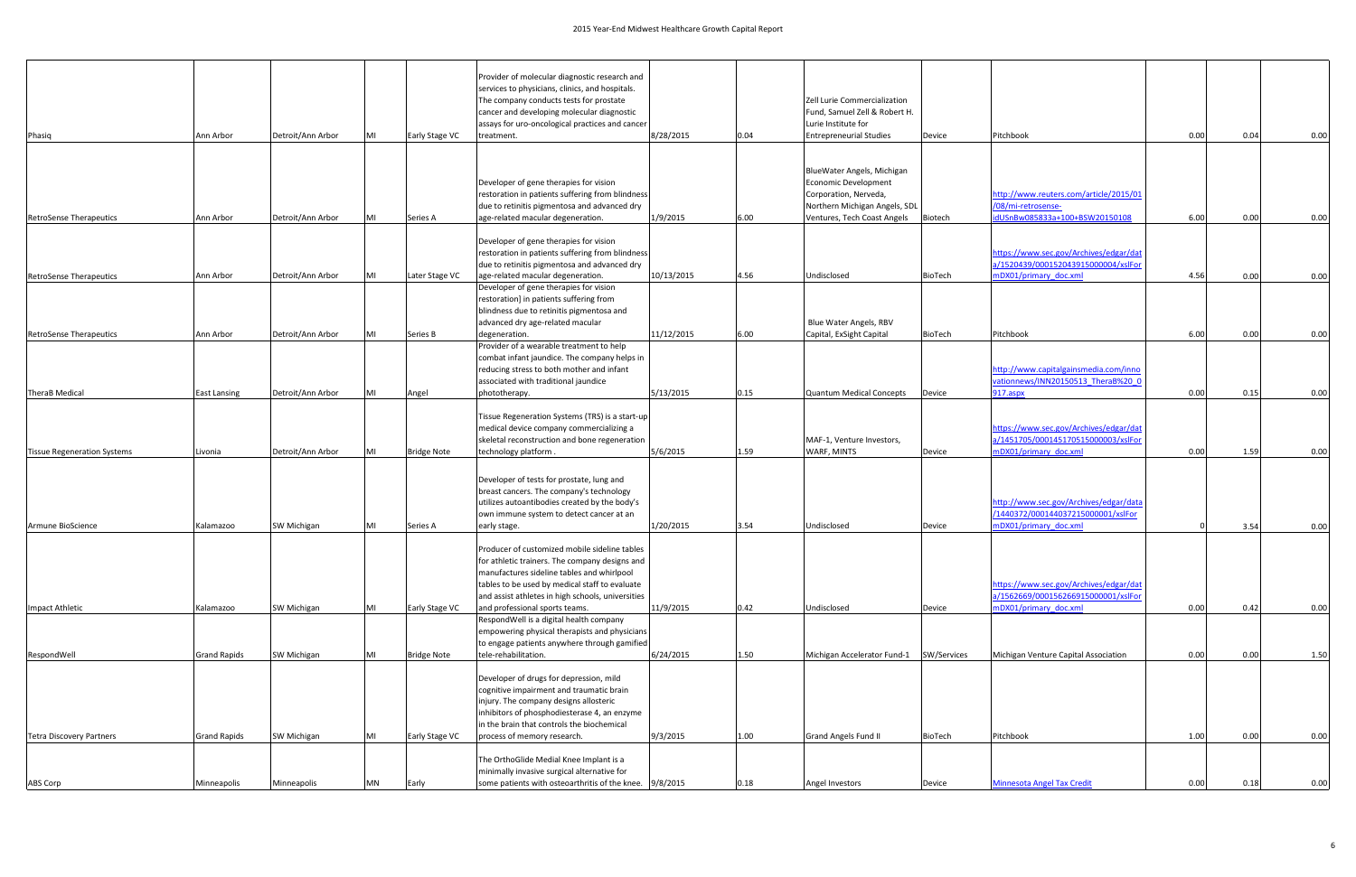| | | | | | | | | | | | | | |
|---|---|---|---|---|---|---|---|---|---|---|---|---|---|
| Phasiq | Ann Arbor | Detroit/Ann Arbor | MI | Early Stage VC | Provider of molecular diagnostic research and services to physicians, clinics, and hospitals. The company conducts tests for prostate cancer and developing molecular diagnostic assays for uro-oncological practices and cancer treatment. | 8/28/2015 | 0.04 | Zell Lurie Commercialization Fund, Samuel Zell & Robert H. Lurie Institute for Entrepreneurial Studies | Device | Pitchbook | 0.00 | 0.04 | 0.00 |
| RetroSense Therapeutics | Ann Arbor | Detroit/Ann Arbor | MI | Series A | Developer of gene therapies for vision restoration in patients suffering from blindness due to retinitis pigmentosa and advanced dry age-related macular degeneration. | 1/9/2015 | 6.00 | BlueWater Angels, Michigan Economic Development Corporation, Nerveda, Northern Michigan Angels, SDL Ventures, Tech Coast Angels | Biotech | http://www.reuters.com/article/2015/01/08/mi-retrosense-idUSnBw085833a+100+BSW20150108 | 6.00 | 0.00 | 0.00 |
| RetroSense Therapeutics | Ann Arbor | Detroit/Ann Arbor | MI | Later Stage VC | Developer of gene therapies for vision restoration in patients suffering from blindness due to retinitis pigmentosa and advanced dry age-related macular degeneration. | 10/13/2015 | 4.56 | Undisclosed | BioTech | https://www.sec.gov/Archives/edgar/data/1520439/000152043915000004/xslFormDX01/primary_doc.xml | 4.56 | 0.00 | 0.00 |
| RetroSense Therapeutics | Ann Arbor | Detroit/Ann Arbor | MI | Series B | Developer of gene therapies for vision restoration] in patients suffering from blindness due to retinitis pigmentosa and advanced dry age-related macular degeneration. | 11/12/2015 | 6.00 | Blue Water Angels, RBV Capital, ExSight Capital | BioTech | Pitchbook | 6.00 | 0.00 | 0.00 |
| TheraB Medical | East Lansing | Detroit/Ann Arbor | MI | Angel | Provider of a wearable treatment to help combat infant jaundice. The company helps in reducing stress to both mother and infant associated with traditional jaundice phototherapy. | 5/13/2015 | 0.15 | Quantum Medical Concepts | Device | http://www.capitalgainsmedia.com/innovationnews/INN20150513_TheraB%20_0917.aspx | 0.00 | 0.15 | 0.00 |
| Tissue Regeneration Systems | Livonia | Detroit/Ann Arbor | MI | Bridge Note | Tissue Regeneration Systems (TRS) is a start-up medical device company commercializing a skeletal reconstruction and bone regeneration technology platform . | 5/6/2015 | 1.59 | MAF-1, Venture Investors, WARF, MINTS | Device | https://www.sec.gov/Archives/edgar/data/1451705/000145170515000003/xslFormDX01/primary_doc.xml | 0.00 | 1.59 | 0.00 |
| Armune BioScience | Kalamazoo | SW Michigan | MI | Series A | Developer of tests for prostate, lung and breast cancers. The company's technology utilizes autoantibodies created by the body's own immune system to detect cancer at an early stage. | 1/20/2015 | 3.54 | Undisclosed | Device | http://www.sec.gov/Archives/edgar/data/1440372/000144037215000001/xslFormDX01/primary_doc.xml | 0 | 3.54 | 0.00 |
| Impact Athletic | Kalamazoo | SW Michigan | MI | Early Stage VC | Producer of customized mobile sideline tables for athletic trainers. The company designs and manufactures sideline tables and whirlpool tables to be used by medical staff to evaluate and assist athletes in high schools, universities and professional sports teams. | 11/9/2015 | 0.42 | Undisclosed | Device | https://www.sec.gov/Archives/edgar/data/1562669/000156266915000001/xslFormDX01/primary_doc.xml | 0.00 | 0.42 | 0.00 |
| RespondWell | Grand Rapids | SW Michigan | MI | Bridge Note | RespondWell is a digital health company empowering physical therapists and physicians to engage patients anywhere through gamified tele-rehabilitation. | 6/24/2015 | 1.50 | Michigan Accelerator Fund-1 | SW/Services | Michigan Venture Capital Association | 0.00 | 0.00 | 1.50 |
| Tetra Discovery Partners | Grand Rapids | SW Michigan | MI | Early Stage VC | Developer of drugs for depression, mild cognitive impairment and traumatic brain injury. The company designs allosteric inhibitors of phosphodiesterase 4, an enzyme in the brain that controls the biochemical process of memory research. | 9/3/2015 | 1.00 | Grand Angels Fund II | BioTech | Pitchbook | 1.00 | 0.00 | 0.00 |
| ABS Corp | Minneapolis | Minneapolis | MN | Early | The OrthoGlide Medial Knee Implant is a minimally invasive surgical alternative for some patients with osteoarthritis of the knee. | 9/8/2015 | 0.18 | Angel Investors | Device | Minnesota Angel Tax Credit | 0.00 | 0.18 | 0.00 |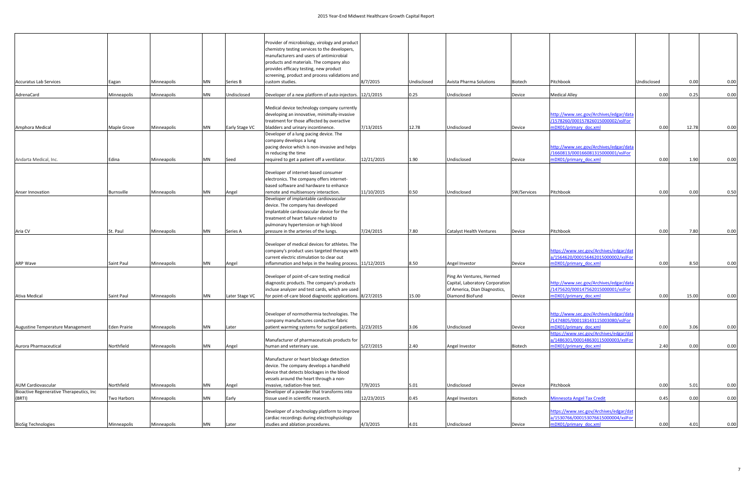| | | | | | | | | | | | | | |
|---|---|---|---|---|---|---|---|---|---|---|---|---|---|
| Accuratus Lab Services | Eagan | Minneapolis | MN | Series B | Provider of microbiology, virology and product chemistry testing services to the developers, manufacturers and users of antimicrobial products and materials. The company also provides efficacy testing, new product screening, product and process validations and custom studies. | 8/7/2015 | Undisclosed | Avista Pharma Solutions | Biotech | Pitchbook | Undisclosed | 0.00 | 0.00 |
| AdrenaCard | Minneapolis | Minneapolis | MN | Undisclosed | Developer of a new platform of auto-injectors. | 12/1/2015 | 0.25 | Undisclosed | Device | Medical Alley | 0.00 | 0.25 | 0.00 |
| Amphora Medical | Maple Grove | Minneapolis | MN | Early Stage VC | Medical device technology company currently developing an innovative, minimally-invasive treatment for those affected by overactive bladders and urinary incontinence. | 7/13/2015 | 12.78 | Undisclosed | Device | http://www.sec.gov/Archives/edgar/data/1578260/000157826015000002/xslFormDX01/primary_doc.xml | 0.00 | 12.78 | 0.00 |
| Andarta Medical, Inc. | Edina | Minneapolis | MN | Seed | Developer of a lung pacing device. The company develops a lung pacing device which is non-invasive and helps in reducing the time required to get a patient off a ventilator. | 12/21/2015 | 1.90 | Undisclosed | Device | http://www.sec.gov/Archives/edgar/data/1660813/000166081315000001/xslFormDX01/primary_doc.xml | 0.00 | 1.90 | 0.00 |
| Anser Innovation | Burnsville | Minneapolis | MN | Angel | Developer of internet-based consumer electronics. The company offers internet-based software and hardware to enhance remote and multisensory interaction. | 11/10/2015 | 0.50 | Undisclosed | SW/Services | Pitchbook | 0.00 | 0.00 | 0.50 |
| Aria CV | St. Paul | Minneapolis | MN | Series A | Developer of implantable cardiovascular device. The company has developed implantable cardiovascular device for the treatment of heart failure related to pulmonary hypertension or high blood pressure in the arteries of the lungs. | 7/24/2015 | 7.80 | Catalyst Health Ventures | Device | Pitchbook | 0.00 | 7.80 | 0.00 |
| ARP Wave | Saint Paul | Minneapolis | MN | Angel | Developer of medical devices for athletes. The company's product uses targeted therapy with current electric stimulation to clear out inflammation and helps in the healing process. | 11/12/2015 | 8.50 | Angel Investor | Device | https://www.sec.gov/Archives/edgar/data/1564620/000156462015000002/xslFormDX01/primary_doc.xml | 0.00 | 8.50 | 0.00 |
| Ativa Medical | Saint Paul | Minneapolis | MN | Later Stage VC | Developer of point-of-care testing medical diagnostic products. The company's products incluse analyzer and test cards, which are used for point-of-care blood diagnostic applications. | 8/27/2015 | 15.00 | Ping An Ventures, Hermed Capital, Laboratory Corporation of America, Dian Diagnostics, Diamond BioFund | Device | http://www.sec.gov/Archives/edgar/data/1475620/000147562015000001/xslFormDX01/primary_doc.xml | 0.00 | 15.00 | 0.00 |
| Augustine Temperature Management | Eden Prairie | Minneapolis | MN | Later | Developer of normothermia technologies. The company manufactures conductive fabric patient warming systems for surgical patients. | 2/23/2015 | 3.06 | Undisclosed | Device | http://www.sec.gov/Archives/edgar/data/1474805/000118143115003080/xslFormDX01/primary_doc.xml | 0.00 | 3.06 | 0.00 |
| Aurora Pharmaceutical | Northfield | Minneapolis | MN | Angel | Manufacturer of pharmaceuticals products for human and veterinary use. | 5/27/2015 | 2.40 | Angel Investor | Biotech | https://www.sec.gov/Archives/edgar/data/1486301/000148630115000003/xslFormDX01/primary_doc.xml | 2.40 | 0.00 | 0.00 |
| AUM Cardiovascular | Northfield | Minneapolis | MN | Angel | Manufacturer or heart blockage detection device. The company develops a handheld device that detects blockages in the blood vessels around the heart through a non-invasive, radiation-free test. | 7/9/2015 | 5.01 | Undisclosed | Device | Pitchbook | 0.00 | 5.01 | 0.00 |
| Bioactive Regenerative Therapeutics, Inc (BRTI) | Two Harbors | Minneapolis | MN | Early | Developer of a powder that transforms into tissue used in scientific research. | 12/23/2015 | 0.45 | Angel Investors | Biotech | Minnesota Angel Tax Credit | 0.45 | 0.00 | 0.00 |
| BioSig Technologies | Minneapolis | Minneapolis | MN | Later | Developer of a technology platform to improve cardiac recordings during electrophysiology studies and ablation procedures. | 4/3/2015 | 4.01 | Undisclosed | Device | https://www.sec.gov/Archives/edgar/data/1530766/000153076615000004/xslFormDX01/primary_doc.xml | 0.00 | 4.01 | 0.00 |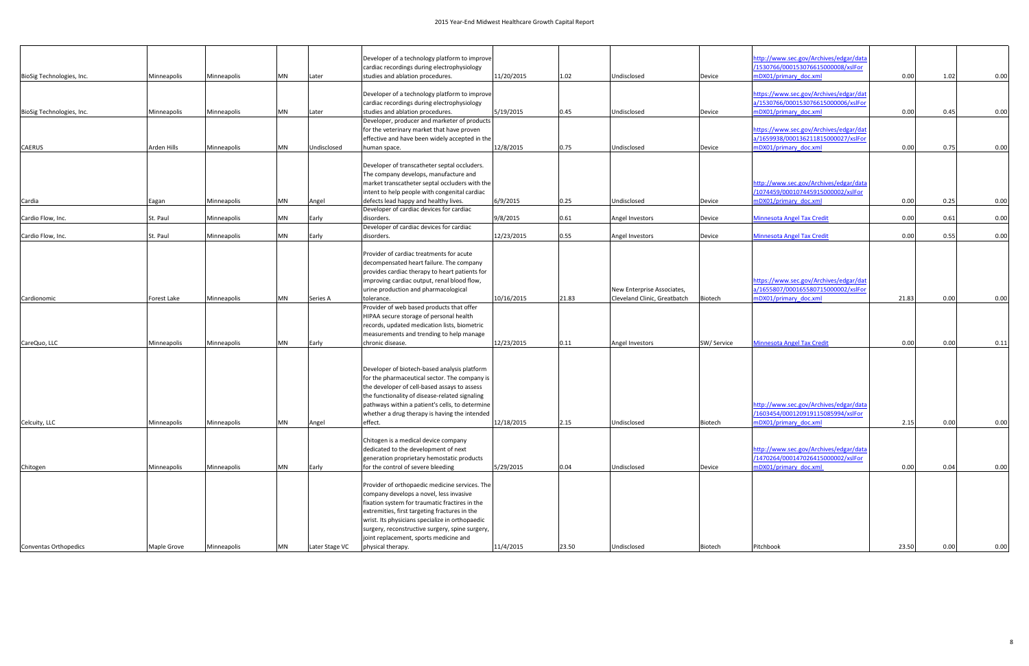| | | | | | | | | | | | | | |
|---|---|---|---|---|---|---|---|---|---|---|---|---|---|
| BioSig Technologies, Inc. | Minneapolis | Minneapolis | MN | Later | Developer of a technology platform to improve cardiac recordings during electrophysiology studies and ablation procedures. | 11/20/2015 | 1.02 | Undisclosed | Device | http://www.sec.gov/Archives/edgar/data/1530766/000153076615000008/xslFormDX01/primary_doc.xml | 0.00 | 1.02 | 0.00 |
| BioSig Technologies, Inc. | Minneapolis | Minneapolis | MN | Later | Developer of a technology platform to improve cardiac recordings during electrophysiology studies and ablation procedures. | 5/19/2015 | 0.45 | Undisclosed | Device | https://www.sec.gov/Archives/edgar/data/1530766/000153076615000006/xslFormDX01/primary_doc.xml | 0.00 | 0.45 | 0.00 |
| CAERUS | Arden Hills | Minneapolis | MN | Undisclosed | Developer, producer and marketer of products for the veterinary market that have proven effective and have been widely accepted in the human space. | 12/8/2015 | 0.75 | Undisclosed | Device | https://www.sec.gov/Archives/edgar/data/1659938/000136211815000027/xslFormDX01/primary_doc.xml | 0.00 | 0.75 | 0.00 |
| Cardia | Eagan | Minneapolis | MN | Angel | Developer of transcatheter septal occluders. The company develops, manufacture and market transcatheter septal occluders with the intent to help people with congenital cardiac defects lead happy and healthy lives. | 6/9/2015 | 0.25 | Undisclosed | Device | http://www.sec.gov/Archives/edgar/data/1074459/000107445915000002/xslFormDX01/primary_doc.xml | 0.00 | 0.25 | 0.00 |
| Cardio Flow, Inc. | St. Paul | Minneapolis | MN | Early | Developer of cardiac devices for cardiac disorders. | 9/8/2015 | 0.61 | Angel Investors | Device | Minnesota Angel Tax Credit | 0.00 | 0.61 | 0.00 |
| Cardio Flow, Inc. | St. Paul | Minneapolis | MN | Early | Developer of cardiac devices for cardiac disorders. | 12/23/2015 | 0.55 | Angel Investors | Device | Minnesota Angel Tax Credit | 0.00 | 0.55 | 0.00 |
| Cardionomic | Forest Lake | Minneapolis | MN | Series A | Provider of cardiac treatments for acute decompensated heart failure. The company provides cardiac therapy to heart patients for improving cardiac output, renal blood flow, urine production and pharmacological tolerance. | 10/16/2015 | 21.83 | New Enterprise Associates, Cleveland Clinic, Greatbatch | Biotech | https://www.sec.gov/Archives/edgar/data/1655807/000165580715000002/xslFormDX01/primary_doc.xml | 21.83 | 0.00 | 0.00 |
| CareQuo, LLC | Minneapolis | Minneapolis | MN | Early | Provider of web based products that offer HIPAA secure storage of personal health records, updated medication lists, biometric measurements and trending to help manage chronic disease. | 12/23/2015 | 0.11 | Angel Investors | SW/ Service | Minnesota Angel Tax Credit | 0.00 | 0.00 | 0.11 |
| Celcuity, LLC | Minneapolis | Minneapolis | MN | Angel | Developer of biotech-based analysis platform for the pharmaceutical sector. The company is the developer of cell-based assays to assess the functionality of disease-related signaling pathways within a patient's cells, to determine whether a drug therapy is having the intended effect. | 12/18/2015 | 2.15 | Undisclosed | Biotech | http://www.sec.gov/Archives/edgar/data/1603454/000120919115085994/xslFormDX01/primary_doc.xml | 2.15 | 0.00 | 0.00 |
| Chitogen | Minneapolis | Minneapolis | MN | Early | Chitogen is a medical device company dedicated to the development of next generation proprietary hemostatic products for the control of severe bleeding | 5/29/2015 | 0.04 | Undisclosed | Device | http://www.sec.gov/Archives/edgar/data/1470264/000147026415000002/xslFormDX01/primary_doc.xml | 0.00 | 0.04 | 0.00 |
| Conventas Orthopedics | Maple Grove | Minneapolis | MN | Later Stage VC | Provider of orthopaedic medicine services. The company develops a novel, less invasive fixation system for traumatic fractires in the extremities, first targeting fractures in the wrist. Its physicians specialize in orthopaedic surgery, reconstructive surgery, spine surgery, joint replacement, sports medicine and physical therapy. | 11/4/2015 | 23.50 | Undisclosed | Biotech | Pitchbook | 23.50 | 0.00 | 0.00 |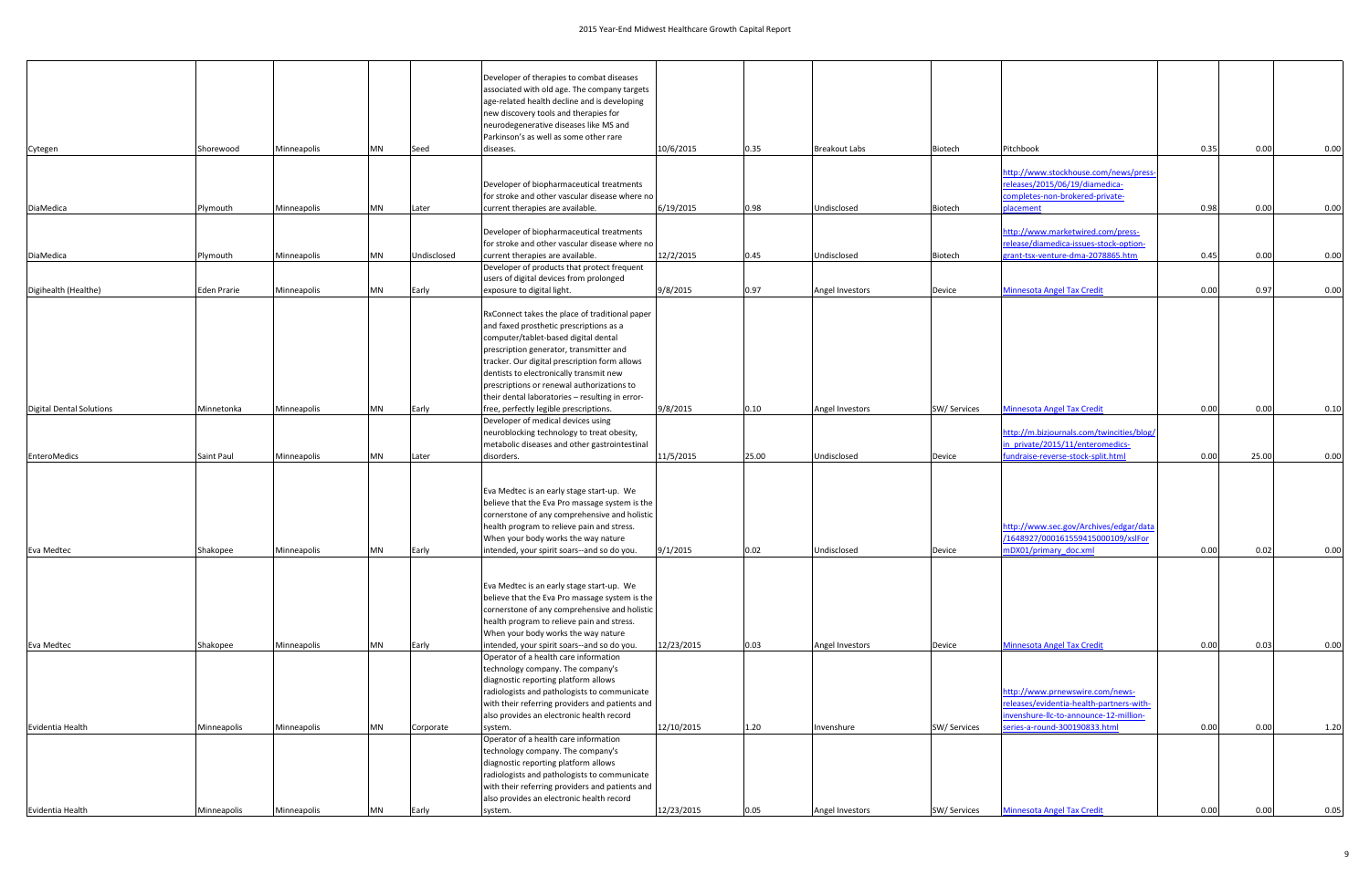| | | | | | | | | | | | | | |
|---|---|---|---|---|---|---|---|---|---|---|---|---|---|
| Cytegen | Shorewood | Minneapolis | MN | Seed | Developer of therapies to combat diseases associated with old age. The company targets age-related health decline and is developing new discovery tools and therapies for neurodegenerative diseases like MS and Parkinson's as well as some other rare diseases. | 10/6/2015 | 0.35 | Breakout Labs | Biotech | Pitchbook | 0.35 | 0.00 | 0.00 |
| DiaMedica | Plymouth | Minneapolis | MN | Later | Developer of biopharmaceutical treatments for stroke and other vascular disease where no current therapies are available. | 6/19/2015 | 0.98 | Undisclosed | Biotech | http://www.stockhouse.com/news/press-releases/2015/06/19/diamedica-completes-non-brokered-private-placement | 0.98 | 0.00 | 0.00 |
| DiaMedica | Plymouth | Minneapolis | MN | Undisclosed | Developer of biopharmaceutical treatments for stroke and other vascular disease where no current therapies are available. | 12/2/2015 | 0.45 | Undisclosed | Biotech | http://www.marketwired.com/press-release/diamedica-issues-stock-option-grant-tsx-venture-dma-2078865.htm | 0.45 | 0.00 | 0.00 |
| Digihealth (Healthe) | Eden Prarie | Minneapolis | MN | Early | Developer of products that protect frequent users of digital devices from prolonged exposure to digital light. | 9/8/2015 | 0.97 | Angel Investors | Device | Minnesota Angel Tax Credit | 0.00 | 0.97 | 0.00 |
| Digital Dental Solutions | Minnetonka | Minneapolis | MN | Early | RxConnect takes the place of traditional paper and faxed prosthetic prescriptions as a computer/tablet-based digital dental prescription generator, transmitter and tracker. Our digital prescription form allows dentists to electronically transmit new prescriptions or renewal authorizations to their dental laboratories – resulting in error-free, perfectly legible prescriptions. | 9/8/2015 | 0.10 | Angel Investors | SW/ Services | Minnesota Angel Tax Credit | 0.00 | 0.00 | 0.10 |
| EnteroMedics | Saint Paul | Minneapolis | MN | Later | Developer of medical devices using neuroblocking technology to treat obesity, metabolic diseases and other gastrointestinal disorders. | 11/5/2015 | 25.00 | Undisclosed | Device | http://m.bizjournals.com/twincities/blog/in_private/2015/11/enteromedics-fundraise-reverse-stock-split.html | 0.00 | 25.00 | 0.00 |
| Eva Medtec | Shakopee | Minneapolis | MN | Early | Eva Medtec is an early stage start-up. We believe that the Eva Pro massage system is the cornerstone of any comprehensive and holistic health program to relieve pain and stress. When your body works the way nature intended, your spirit soars--and so do you. | 9/1/2015 | 0.02 | Undisclosed | Device | http://www.sec.gov/Archives/edgar/data/1648927/000161559415000109/xslFormDX01/primary_doc.xml | 0.00 | 0.02 | 0.00 |
| Eva Medtec | Shakopee | Minneapolis | MN | Early | Eva Medtec is an early stage start-up. We believe that the Eva Pro massage system is the cornerstone of any comprehensive and holistic health program to relieve pain and stress. When your body works the way nature intended, your spirit soars--and so do you. | 12/23/2015 | 0.03 | Angel Investors | Device | Minnesota Angel Tax Credit | 0.00 | 0.03 | 0.00 |
| Evidentia Health | Minneapolis | Minneapolis | MN | Corporate | Operator of a health care information technology company. The company's diagnostic reporting platform allows radiologists and pathologists to communicate with their referring providers and patients and also provides an electronic health record system. | 12/10/2015 | 1.20 | Invenshure | SW/ Services | http://www.prnewswire.com/news-releases/evidentia-health-partners-with-invenshure-llc-to-announce-12-million-series-a-round-300190833.html | 0.00 | 0.00 | 1.20 |
| Evidentia Health | Minneapolis | Minneapolis | MN | Early | Operator of a health care information technology company. The company's diagnostic reporting platform allows radiologists and pathologists to communicate with their referring providers and patients and also provides an electronic health record system. | 12/23/2015 | 0.05 | Angel Investors | SW/ Services | Minnesota Angel Tax Credit | 0.00 | 0.00 | 0.05 |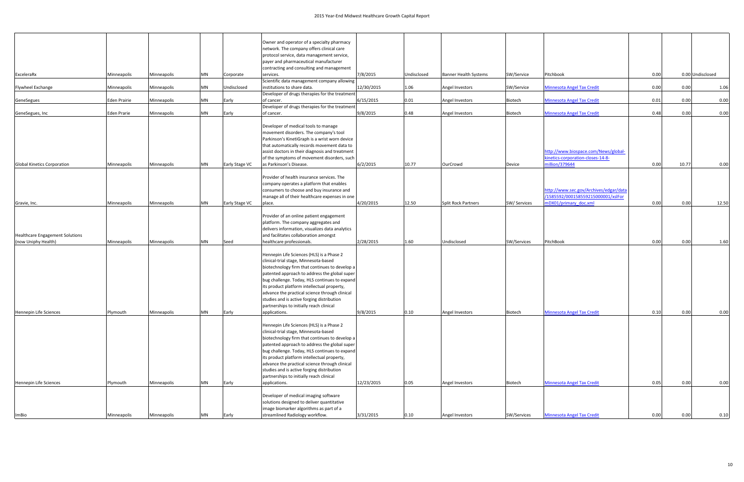| | | | | | | | | | | | | | |
|---|---|---|---|---|---|---|---|---|---|---|---|---|---|
| ExceleraRx | Minneapolis | Minneapolis | MN | Corporate | Owner and operator of a specialty pharmacy network. The company offers clinical care protocol service, data management service, payer and pharmaceutical manufacturer contracting and consulting and management services. | 7/8/2015 | Undisclosed | Banner Health Systems | SW/Service | Pitchbook | 0.00 | 0.00 | Undisclosed |
| Flywheel Exchange | Minneapolis | Minneapolis | MN | Undisclosed | Scientific data management company allowing institutions to share data. | 12/30/2015 | 1.06 | Angel Investors | SW/Service | Minnesota Angel Tax Credit | 0.00 | 0.00 | 1.06 |
| GeneSegues | Eden Prairie | Minneapolis | MN | Early | Developer of drugs therapies for the treatment of cancer. | 6/15/2015 | 0.01 | Angel Investors | Biotech | Minnesota Angel Tax Credit | 0.01 | 0.00 | 0.00 |
| GeneSegues, Inc | Eden Prarie | Minneapolis | MN | Early | Developer of drugs therapies for the treatment of cancer. | 9/8/2015 | 0.48 | Angel Investors | Biotech | Minnesota Angel Tax Credit | 0.48 | 0.00 | 0.00 |
| Global Kinetics Corporation | Minneapolis | Minneapolis | MN | Early Stage VC | Developer of medical tools to manage movement disorders. The company's tool Parkinson's KinetiGraph is a wrist worn device that automatically records movement data to assist doctors in their diagnosis and treatment of the symptoms of movement disorders, such as Parkinson's Disease. | 6/2/2015 | 10.77 | OurCrowd | Device | http://www.biospace.com/News/global-kinetics-corporation-closes-14-8-million/379644 | 0.00 | 10.77 | 0.00 |
| Gravie, Inc. | Minneapolis | Minneapolis | MN | Early Stage VC | Provider of health insurance services. The company operates a platform that enables consumers to choose and buy insurance and manage all of their healthcare expenses in one place. | 4/20/2015 | 12.50 | Split Rock Partners | SW/ Services | http://www.sec.gov/Archives/edgar/data/1585592/000158559215000001/xslForm DX01/primary_doc.xml | 0.00 | 0.00 | 12.50 |
| Healthcare Engagement Solutions (now Uniphy Health) | Minneapolis | Minneapolis | MN | Seed | Provider of an online patient engagement platform. The company aggregates and delivers information, visualizes data analytics and facilitates collaboration amongst healthcare professionals. | 2/28/2015 | 1.60 | Undisclosed | SW/Services | PitchBook | 0.00 | 0.00 | 1.60 |
| Hennepin Life Sciences | Plymouth | Minneapolis | MN | Early | Hennepin Life Sciences (HLS) is a Phase 2 clinical-trial stage, Minnesota-based biotechnology firm that continues to develop a patented approach to address the global super bug challenge. Today, HLS continues to expand its product platform intellectual property, advance the practical science through clinical studies and is active forging distribution partnerships to initially reach clinical applications. | 9/8/2015 | 0.10 | Angel Investors | Biotech | Minnesota Angel Tax Credit | 0.10 | 0.00 | 0.00 |
| Hennepin Life Sciences | Plymouth | Minneapolis | MN | Early | Hennepin Life Sciences (HLS) is a Phase 2 clinical-trial stage, Minnesota-based biotechnology firm that continues to develop a patented approach to address the global super bug challenge. Today, HLS continues to expand its product platform intellectual property, advance the practical science through clinical studies and is active forging distribution partnerships to initially reach clinical applications. | 12/23/2015 | 0.05 | Angel Investors | Biotech | Minnesota Angel Tax Credit | 0.05 | 0.00 | 0.00 |
| ImBio | Minneapolis | Minneapolis | MN | Early | Developer of medical imaging software solutions designed to deliver quantitative image biomarker algorithms as part of a streamlined Radiology workflow. | 3/31/2015 | 0.10 | Angel Investors | SW/Services | Minnesota Angel Tax Credit | 0.00 | 0.00 | 0.10 |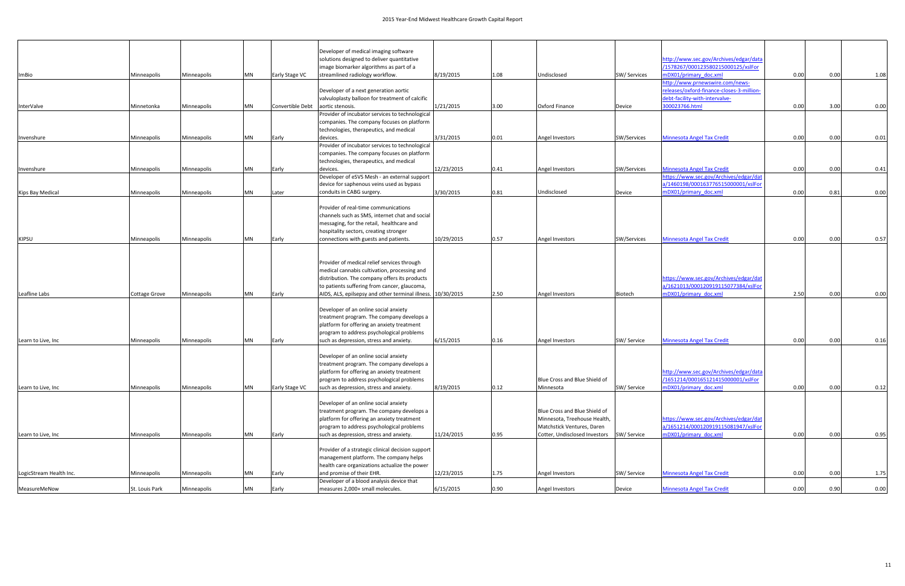| | | | | | | | | | | | | | |
|---|---|---|---|---|---|---|---|---|---|---|---|---|---|
| ImBio | Minneapolis | Minneapolis | MN | Early Stage VC | Developer of medical imaging software solutions designed to deliver quantitative image biomarker algorithms as part of a streamlined radiology workflow. | 8/19/2015 | 1.08 | Undisclosed | SW/ Services | http://www.sec.gov/Archives/edgar/data/1578267/000123580215000125/xslFormDX01/primary_doc.xml | 0.00 | 0.00 | 1.08 |
| InterValve | Minnetonka | Minneapolis | MN | Convertible Debt | Developer of a next generation aortic valvuloplasty balloon for treatment of calcific aortic stenosis. | 1/21/2015 | 3.00 | Oxford Finance | Device | http://www.prnewswire.com/news-releases/oxford-finance-closes-3-million-debt-facility-with-intervalve-300023766.html | 0.00 | 3.00 | 0.00 |
| Invenshure | Minneapolis | Minneapolis | MN | Early | Provider of incubator services to technological companies. The company focuses on platform technologies, therapeutics, and medical devices. | 3/31/2015 | 0.01 | Angel Investors | SW/Services | Minnesota Angel Tax Credit | 0.00 | 0.00 | 0.01 |
| Invenshure | Minneapolis | Minneapolis | MN | Early | Provider of incubator services to technological companies. The company focuses on platform technologies, therapeutics, and medical devices. | 12/23/2015 | 0.41 | Angel Investors | SW/Services | Minnesota Angel Tax Credit | 0.00 | 0.00 | 0.41 |
| Kips Bay Medical | Minneapolis | Minneapolis | MN | Later | Developer of eSVS Mesh - an external support device for saphenous veins used as bypass conduits in CABG surgery. | 3/30/2015 | 0.81 | Undisclosed | Device | https://www.sec.gov/Archives/edgar/data/1460198/000163776515000001/xslFormDX01/primary_doc.xml | 0.00 | 0.81 | 0.00 |
| KIPSU | Minneapolis | Minneapolis | MN | Early | Provider of real-time communications channels such as SMS, internet chat and social messaging, for the retail, healthcare and hospitality sectors, creating stronger connections with guests and patients. | 10/29/2015 | 0.57 | Angel Investors | SW/Services | Minnesota Angel Tax Credit | 0.00 | 0.00 | 0.57 |
| Leafline Labs | Cottage Grove | Minneapolis | MN | Early | Provider of medical relief services through medical cannabis cultivation, processing and distribution. The company offers its products to patients suffering from cancer, glaucoma, AIDS, ALS, epilsepsy and other terminal illness. | 10/30/2015 | 2.50 | Angel Investors | Biotech | https://www.sec.gov/Archives/edgar/data/1621013/000120919115077384/xslFormDX01/primary_doc.xml | 2.50 | 0.00 | 0.00 |
| Learn to Live, Inc | Minneapolis | Minneapolis | MN | Early | Developer of an online social anxiety treatment program. The company develops a platform for offering an anxiety treatment program to address psychological problems such as depression, stress and anxiety. | 6/15/2015 | 0.16 | Angel Investors | SW/ Service | Minnesota Angel Tax Credit | 0.00 | 0.00 | 0.16 |
| Learn to Live, Inc | Minneapolis | Minneapolis | MN | Early Stage VC | Developer of an online social anxiety treatment program. The company develops a platform for offering an anxiety treatment program to address psychological problems such as depression, stress and anxiety. | 8/19/2015 | 0.12 | Blue Cross and Blue Shield of Minnesota | SW/ Service | http://www.sec.gov/Archives/edgar/data/1651214/000165121415000001/xslFormDX01/primary_doc.xml | 0.00 | 0.00 | 0.12 |
| Learn to Live, Inc | Minneapolis | Minneapolis | MN | Early | Developer of an online social anxiety treatment program. The company develops a platform for offering an anxiety treatment program to address psychological problems such as depression, stress and anxiety. | 11/24/2015 | 0.95 | Blue Cross and Blue Shield of Minnesota, Treehouse Health, Matchstick Ventures, Daren Cotter, Undisclosed Investors | SW/ Service | https://www.sec.gov/Archives/edgar/data/1651214/000120919115081947/xslFormDX01/primary_doc.xml | 0.00 | 0.00 | 0.95 |
| LogicStream Health Inc. | Minneapolis | Minneapolis | MN | Early | Provider of a strategic clinical decision support management platform. The company helps health care organizations actualize the power and promise of their EHR. | 12/23/2015 | 1.75 | Angel Investors | SW/ Service | Minnesota Angel Tax Credit | 0.00 | 0.00 | 1.75 |
| MeasureMeNow | St. Louis Park | Minneapolis | MN | Early | Developer of a blood analysis device that measures 2,000+ small molecules. | 6/15/2015 | 0.90 | Angel Investors | Device | Minnesota Angel Tax Credit | 0.00 | 0.90 | 0.00 |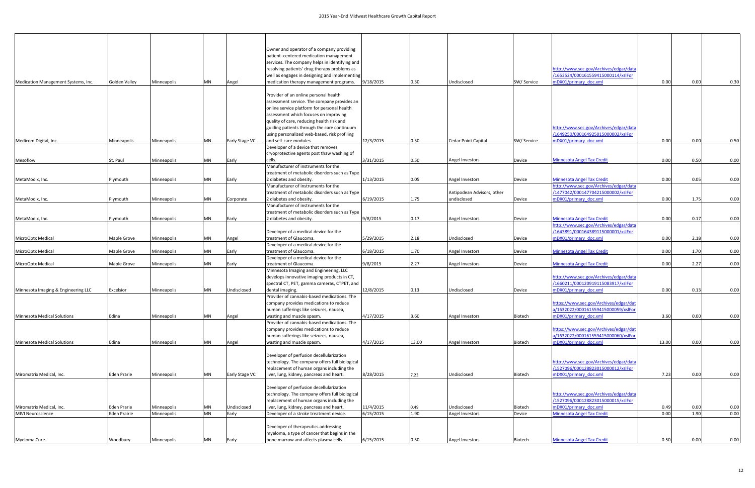| | | | | | | | | | | | | | |
|---|---|---|---|---|---|---|---|---|---|---|---|---|---|
| Medication Management Systems, Inc. | Golden Valley | Minneapolis | MN | Angel | Owner and operator of a company providing patient–centered medication management services. The company helps in identifying and resolving patients' drug therapy problems as well as engages in designing and implementing medication therapy management programs. | 9/18/2015 | 0.30 | Undisclosed | SW/ Service | http://www.sec.gov/Archives/edgar/data/1653524/000161559415000114/xslFormDX01/primary_doc.xml | 0.00 | 0.00 | 0.30 |
| Medicom Digital, Inc. | Minneapolis | Minneapolis | MN | Early Stage VC | Provider of an online personal health assessment service. The company provides an online service platform for personal health assessment which focuses on improving quality of care, reducing health risk and guiding patients through the care continuum using personalized web-based, risk profiling and self-care modules. | 12/3/2015 | 0.50 | Cedar Point Capital | SW/ Service | http://www.sec.gov/Archives/edgar/data/1649250/000164925015000002/xslFormDX01/primary_doc.xml | 0.00 | 0.00 | 0.50 |
| Mesoflow | St. Paul | Minneapolis | MN | Early | Developer of a device that removes cryoprotective agents post thaw washing of cells. | 3/31/2015 | 0.50 | Angel Investors | Device | Minnesota Angel Tax Credit | 0.00 | 0.50 | 0.00 |
| MetaModix, Inc. | Plymouth | Minneapolis | MN | Early | Manufacturer of instruments for the treatment of metabolic disorders such as Type 2 diabetes and obesity. | 1/13/2015 | 0.05 | Angel Investors | Device | Minnesota Angel Tax Credit | 0.00 | 0.05 | 0.00 |
| MetaModix, Inc. | Plymouth | Minneapolis | MN | Corporate | Manufacturer of instruments for the treatment of metabolic disorders such as Type 2 diabetes and obesity. | 6/19/2015 | 1.75 | Antipodean Advisors, other undisclosed | Device | http://www.sec.gov/Archives/edgar/data/1477042/000147704215000002/xslFormDX01/primary_doc.xml | 0.00 | 1.75 | 0.00 |
| MetaModix, Inc. | Plymouth | Minneapolis | MN | Early | Manufacturer of instruments for the treatment of metabolic disorders such as Type 2 diabetes and obesity. | 9/8/2015 | 0.17 | Angel Investors | Device | Minnesota Angel Tax Credit | 0.00 | 0.17 | 0.00 |
| MicroOptx Medical | Maple Grove | Minneapolis | MN | Angel | Developer of a medical device for the treatment of Glaucoma. | 5/29/2015 | 2.18 | Undisclosed | Device | http://www.sec.gov/Archives/edgar/data/1643891/000164389115000001/xslFormDX01/primary_doc.xml | 0.00 | 2.18 | 0.00 |
| MicroOptx Medical | Maple Grove | Minneapolis | MN | Early | Developer of a medical device for the treatment of Glaucoma. | 6/18/2015 | 1.70 | Angel Investors | Device | Minnesota Angel Tax Credit | 0.00 | 1.70 | 0.00 |
| MicroOptx Medical | Maple Grove | Minneapolis | MN | Early | Developer of a medical device for the treatment of Glaucoma. | 9/8/2015 | 2.27 | Angel Investors | Device | Minnesota Angel Tax Credit | 0.00 | 2.27 | 0.00 |
| Minnesota Imaging & Engineering LLC | Excelsior | Minneapolis | MN | Undisclosed | Minnesota Imaging and Engineering, LLC develops innovative imaging products in CT, spectral CT, PET, gamma cameras, CTPET, and dental imaging. | 12/8/2015 | 0.13 | Undisclosed | Device | http://www.sec.gov/Archives/edgar/data/1660211/000120919115083917/xslFormDX01/primary_doc.xml | 0.00 | 0.13 | 0.00 |
| Minnesota Medical Solutions | Edina | Minneapolis | MN | Angel | Provider of cannabis-based medications. The company provides medications to reduce human sufferings like seizures, nausea, wasting and muscle spasm. | 4/17/2015 | 3.60 | Angel Investors | Biotech | https://www.sec.gov/Archives/edgar/data/1632022/000161559415000059/xslFormDX01/primary_doc.xml | 3.60 | 0.00 | 0.00 |
| Minnesota Medical Solutions | Edina | Minneapolis | MN | Angel | Provider of cannabis-based medications. The company provides medications to reduce human sufferings like seizures, nausea, wasting and muscle spasm. | 4/17/2015 | 13.00 | Angel Investors | Biotech | https://www.sec.gov/Archives/edgar/data/1632022/000161559415000060/xslFormDX01/primary_doc.xml | 13.00 | 0.00 | 0.00 |
| Miromatrix Medical, Inc. | Eden Prarie | Minneapolis | MN | Early Stage VC | Developer of perfusion decellularization technology. The company offers full biological replacement of human organs including the liver, lung, kidney, pancreas and heart. | 8/28/2015 | 7.23 | Undisclosed | Biotech | http://www.sec.gov/Archives/edgar/data/1527096/000128823015000012/xslFormDX01/primary_doc.xml | 7.23 | 0.00 | 0.00 |
| Miromatrix Medical, Inc. | Eden Prarie | Minneapolis | MN | Undisclosed | Developer of perfusion decellularization technology. The company offers full biological replacement of human organs including the liver, lung, kidney, pancreas and heart. | 11/4/2015 | 0.49 | Undisclosed | Biotech | http://www.sec.gov/Archives/edgar/data/1527096/000128823015000015/xslFormDX01/primary_doc.xml | 0.49 | 0.00 | 0.00 |
| MIVI Neuroscience | Eden Prairie | Minneapolis | MN | Early | Developer of a stroke treatment device. | 6/15/2015 | 1.90 | Angel Investors | Device | Minnesota Angel Tax Credit | 0.00 | 1.90 | 0.00 |
| Myeloma Cure | Woodbury | Minneapolis | MN | Early | Developer of therapeutics addressing myeloma, a type of cancer that begins in the bone marrow and affects plasma cells. | 6/15/2015 | 0.50 | Angel Investors | Biotech | Minnesota Angel Tax Credit | 0.50 | 0.00 | 0.00 |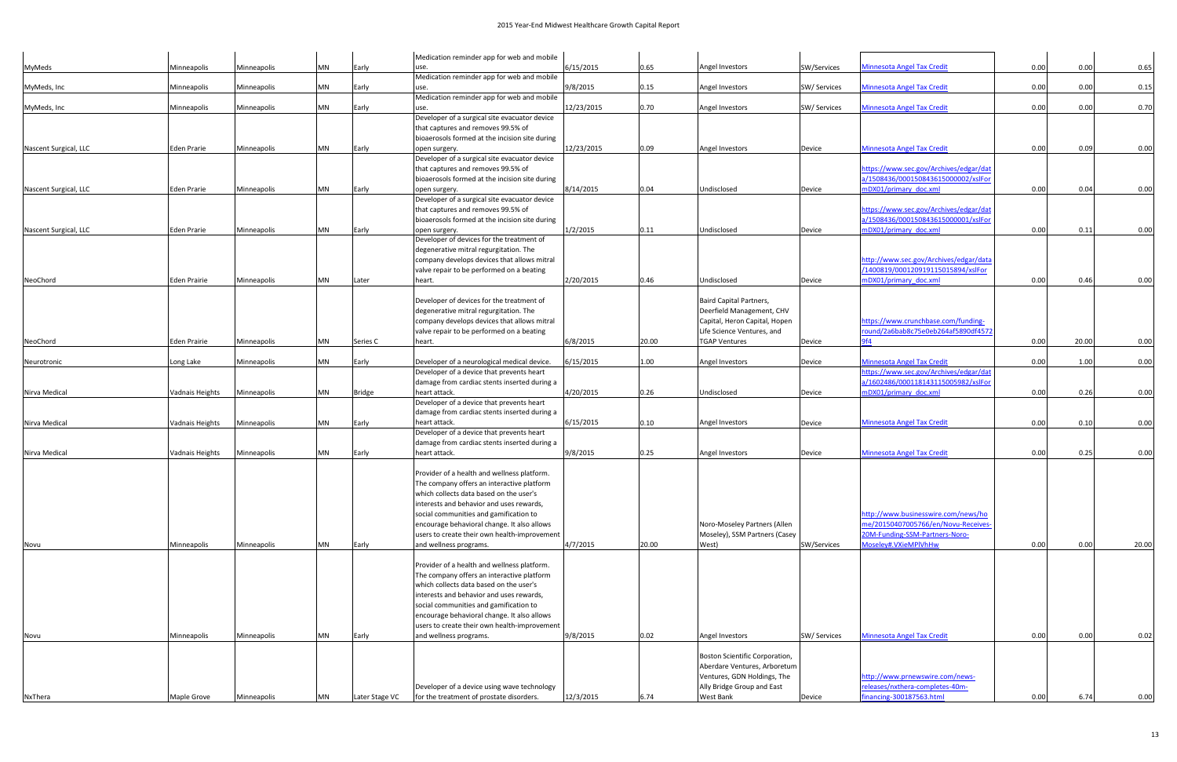| | | | | | | | | | | | | | |
|---|---|---|---|---|---|---|---|---|---|---|---|---|---|
| MyMeds | Minneapolis | Minneapolis | MN | Early | Medication reminder app for web and mobile use. | 6/15/2015 | 0.65 | Angel Investors | SW/Services | Minnesota Angel Tax Credit | 0.00 | 0.00 | 0.65 |
| MyMeds, Inc | Minneapolis | Minneapolis | MN | Early | Medication reminder app for web and mobile use. | 9/8/2015 | 0.15 | Angel Investors | SW/ Services | Minnesota Angel Tax Credit | 0.00 | 0.00 | 0.15 |
| MyMeds, Inc | Minneapolis | Minneapolis | MN | Early | Medication reminder app for web and mobile use. | 12/23/2015 | 0.70 | Angel Investors | SW/ Services | Minnesota Angel Tax Credit | 0.00 | 0.00 | 0.70 |
| Nascent Surgical, LLC | Eden Prarie | Minneapolis | MN | Early | Developer of a surgical site evacuator device that captures and removes 99.5% of bioaerosols formed at the incision site during open surgery. | 12/23/2015 | 0.09 | Angel Investors | Device | Minnesota Angel Tax Credit | 0.00 | 0.09 | 0.00 |
| Nascent Surgical, LLC | Eden Prarie | Minneapolis | MN | Early | Developer of a surgical site evacuator device that captures and removes 99.5% of bioaerosols formed at the incision site during open surgery. | 8/14/2015 | 0.04 | Undisclosed | Device | https://www.sec.gov/Archives/edgar/data/1508436/000150843615000002/xslFormDX01/primary_doc.xml | 0.00 | 0.04 | 0.00 |
| Nascent Surgical, LLC | Eden Prarie | Minneapolis | MN | Early | Developer of a surgical site evacuator device that captures and removes 99.5% of bioaerosols formed at the incision site during open surgery. | 1/2/2015 | 0.11 | Undisclosed | Device | https://www.sec.gov/Archives/edgar/data/1508436/000150843615000001/xslFormDX01/primary_doc.xml | 0.00 | 0.11 | 0.00 |
| NeoChord | Eden Prairie | Minneapolis | MN | Later | Developer of devices for the treatment of degenerative mitral regurgitation. The company develops devices that allows mitral valve repair to be performed on a beating heart. | 2/20/2015 | 0.46 | Undisclosed | Device | http://www.sec.gov/Archives/edgar/data/1400819/000120919115015894/xslFormDX01/primary_doc.xml | 0.00 | 0.46 | 0.00 |
| NeoChord | Eden Prairie | Minneapolis | MN | Series C | Developer of devices for the treatment of degenerative mitral regurgitation. The company develops devices that allows mitral valve repair to be performed on a beating heart. | 6/8/2015 | 20.00 | Baird Capital Partners, Deerfield Management, CHV Capital, Heron Capital, Hopen Life Science Ventures, and TGAP Ventures | Device | https://www.crunchbase.com/funding-round/2a6bab8c75e0eb264af5890df45729f4 | 0.00 | 20.00 | 0.00 |
| Neurotronic | Long Lake | Minneapolis | MN | Early | Developer of a neurological medical device. | 6/15/2015 | 1.00 | Angel Investors | Device | Minnesota Angel Tax Credit | 0.00 | 1.00 | 0.00 |
| Nirva Medical | Vadnais Heights | Minneapolis | MN | Bridge | Developer of a device that prevents heart damage from cardiac stents inserted during a heart attack. | 4/20/2015 | 0.26 | Undisclosed | Device | https://www.sec.gov/Archives/edgar/data/1602486/000118143115005982/xslFormDX01/primary_doc.xml | 0.00 | 0.26 | 0.00 |
| Nirva Medical | Vadnais Heights | Minneapolis | MN | Early | Developer of a device that prevents heart damage from cardiac stents inserted during a heart attack. | 6/15/2015 | 0.10 | Angel Investors | Device | Minnesota Angel Tax Credit | 0.00 | 0.10 | 0.00 |
| Nirva Medical | Vadnais Heights | Minneapolis | MN | Early | Developer of a device that prevents heart damage from cardiac stents inserted during a heart attack. | 9/8/2015 | 0.25 | Angel Investors | Device | Minnesota Angel Tax Credit | 0.00 | 0.25 | 0.00 |
| Novu | Minneapolis | Minneapolis | MN | Early | Provider of a health and wellness platform. The company offers an interactive platform which collects data based on the user's interests and behavior and uses rewards, social communities and gamification to encourage behavioral change. It also allows users to create their own health-improvement and wellness programs. | 4/7/2015 | 20.00 | Noro-Moseley Partners (Allen Moseley), SSM Partners (Casey West) | SW/Services | http://www.businesswire.com/news/home/20150407005766/en/Novu-Receives-20M-Funding-SSM-Partners-Noro-Moseley#.VXieMPlVhHw | 0.00 | 0.00 | 20.00 |
| Novu | Minneapolis | Minneapolis | MN | Early | Provider of a health and wellness platform. The company offers an interactive platform which collects data based on the user's interests and behavior and uses rewards, social communities and gamification to encourage behavioral change. It also allows users to create their own health-improvement and wellness programs. | 9/8/2015 | 0.02 | Angel Investors | SW/ Services | Minnesota Angel Tax Credit | 0.00 | 0.00 | 0.02 |
| NxThera | Maple Grove | Minneapolis | MN | Later Stage VC | Developer of a device using wave technology for the treatment of prostate disorders. | 12/3/2015 | 6.74 | Boston Scientific Corporation, Aberdare Ventures, Arboretum Ventures, GDN Holdings, The Ally Bridge Group and East West Bank | Device | http://www.prnewswire.com/news-releases/nxthera-completes-40m-financing-300187563.html | 0.00 | 6.74 | 0.00 |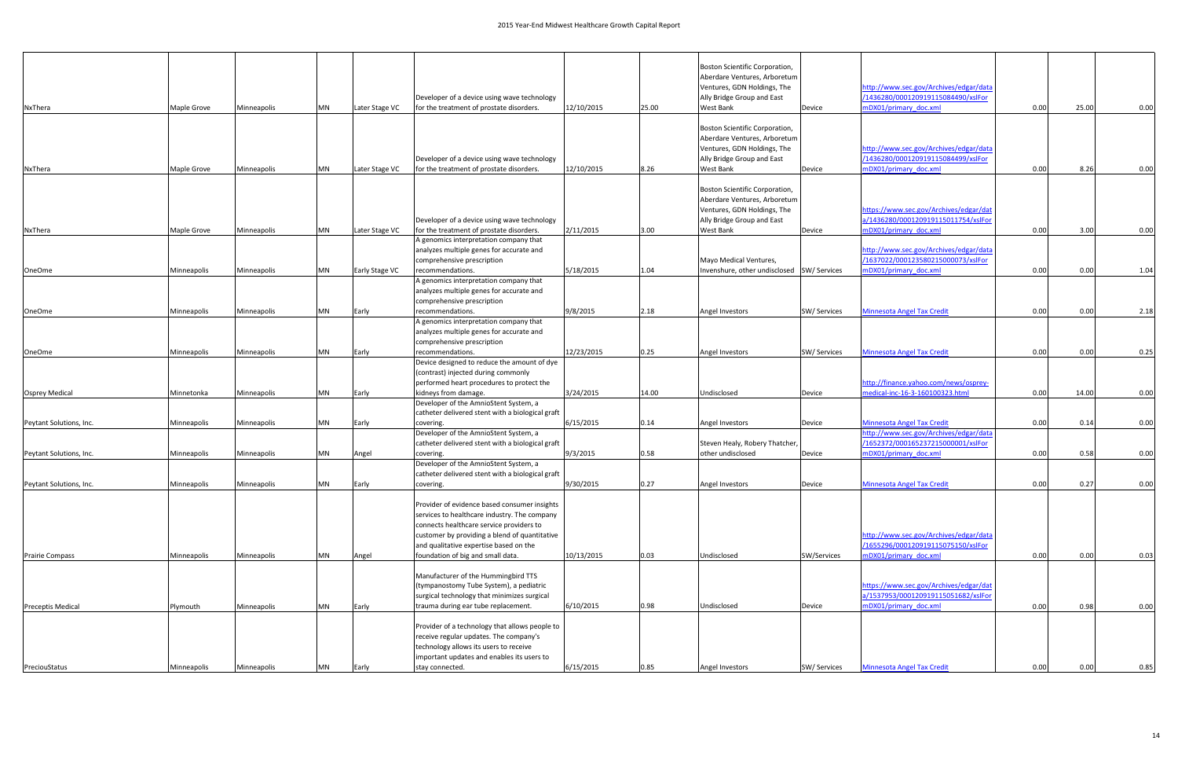| | | | | | | | | | | | | | |
|---|---|---|---|---|---|---|---|---|---|---|---|---|---|
| NxThera | Maple Grove | Minneapolis | MN | Later Stage VC | Developer of a device using wave technology for the treatment of prostate disorders. | 12/10/2015 | 25.00 | Boston Scientific Corporation, Aberdare Ventures, Arboretum Ventures, GDN Holdings, The Ally Bridge Group and East West Bank | Device | http://www.sec.gov/Archives/edgar/data/1436280/000120919115084490/xslFormDX01/primary_doc.xml | 0.00 | 25.00 | 0.00 |
| NxThera | Maple Grove | Minneapolis | MN | Later Stage VC | Developer of a device using wave technology for the treatment of prostate disorders. | 12/10/2015 | 8.26 | Boston Scientific Corporation, Aberdare Ventures, Arboretum Ventures, GDN Holdings, The Ally Bridge Group and East West Bank | Device | http://www.sec.gov/Archives/edgar/data/1436280/000120919115084499/xslFormDX01/primary_doc.xml | 0.00 | 8.26 | 0.00 |
| NxThera | Maple Grove | Minneapolis | MN | Later Stage VC | Developer of a device using wave technology for the treatment of prostate disorders. | 2/11/2015 | 3.00 | Boston Scientific Corporation, Aberdare Ventures, Arboretum Ventures, GDN Holdings, The Ally Bridge Group and East West Bank | Device | https://www.sec.gov/Archives/edgar/data/1436280/000120919115011754/xslFormDX01/primary_doc.xml | 0.00 | 3.00 | 0.00 |
| OneOme | Minneapolis | Minneapolis | MN | Early Stage VC | A genomics interpretation company that analyzes multiple genes for accurate and comprehensive prescription recommendations. | 5/18/2015 | 1.04 | Mayo Medical Ventures, Invenshure, other undisclosed | SW/ Services | http://www.sec.gov/Archives/edgar/data/1637022/000123558015000073/xslFormDX01/primary_doc.xml | 0.00 | 0.00 | 1.04 |
| OneOme | Minneapolis | Minneapolis | MN | Early | A genomics interpretation company that analyzes multiple genes for accurate and comprehensive prescription recommendations. | 9/8/2015 | 2.18 | Angel Investors | SW/ Services | Minnesota Angel Tax Credit | 0.00 | 0.00 | 2.18 |
| OneOme | Minneapolis | Minneapolis | MN | Early | A genomics interpretation company that analyzes multiple genes for accurate and comprehensive prescription recommendations. | 12/23/2015 | 0.25 | Angel Investors | SW/ Services | Minnesota Angel Tax Credit | 0.00 | 0.00 | 0.25 |
| Osprey Medical | Minnetonka | Minneapolis | MN | Early | Device designed to reduce the amount of dye (contrast) injected during commonly performed heart procedures to protect the kidneys from damage. | 3/24/2015 | 14.00 | Undisclosed | Device | http://finance.yahoo.com/news/osprey-medical-inc-16-3-160100323.html | 0.00 | 14.00 | 0.00 |
| Peytant Solutions, Inc. | Minneapolis | Minneapolis | MN | Early | Developer of the AmnioStent System, a catheter delivered stent with a biological graft covering. | 6/15/2015 | 0.14 | Angel Investors | Device | Minnesota Angel Tax Credit | 0.00 | 0.14 | 0.00 |
| Peytant Solutions, Inc. | Minneapolis | Minneapolis | MN | Angel | Developer of the AmnioStent System, a catheter delivered stent with a biological graft covering. | 9/3/2015 | 0.58 | Steven Healy, Robery Thatcher, other undisclosed | Device | http://www.sec.gov/Archives/edgar/data/1652372/000165237215000001/xslFormDX01/primary_doc.xml | 0.00 | 0.58 | 0.00 |
| Peytant Solutions, Inc. | Minneapolis | Minneapolis | MN | Early | Developer of the AmnioStent System, a catheter delivered stent with a biological graft covering. | 9/30/2015 | 0.27 | Angel Investors | Device | Minnesota Angel Tax Credit | 0.00 | 0.27 | 0.00 |
| Prairie Compass | Minneapolis | Minneapolis | MN | Angel | Provider of evidence based consumer insights services to healthcare industry. The company connects healthcare service providers to customer by providing a blend of quantitative and qualitative expertise based on the foundation of big and small data. | 10/13/2015 | 0.03 | Undisclosed | SW/Services | http://www.sec.gov/Archives/edgar/data/1655296/000120919115075150/xslFormDX01/primary_doc.xml | 0.00 | 0.00 | 0.03 |
| Preceptis Medical | Plymouth | Minneapolis | MN | Early | Manufacturer of the Hummingbird TTS (tympanostomy Tube System), a pediatric surgical technology that minimizes surgical trauma during ear tube replacement. | 6/10/2015 | 0.98 | Undisclosed | Device | https://www.sec.gov/Archives/edgar/data/1537953/000120919115051682/xslFormDX01/primary_doc.xml | 0.00 | 0.98 | 0.00 |
| PreciouStatus | Minneapolis | Minneapolis | MN | Early | Provider of a technology that allows people to receive regular updates. The company's technology allows its users to receive important updates and enables its users to stay connected. | 6/15/2015 | 0.85 | Angel Investors | SW/ Services | Minnesota Angel Tax Credit | 0.00 | 0.00 | 0.85 |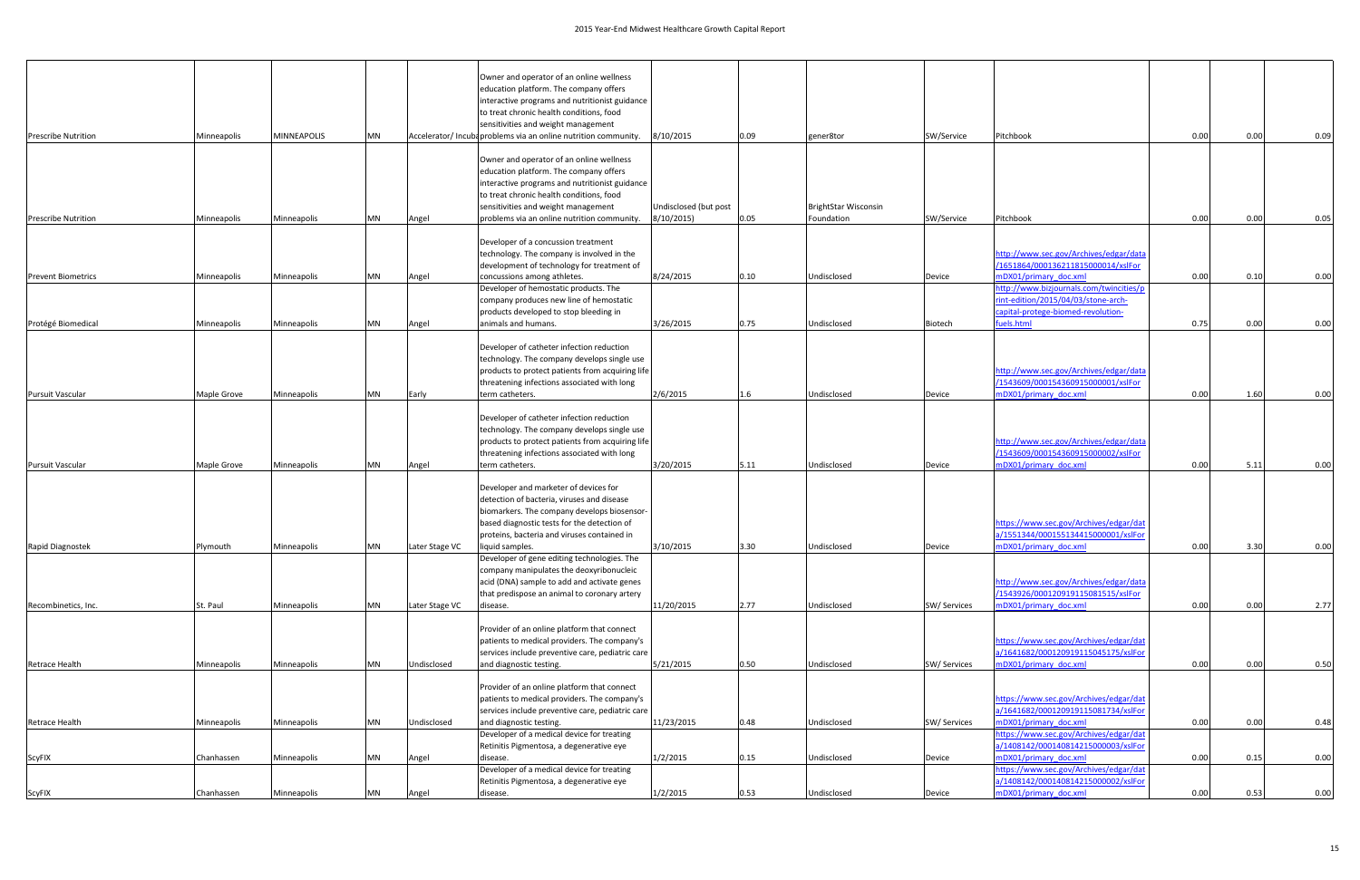| | | | | | | | | | | | | | |
|---|---|---|---|---|---|---|---|---|---|---|---|---|---|
| Prescribe Nutrition | Minneapolis | MINNEAPOLIS | MN | Accelerator/ Incuba | Owner and operator of an online wellness education platform. The company offers interactive programs and nutritionist guidance to treat chronic health conditions, food sensitivities and weight management problems via an online nutrition community. | 8/10/2015 | 0.09 | gener8tor | SW/Service | Pitchbook | 0.00 | 0.00 | 0.09 |
| Prescribe Nutrition | Minneapolis | Minneapolis | MN | Angel | Owner and operator of an online wellness education platform. The company offers interactive programs and nutritionist guidance to treat chronic health conditions, food sensitivities and weight management problems via an online nutrition community. | Undisclosed (but post 8/10/2015) | 0.05 | BrightStar Wisconsin Foundation | SW/Service | Pitchbook | 0.00 | 0.00 | 0.05 |
| Prevent Biometrics | Minneapolis | Minneapolis | MN | Angel | Developer of a concussion treatment technology. The company is involved in the development of technology for treatment of concussions among athletes. | 8/24/2015 | 0.10 | Undisclosed | Device | http://www.sec.gov/Archives/edgar/data/1651864/000136211815000014/xslFormDX01/primary_doc.xml | 0.00 | 0.10 | 0.00 |
| Protégé Biomedical | Minneapolis | Minneapolis | MN | Angel | Developer of hemostatic products. The company produces new line of hemostatic products developed to stop bleeding in animals and humans. | 3/26/2015 | 0.75 | Undisclosed | Biotech | http://www.bizjournals.com/twincities/print-edition/2015/04/03/stone-arch-capital-protege-biomed-revolution-fuels.html | 0.75 | 0.00 | 0.00 |
| Pursuit Vascular | Maple Grove | Minneapolis | MN | Early | Developer of catheter infection reduction technology. The company develops single use products to protect patients from acquiring life threatening infections associated with long term catheters. | 2/6/2015 | 1.6 | Undisclosed | Device | http://www.sec.gov/Archives/edgar/data/1543609/000154360915000001/xslFormDX01/primary_doc.xml | 0.00 | 1.60 | 0.00 |
| Pursuit Vascular | Maple Grove | Minneapolis | MN | Angel | Developer of catheter infection reduction technology. The company develops single use products to protect patients from acquiring life threatening infections associated with long term catheters. | 3/20/2015 | 5.11 | Undisclosed | Device | http://www.sec.gov/Archives/edgar/data/1543609/000154360915000002/xslFormDX01/primary_doc.xml | 0.00 | 5.11 | 0.00 |
| Rapid Diagnostek | Plymouth | Minneapolis | MN | Later Stage VC | Developer and marketer of devices for detection of bacteria, viruses and disease biomarkers. The company develops biosensor-based diagnostic tests for the detection of proteins, bacteria and viruses contained in liquid samples. | 3/10/2015 | 3.30 | Undisclosed | Device | https://www.sec.gov/Archives/edgar/data/1551344/000155134415000001/xslFormDX01/primary_doc.xml | 0.00 | 3.30 | 0.00 |
| Recombinetics, Inc. | St. Paul | Minneapolis | MN | Later Stage VC | Developer of gene editing technologies. The company manipulates the deoxyribonucleic acid (DNA) sample to add and activate genes that predispose an animal to coronary artery disease. | 11/20/2015 | 2.77 | Undisclosed | SW/ Services | http://www.sec.gov/Archives/edgar/data/1543926/000120919115081515/xslFormDX01/primary_doc.xml | 0.00 | 0.00 | 2.77 |
| Retrace Health | Minneapolis | Minneapolis | MN | Undisclosed | Provider of an online platform that connect patients to medical providers. The company's services include preventive care, pediatric care and diagnostic testing. | 5/21/2015 | 0.50 | Undisclosed | SW/ Services | https://www.sec.gov/Archives/edgar/data/1641682/000120919115045175/xslFormDX01/primary_doc.xml | 0.00 | 0.00 | 0.50 |
| Retrace Health | Minneapolis | Minneapolis | MN | Undisclosed | Provider of an online platform that connect patients to medical providers. The company's services include preventive care, pediatric care and diagnostic testing. | 11/23/2015 | 0.48 | Undisclosed | SW/ Services | https://www.sec.gov/Archives/edgar/data/1641682/000120919115081734/xslFormDX01/primary_doc.xml | 0.00 | 0.00 | 0.48 |
| ScyFIX | Chanhassen | Minneapolis | MN | Angel | Developer of a medical device for treating Retinitis Pigmentosa, a degenerative eye disease. | 1/2/2015 | 0.15 | Undisclosed | Device | https://www.sec.gov/Archives/edgar/data/1408142/000140814215000003/xslFormDX01/primary_doc.xml | 0.00 | 0.15 | 0.00 |
| ScyFIX | Chanhassen | Minneapolis | MN | Angel | Developer of a medical device for treating Retinitis Pigmentosa, a degenerative eye disease. | 1/2/2015 | 0.53 | Undisclosed | Device | https://www.sec.gov/Archives/edgar/data/1408142/000140814215000002/xslFormDX01/primary_doc.xml | 0.00 | 0.53 | 0.00 |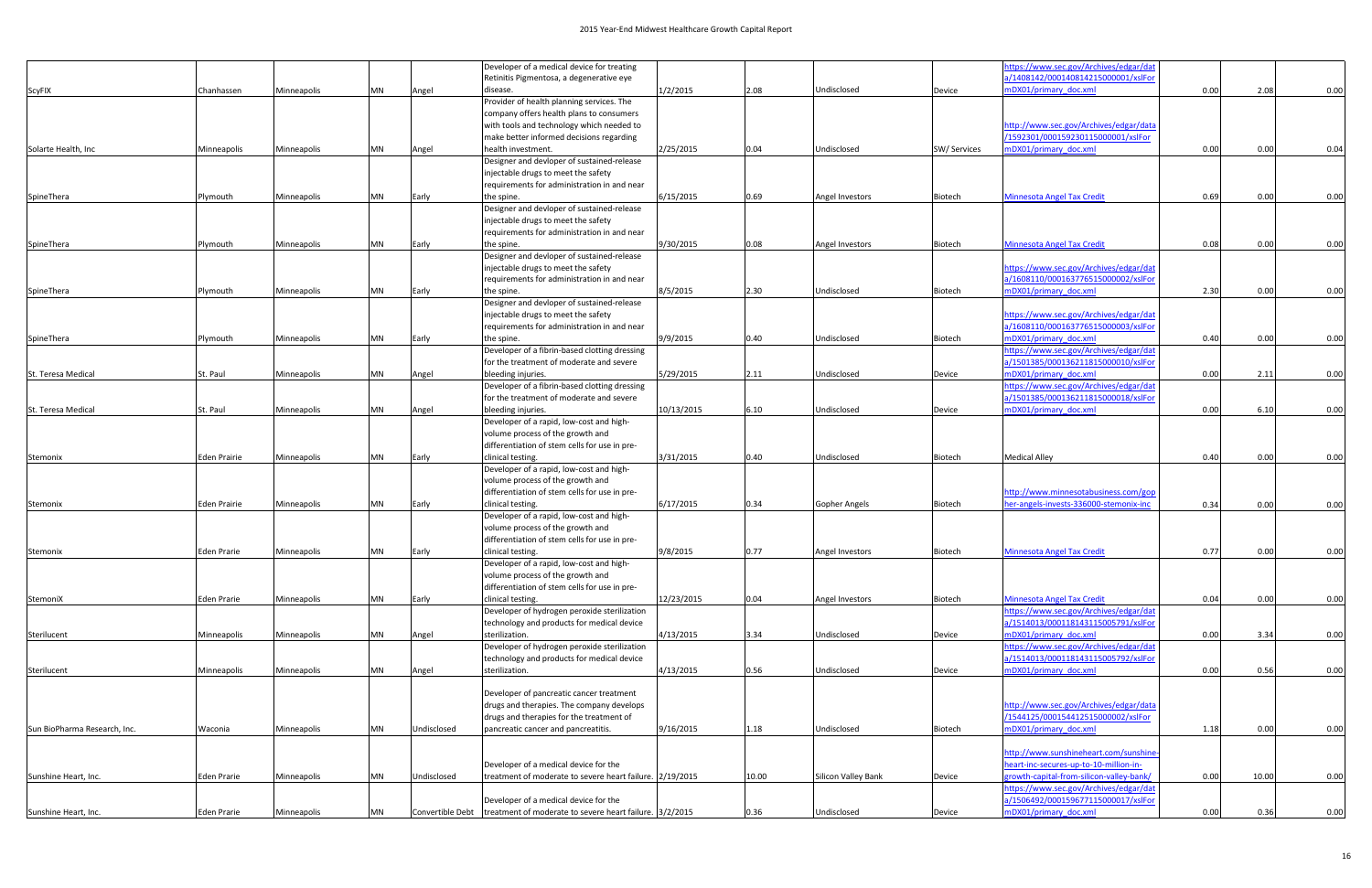| | | | | | | | | | | | | | |
|---|---|---|---|---|---|---|---|---|---|---|---|---|---|
| ScyFIX | Chanhassen | Minneapolis | MN | Angel | Developer of a medical device for treating Retinitis Pigmentosa, a degenerative eye disease. | 1/2/2015 | 2.08 | Undisclosed | Device | https://www.sec.gov/Archives/edgar/data/1408142/000140814215000001/xslFormDX01/primary_doc.xml | 0.00 | 2.08 | 0.00 |
| Solarte Health, Inc | Minneapolis | Minneapolis | MN | Angel | Provider of health planning services. The company offers health plans to consumers with tools and technology which needed to make better informed decisions regarding health investment. | 2/25/2015 | 0.04 | Undisclosed | SW/ Services | http://www.sec.gov/Archives/edgar/data/1592301/000159230115000001/xslFormDX01/primary_doc.xml | 0.00 | 0.00 | 0.04 |
| SpineThera | Plymouth | Minneapolis | MN | Early | Designer and devloper of sustained-release injectable drugs to meet the safety requirements for administration in and near the spine. | 6/15/2015 | 0.69 | Angel Investors | Biotech | Minnesota Angel Tax Credit | 0.69 | 0.00 | 0.00 |
| SpineThera | Plymouth | Minneapolis | MN | Early | Designer and devloper of sustained-release injectable drugs to meet the safety requirements for administration in and near the spine. | 9/30/2015 | 0.08 | Angel Investors | Biotech | Minnesota Angel Tax Credit | 0.08 | 0.00 | 0.00 |
| SpineThera | Plymouth | Minneapolis | MN | Early | Designer and devloper of sustained-release injectable drugs to meet the safety requirements for administration in and near the spine. | 8/5/2015 | 2.30 | Undisclosed | Biotech | https://www.sec.gov/Archives/edgar/data/1608110/000163776515000002/xslFormDX01/primary_doc.xml | 2.30 | 0.00 | 0.00 |
| SpineThera | Plymouth | Minneapolis | MN | Early | Designer and devloper of sustained-release injectable drugs to meet the safety requirements for administration in and near the spine. | 9/9/2015 | 0.40 | Undisclosed | Biotech | https://www.sec.gov/Archives/edgar/data/1608110/000163776515000003/xslFormDX01/primary_doc.xml | 0.40 | 0.00 | 0.00 |
| St. Teresa Medical | St. Paul | Minneapolis | MN | Angel | Developer of a fibrin-based clotting dressing for the treatment of moderate and severe bleeding injuries. | 5/29/2015 | 2.11 | Undisclosed | Device | https://www.sec.gov/Archives/edgar/data/1501385/000136211815000010/xslFormDX01/primary_doc.xml | 0.00 | 2.11 | 0.00 |
| St. Teresa Medical | St. Paul | Minneapolis | MN | Angel | Developer of a fibrin-based clotting dressing for the treatment of moderate and severe bleeding injuries. | 10/13/2015 | 6.10 | Undisclosed | Device | https://www.sec.gov/Archives/edgar/data/1501385/000136211815000018/xslFormDX01/primary_doc.xml | 0.00 | 6.10 | 0.00 |
| Stemonix | Eden Prairie | Minneapolis | MN | Early | Developer of a rapid, low-cost and high-volume process of the growth and differentiation of stem cells for use in pre-clinical testing. | 3/31/2015 | 0.40 | Undisclosed | Biotech | Medical Alley | 0.40 | 0.00 | 0.00 |
| Stemonix | Eden Prairie | Minneapolis | MN | Early | Developer of a rapid, low-cost and high-volume process of the growth and differentiation of stem cells for use in pre-clinical testing. | 6/17/2015 | 0.34 | Gopher Angels | Biotech | http://www.minnesotabusiness.com/gopher-angels-invests-336000-stemonix-inc | 0.34 | 0.00 | 0.00 |
| Stemonix | Eden Prarie | Minneapolis | MN | Early | Developer of a rapid, low-cost and high-volume process of the growth and differentiation of stem cells for use in pre-clinical testing. | 9/8/2015 | 0.77 | Angel Investors | Biotech | Minnesota Angel Tax Credit | 0.77 | 0.00 | 0.00 |
| StemoniX | Eden Prarie | Minneapolis | MN | Early | Developer of a rapid, low-cost and high-volume process of the growth and differentiation of stem cells for use in pre-clinical testing. | 12/23/2015 | 0.04 | Angel Investors | Biotech | Minnesota Angel Tax Credit | 0.04 | 0.00 | 0.00 |
| Sterilucent | Minneapolis | Minneapolis | MN | Angel | Developer of hydrogen peroxide sterilization technology and products for medical device sterilization. | 4/13/2015 | 3.34 | Undisclosed | Device | https://www.sec.gov/Archives/edgar/data/1514013/000118143115005791/xslFormDX01/primary_doc.xml | 0.00 | 3.34 | 0.00 |
| Sterilucent | Minneapolis | Minneapolis | MN | Angel | Developer of hydrogen peroxide sterilization technology and products for medical device sterilization. | 4/13/2015 | 0.56 | Undisclosed | Device | https://www.sec.gov/Archives/edgar/data/1514013/000118143115005792/xslFormDX01/primary_doc.xml | 0.00 | 0.56 | 0.00 |
| Sun BioPharma Research, Inc. | Waconia | Minneapolis | MN | Undisclosed | Developer of pancreatic cancer treatment drugs and therapies. The company develops drugs and therapies for the treatment of pancreatic cancer and pancreatitis. | 9/16/2015 | 1.18 | Undisclosed | Biotech | http://www.sec.gov/Archives/edgar/data/1544125/000154412515000002/xslFormDX01/primary_doc.xml | 1.18 | 0.00 | 0.00 |
| Sunshine Heart, Inc. | Eden Prarie | Minneapolis | MN | Undisclosed | Developer of a medical device for the treatment of moderate to severe heart failure. | 2/19/2015 | 10.00 | Silicon Valley Bank | Device | http://www.sunshineheart.com/sunshine-heart-inc-secures-up-to-10-million-in-growth-capital-from-silicon-valley-bank/ | 0.00 | 10.00 | 0.00 |
| Sunshine Heart, Inc. | Eden Prarie | Minneapolis | MN | Convertible Debt | Developer of a medical device for the treatment of moderate to severe heart failure. | 3/2/2015 | 0.36 | Undisclosed | Device | https://www.sec.gov/Archives/edgar/data/1506492/000159677115000017/xslFormDX01/primary_doc.xml | 0.00 | 0.36 | 0.00 |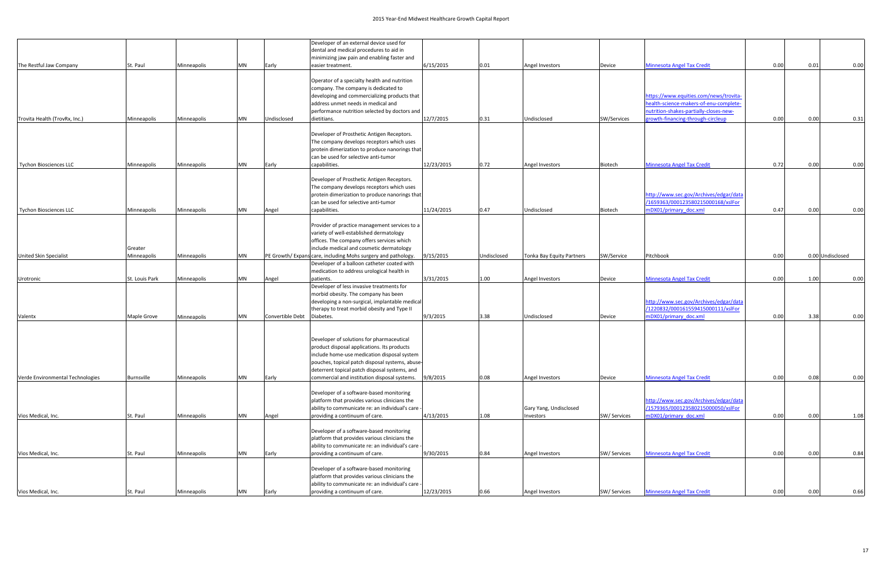| | | | | | | | | | | | | | |
|---|---|---|---|---|---|---|---|---|---|---|---|---|---|
| The Restful Jaw Company | St. Paul | Minneapolis | MN | Early | Developer of an external device used for dental and medical procedures to aid in minimizing jaw pain and enabling faster and easier treatment. | 6/15/2015 | 0.01 | Angel Investors | Device | Minnesota Angel Tax Credit | 0.00 | 0.01 | 0.00 |
| Trovita Health (TrovRx, Inc.) | Minneapolis | Minneapolis | MN | Undisclosed | Operator of a specialty health and nutrition company. The company is dedicated to developing and commercializing products that address unmet needs in medical and performance nutrition selected by doctors and dietitians. | 12/7/2015 | 0.31 | Undisclosed | SW/Services | https://www.equities.com/news/trovita-health-science-makers-of-enu-complete-nutrition-shakes-partially-closes-new-growth-financing-through-circleup | 0.00 | 0.00 | 0.31 |
| Tychon Biosciences LLC | Minneapolis | Minneapolis | MN | Early | Developer of Prosthetic Antigen Receptors. The company develops receptors which uses protein dimerization to produce nanorings that can be used for selective anti-tumor capabilities. | 12/23/2015 | 0.72 | Angel Investors | Biotech | Minnesota Angel Tax Credit | 0.72 | 0.00 | 0.00 |
| Tychon Biosciences LLC | Minneapolis | Minneapolis | MN | Angel | Developer of Prosthetic Antigen Receptors. The company develops receptors which uses protein dimerization to produce nanorings that can be used for selective anti-tumor capabilities. | 11/24/2015 | 0.47 | Undisclosed | Biotech | http://www.sec.gov/Archives/edgar/data/1659363/000123580215000168/xslFormDX01/primary_doc.xml | 0.47 | 0.00 | 0.00 |
| United Skin Specialist | Greater Minneapolis | Minneapolis | MN | PE Growth/ Expansion | Provider of practice management services to a variety of well-established dermatology offices. The company offers services which include medical and cosmetic dermatology care, including Mohs surgery and pathology. | 9/15/2015 | Undisclosed | Tonka Bay Equity Partners | SW/Service | Pitchbook | 0.00 | 0.00 | Undisclosed |
| Urotronic | St. Louis Park | Minneapolis | MN | Angel | Developer of a balloon catheter coated with medication to address urological health in patients. | 3/31/2015 | 1.00 | Angel Investors | Device | Minnesota Angel Tax Credit | 0.00 | 1.00 | 0.00 |
| Valentx | Maple Grove | Minneapolis | MN | Convertible Debt | Developer of less invasive treatments for morbid obesity. The company has been developing a non-surgical, implantable medical therapy to treat morbid obesity and Type II Diabetes. | 9/3/2015 | 3.38 | Undisclosed | Device | http://www.sec.gov/Archives/edgar/data/1220832/000161559415000111/xslFormDX01/primary_doc.xml | 0.00 | 3.38 | 0.00 |
| Verde Environmental Technologies | Burnsville | Minneapolis | MN | Early | Developer of solutions for pharmaceutical product disposal applications. Its products include home-use medication disposal system pouches, topical patch disposal systems, abuse-deterrent topical patch disposal systems, and commercial and institution disposal systems. | 9/8/2015 | 0.08 | Angel Investors | Device | Minnesota Angel Tax Credit | 0.00 | 0.08 | 0.00 |
| Vios Medical, Inc. | St. Paul | Minneapolis | MN | Angel | Developer of a software-based monitoring platform that provides various clinicians the ability to communicate re: an individual's care - providing a continuum of care. | 4/13/2015 | 1.08 | Gary Yang, Undisclosed Investors | SW/ Services | http://www.sec.gov/Archives/edgar/data/1579365/000123580215000050/xslFormDX01/primary_doc.xml | 0.00 | 0.00 | 1.08 |
| Vios Medical, Inc. | St. Paul | Minneapolis | MN | Early | Developer of a software-based monitoring platform that provides various clinicians the ability to communicate re: an individual's care - providing a continuum of care. | 9/30/2015 | 0.84 | Angel Investors | SW/ Services | Minnesota Angel Tax Credit | 0.00 | 0.00 | 0.84 |
| Vios Medical, Inc. | St. Paul | Minneapolis | MN | Early | Developer of a software-based monitoring platform that provides various clinicians the ability to communicate re: an individual's care - providing a continuum of care. | 12/23/2015 | 0.66 | Angel Investors | SW/ Services | Minnesota Angel Tax Credit | 0.00 | 0.00 | 0.66 |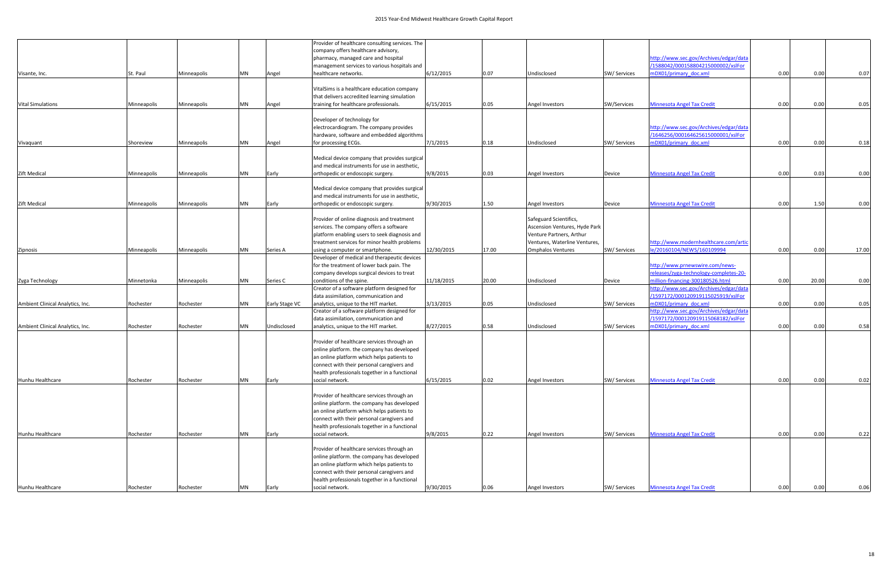| | | | | | | | | | | | | | |
|---|---|---|---|---|---|---|---|---|---|---|---|---|---|
| Visante, Inc. | St. Paul | Minneapolis | MN | Angel | Provider of healthcare consulting services. The company offers healthcare advisory, pharmacy, managed care and hospital management services to various hospitals and healthcare networks. | 6/12/2015 | 0.07 | Undisclosed | SW/ Services | http://www.sec.gov/Archives/edgar/data/1588042/000158804215000002/xslFormDX01/primary_doc.xml | 0.00 | 0.00 | 0.07 |
| Vital Simulations | Minneapolis | Minneapolis | MN | Angel | VitalSims is a healthcare education company that delivers accredited learning simulation training for healthcare professionals. | 6/15/2015 | 0.05 | Angel Investors | SW/Services | Minnesota Angel Tax Credit | 0.00 | 0.00 | 0.05 |
| Vivaquant | Shoreview | Minneapolis | MN | Angel | Developer of technology for electrocardiogram. The company provides hardware, software and embedded algorithms for processing ECGs. | 7/1/2015 | 0.18 | Undisclosed | SW/ Services | http://www.sec.gov/Archives/edgar/data/1646256/000164625615000001/xslFormDX01/primary_doc.xml | 0.00 | 0.00 | 0.18 |
| Zift Medical | Minneapolis | Minneapolis | MN | Early | Medical device company that provides surgical and medical instruments for use in aesthetic, orthopedic or endoscopic surgery. | 9/8/2015 | 0.03 | Angel Investors | Device | Minnesota Angel Tax Credit | 0.00 | 0.03 | 0.00 |
| Zift Medical | Minneapolis | Minneapolis | MN | Early | Medical device company that provides surgical and medical instruments for use in aesthetic, orthopedic or endoscopic surgery. | 9/30/2015 | 1.50 | Angel Investors | Device | Minnesota Angel Tax Credit | 0.00 | 1.50 | 0.00 |
| Zipnosis | Minneapolis | Minneapolis | MN | Series A | Provider of online diagnosis and treatment services. The company offers a software platform enabling users to seek diagnosis and treatment services for minor health problems using a computer or smartphone. | 12/30/2015 | 17.00 | Safeguard Scientifics, Ascension Ventures, Hyde Park Venture Partners, Arthur Ventures, Waterline Ventures, Omphalos Ventures | SW/ Services | http://www.modernhealthcare.com/article/20160104/NEWS/160109994 | 0.00 | 0.00 | 17.00 |
| Zyga Technology | Minnetonka | Minneapolis | MN | Series C | Developer of medical and therapeutic devices for the treatment of lower back pain. The company develops surgical devices to treat conditions of the spine. | 11/18/2015 | 20.00 | Undisclosed | Device | http://www.prnewswire.com/news-releases/zyga-technology-completes-20-million-financing-300180526.html | 0.00 | 20.00 | 0.00 |
| Ambient Clinical Analytics, Inc. | Rochester | Rochester | MN | Early Stage VC | Creator of a software platform designed for data assimilation, communication and analytics, unique to the HIT market. | 3/13/2015 | 0.05 | Undisclosed | SW/ Services | http://www.sec.gov/Archives/edgar/data/1597172/000120919115025919/xslFormDX01/primary_doc.xml | 0.00 | 0.00 | 0.05 |
| Ambient Clinical Analytics, Inc. | Rochester | Rochester | MN | Undisclosed | Creator of a software platform designed for data assimilation, communication and analytics, unique to the HIT market. | 8/27/2015 | 0.58 | Undisclosed | SW/ Services | http://www.sec.gov/Archives/edgar/data/1597172/000120919115068182/xslFormDX01/primary_doc.xml | 0.00 | 0.00 | 0.58 |
| Hunhu Healthcare | Rochester | Rochester | MN | Early | Provider of healthcare services through an online platform. the company has developed an online platform which helps patients to connect with their personal caregivers and health professionals together in a functional social network. | 6/15/2015 | 0.02 | Angel Investors | SW/ Services | Minnesota Angel Tax Credit | 0.00 | 0.00 | 0.02 |
| Hunhu Healthcare | Rochester | Rochester | MN | Early | Provider of healthcare services through an online platform. the company has developed an online platform which helps patients to connect with their personal caregivers and health professionals together in a functional social network. | 9/8/2015 | 0.22 | Angel Investors | SW/ Services | Minnesota Angel Tax Credit | 0.00 | 0.00 | 0.22 |
| Hunhu Healthcare | Rochester | Rochester | MN | Early | Provider of healthcare services through an online platform. the company has developed an online platform which helps patients to connect with their personal caregivers and health professionals together in a functional social network. | 9/30/2015 | 0.06 | Angel Investors | SW/ Services | Minnesota Angel Tax Credit | 0.00 | 0.00 | 0.06 |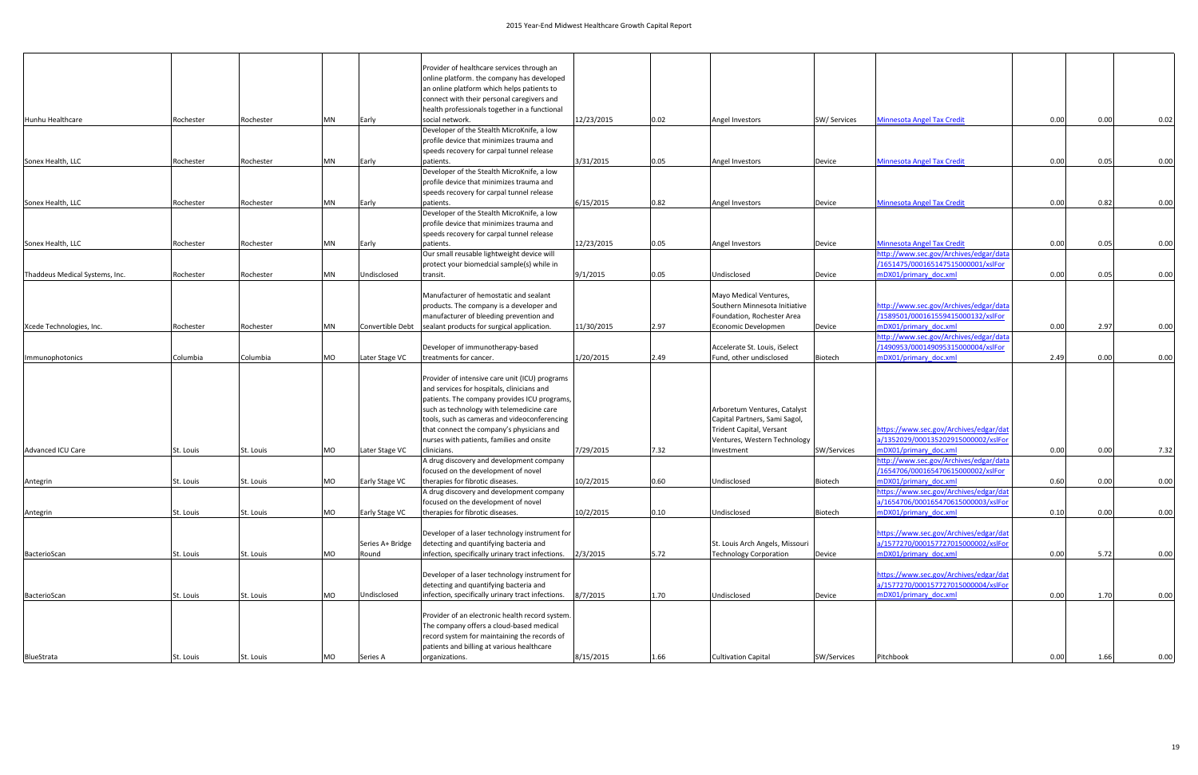| | | | | | | | | | | | | | |
|---|---|---|---|---|---|---|---|---|---|---|---|---|---|
| Hunhu Healthcare | Rochester | Rochester | MN | Early | Provider of healthcare services through an online platform. the company has developed an online platform which helps patients to connect with their personal caregivers and health professionals together in a functional social network. | 12/23/2015 | 0.02 | Angel Investors | SW/ Services | Minnesota Angel Tax Credit | 0.00 | 0.00 | 0.02 |
| Sonex Health, LLC | Rochester | Rochester | MN | Early | Developer of the Stealth MicroKnife, a low profile device that minimizes trauma and speeds recovery for carpal tunnel release patients. | 3/31/2015 | 0.05 | Angel Investors | Device | Minnesota Angel Tax Credit | 0.00 | 0.05 | 0.00 |
| Sonex Health, LLC | Rochester | Rochester | MN | Early | Developer of the Stealth MicroKnife, a low profile device that minimizes trauma and speeds recovery for carpal tunnel release patients. | 6/15/2015 | 0.82 | Angel Investors | Device | Minnesota Angel Tax Credit | 0.00 | 0.82 | 0.00 |
| Sonex Health, LLC | Rochester | Rochester | MN | Early | Developer of the Stealth MicroKnife, a low profile device that minimizes trauma and speeds recovery for carpal tunnel release patients. | 12/23/2015 | 0.05 | Angel Investors | Device | Minnesota Angel Tax Credit | 0.00 | 0.05 | 0.00 |
| Thaddeus Medical Systems, Inc. | Rochester | Rochester | MN | Undisclosed | Our small reusable lightweight device will protect your biomedcial sample(s) while in transit. | 9/1/2015 | 0.05 | Undisclosed | Device | http://www.sec.gov/Archives/edgar/data/1651475/000165147515000001/xslFormDX01/primary_doc.xml | 0.00 | 0.05 | 0.00 |
| Xcede Technologies, Inc. | Rochester | Rochester | MN | Convertible Debt | Manufacturer of hemostatic and sealant products. The company is a developer and manufacturer of bleeding prevention and sealant products for surgical application. | 11/30/2015 | 2.97 | Mayo Medical Ventures, Southern Minnesota Initiative Foundation, Rochester Area Economic Developmen | Device | http://www.sec.gov/Archives/edgar/data/1589501/000161559415000132/xslFormDX01/primary_doc.xml | 0.00 | 2.97 | 0.00 |
| Immunophotonics | Columbia | Columbia | MO | Later Stage VC | Developer of immunotherapy-based treatments for cancer. | 1/20/2015 | 2.49 | Accelerate St. Louis, iSelect Fund, other undisclosed | Biotech | http://www.sec.gov/Archives/edgar/data/1490953/000149095315000004/xslFormDX01/primary_doc.xml | 2.49 | 0.00 | 0.00 |
| Advanced ICU Care | St. Louis | St. Louis | MO | Later Stage VC | Provider of intensive care unit (ICU) programs and services for hospitals, clinicians and patients. The company provides ICU programs, such as technology with telemedicine care tools, such as cameras and videoconferencing that connect the company's physicians and nurses with patients, families and onsite clinicians. | 7/29/2015 | 7.32 | Arboretum Ventures, Catalyst Capital Partners, Sami Sagol, Trident Capital, Versant Ventures, Western Technology Investment | SW/Services | https://www.sec.gov/Archives/edgar/data/1352029/000135202915000002/xslFormDX01/primary_doc.xml | 0.00 | 0.00 | 7.32 |
| Antegrin | St. Louis | St. Louis | MO | Early Stage VC | A drug discovery and development company focused on the development of novel therapies for fibrotic diseases. | 10/2/2015 | 0.60 | Undisclosed | Biotech | http://www.sec.gov/Archives/edgar/data/1654706/000165470615000002/xslFormDX01/primary_doc.xml | 0.60 | 0.00 | 0.00 |
| Antegrin | St. Louis | St. Louis | MO | Early Stage VC | A drug discovery and development company focused on the development of novel therapies for fibrotic diseases. | 10/2/2015 | 0.10 | Undisclosed | Biotech | https://www.sec.gov/Archives/edgar/data/1654706/000165470615000003/xslFormDX01/primary_doc.xml | 0.10 | 0.00 | 0.00 |
| BacterioScan | St. Louis | St. Louis | MO | Series A+ Bridge Round | Developer of a laser technology instrument for detecting and quantifying bacteria and infection, specifically urinary tract infections. | 2/3/2015 | 5.72 | St. Louis Arch Angels, Missouri Technology Corporation | Device | https://www.sec.gov/Archives/edgar/data/1577270/000157727015000002/xslFormDX01/primary_doc.xml | 0.00 | 5.72 | 0.00 |
| BacterioScan | St. Louis | St. Louis | MO | Undisclosed | Developer of a laser technology instrument for detecting and quantifying bacteria and infection, specifically urinary tract infections. | 8/7/2015 | 1.70 | Undisclosed | Device | https://www.sec.gov/Archives/edgar/data/1577270/000157727015000004/xslFormDX01/primary_doc.xml | 0.00 | 1.70 | 0.00 |
| BlueStrata | St. Louis | St. Louis | MO | Series A | Provider of an electronic health record system. The company offers a cloud-based medical record system for maintaining the records of patients and billing at various healthcare organizations. | 8/15/2015 | 1.66 | Cultivation Capital | SW/Services | Pitchbook | 0.00 | 1.66 | 0.00 |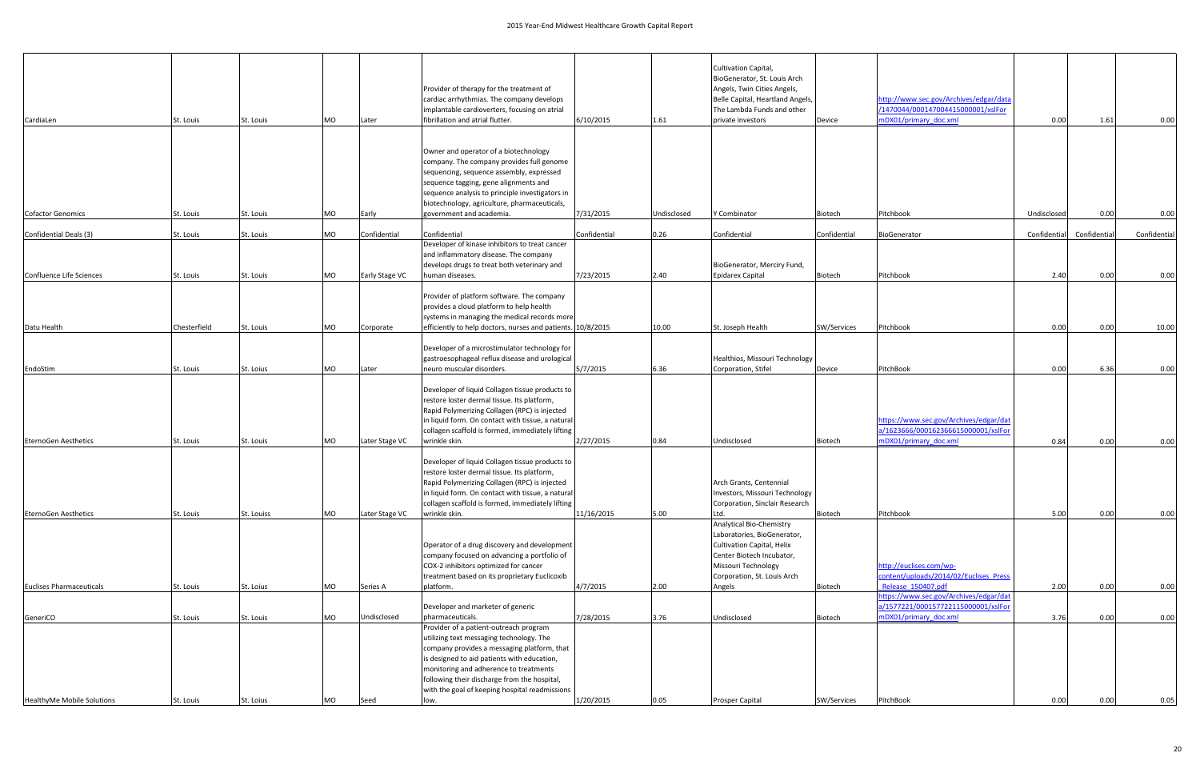| CardiaLen | St. Louis | St. Louis | MO | Later | Provider of therapy for the treatment of cardiac arrhythmias. The company develops implantable cardioverters, focusing on atrial fibrillation and atrial flutter. | 6/10/2015 | 1.61 | Cultivation Capital, BioGenerator, St. Louis Arch Angels, Twin Cities Angels, Belle Capital, Heartland Angels, The Lambda Funds and other private investors | Device | http://www.sec.gov/Archives/edgar/data/1470044/000147004415000001/xslForm DX01/primary_doc.xml | 0.00 | 1.61 | 0.00 |
|---|---|---|---|---|---|---|---|---|---|---|---|---|---|
| Cofactor Genomics | St. Louis | St. Louis | MO | Early | Owner and operator of a biotechnology company. The company provides full genome sequencing, sequence assembly, expressed sequence tagging, gene alignments and sequence analysis to principle investigators in biotechnology, agriculture, pharmaceuticals, government and academia. | 7/31/2015 | Undisclosed | Y Combinator | Biotech | Pitchbook | Undisclosed | 0.00 | 0.00 |
| Confidential Deals (3) | St. Louis | St. Louis | MO | Confidential | Confidential | Confidential | 0.26 | Confidential | Confidential | BioGenerator | Confidential | Confidential | Confidential |
| Confluence Life Sciences | St. Louis | St. Louis | MO | Early Stage VC | Developer of kinase inhibitors to treat cancer and inflammatory disease. The company develops drugs to treat both veterinary and human diseases. | 7/23/2015 | 2.40 | BioGenerator, Merciry Fund, Epidarex Capital | Biotech | Pitchbook | 2.40 | 0.00 | 0.00 |
| Datu Health | Chesterfield | St. Louis | MO | Corporate | Provider of platform software. The company provides a cloud platform to help health systems in managing the medical records more efficiently to help doctors, nurses and patients. | 10/8/2015 | 10.00 | St. Joseph Health | SW/Services | Pitchbook | 0.00 | 0.00 | 10.00 |
| EndoStim | St. Louis | St. Loius | MO | Later | Developer of a microstimulator technology for gastroesophageal reflux disease and urological neuro muscular disorders. | 5/7/2015 | 6.36 | Healthios, Missouri Technology Corporation, Stifel | Device | PitchBook | 0.00 | 6.36 | 0.00 |
| EternoGen Aesthetics | St. Louis | St. Louis | MO | Later Stage VC | Developer of liquid Collagen tissue products to restore loster dermal tissue. Its platform, Rapid Polymerizing Collagen (RPC) is injected in liquid form. On contact with tissue, a natural collagen scaffold is formed, immediately lifting wrinkle skin. | 2/27/2015 | 0.84 | Undisclosed | Biotech | https://www.sec.gov/Archives/edgar/data/1623666/000162366615000001/xslForm DX01/primary_doc.xml | 0.84 | 0.00 | 0.00 |
| EternoGen Aesthetics | St. Louis | St. Louiss | MO | Later Stage VC | Developer of liquid Collagen tissue products to restore loster dermal tissue. Its platform, Rapid Polymerizing Collagen (RPC) is injected in liquid form. On contact with tissue, a natural collagen scaffold is formed, immediately lifting wrinkle skin. | 11/16/2015 | 5.00 | Arch Grants, Centennial Investors, Missouri Technology Corporation, Sinclair Research Ltd. | Biotech | Pitchbook | 5.00 | 0.00 | 0.00 |
| Euclises Pharmaceuticals | St. Louis | St. Loius | MO | Series A | Operator of a drug discovery and development company focused on advancing a portfolio of COX-2 inhibitors optimized for cancer treatment based on its proprietary Euclicoxib platform. | 4/7/2015 | 2.00 | Analytical Bio-Chemistry Laboratories, BioGenerator, Cultivation Capital, Helix Center Biotech Incubator, Missouri Technology Corporation, St. Louis Arch Angels | Biotech | http://euclises.com/wp-content/uploads/2014/02/Euclises_Press_Release_150407.pdf | 2.00 | 0.00 | 0.00 |
| GeneriCO | St. Louis | St. Loius | MO | Undisclosed | Developer and marketer of generic pharmaceuticals. | 7/28/2015 | 3.76 | Undisclosed | Biotech | https://www.sec.gov/Archives/edgar/data/1577221/000157722115000001/xslForm DX01/primary_doc.xml | 3.76 | 0.00 | 0.00 |
| HealthyMe Mobile Solutions | St. Louis | St. Loius | MO | Seed | Provider of a patient-outreach program utilizing text messaging technology. The company provides a messaging platform, that is designed to aid patients with education, monitoring and adherence to treatments following their discharge from the hospital, with the goal of keeping hospital readmissions low. | 1/20/2015 | 0.05 | Prosper Capital | SW/Services | PitchBook | 0.00 | 0.00 | 0.05 |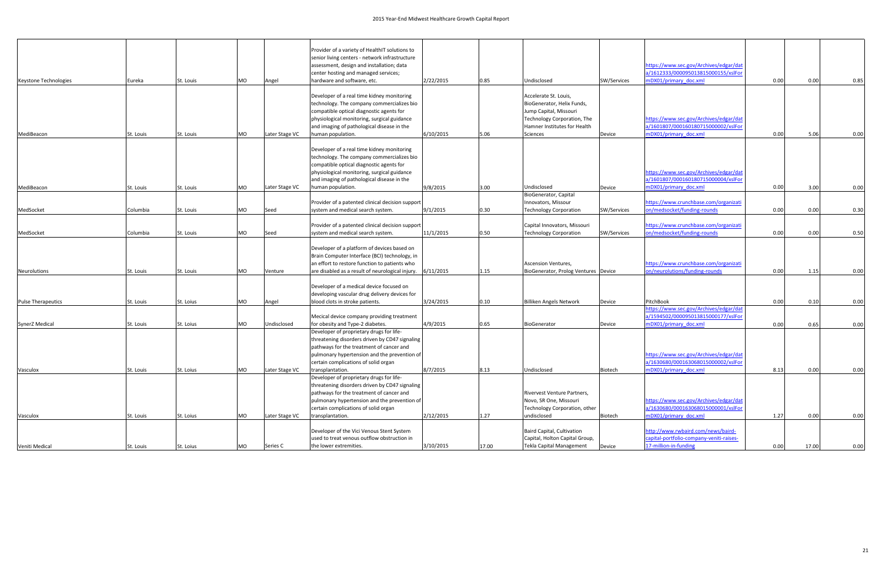| Keystone Technologies | Eureka | St. Louis | MO | Angel | Provider of a variety of HealthIT solutions to senior living centers - network infrastructure assessment, design and installation; data center hosting and managed services; hardware and software, etc. | 2/22/2015 | 0.85 | Undisclosed | SW/Services | https://www.sec.gov/Archives/edgar/data/1612333/000095013815000155/xslFormDX01/primary_doc.xml | 0.00 | 0.00 | 0.85 |
|---|---|---|---|---|---|---|---|---|---|---|---|---|---|
| MediBeacon | St. Louis | St. Louis | MO | Later Stage VC | Developer of a real time kidney monitoring technology. The company commercializes bio compatible optical diagnostic agents for physiological monitoring, surgical guidance and imaging of pathological disease in the human population. | 6/10/2015 | 5.06 | Accelerate St. Louis, BioGenerator, Helix Funds, Jump Capital, Missouri Technology Corporation, The Hamner Institutes for Health Sciences | Device | https://www.sec.gov/Archives/edgar/data/1601807/000160180715000002/xslFormDX01/primary_doc.xml | 0.00 | 5.06 | 0.00 |
| MediBeacon | St. Louis | St. Louis | MO | Later Stage VC | Developer of a real time kidney monitoring technology. The company commercializes bio compatible optical diagnostic agents for physiological monitoring, surgical guidance and imaging of pathological disease in the human population. | 9/8/2015 | 3.00 | Undisclosed | Device | https://www.sec.gov/Archives/edgar/data/1601807/000160180715000004/xslFormDX01/primary_doc.xml | 0.00 | 3.00 | 0.00 |
| MedSocket | Columbia | St. Louis | MO | Seed | Provider of a patented clinical decision support system and medical search system. | 9/1/2015 | 0.30 | BioGenerator, Capital Innovators, Missour Technology Corporation | SW/Services | https://www.crunchbase.com/organization/medsocket/funding-rounds | 0.00 | 0.00 | 0.30 |
| MedSocket | Columbia | St. Louis | MO | Seed | Provider of a patented clinical decision support system and medical search system. | 11/1/2015 | 0.50 | Capital Innovators, Missouri Technology Corporation | SW/Services | https://www.crunchbase.com/organization/medsocket/funding-rounds | 0.00 | 0.00 | 0.50 |
| Neurolutions | St. Louis | St. Louis | MO | Venture | Developer of a platform of devices based on Brain Computer Interface (BCI) technology, in an effort to restore function to patients who are disabled as a result of neurological injury. | 6/11/2015 | 1.15 | Ascension Ventures, BioGenerator, Prolog Ventures | Device | https://www.crunchbase.com/organization/neurolutions/funding-rounds | 0.00 | 1.15 | 0.00 |
| Pulse Therapeutics | St. Louis | St. Loius | MO | Angel | Developer of a medical device focused on developing vascular drug delivery devices for blood clots in stroke patients. | 3/24/2015 | 0.10 | Billiken Angels Network | Device | PitchBook | 0.00 | 0.10 | 0.00 |
| SynerZ Medical | St. Louis | St. Loius | MO | Undisclosed | Mecical device company providing treatment for obesity and Type-2 diabetes. | 4/9/2015 | 0.65 | BioGenerator | Device | https://www.sec.gov/Archives/edgar/data/1594502/000095013815000177/xslFormDX01/primary_doc.xml | 0.00 | 0.65 | 0.00 |
| Vasculox | St. Louis | St. Loius | MO | Later Stage VC | Developer of proprietary drugs for life-threatening disorders driven by CD47 signaling pathways for the treatment of cancer and pulmonary hypertension and the prevention of certain complications of solid organ transplantation. | 8/7/2015 | 8.13 | Undisclosed | Biotech | https://www.sec.gov/Archives/edgar/data/1630680/000163068015000002/xslFormDX01/primary_doc.xml | 8.13 | 0.00 | 0.00 |
| Vasculox | St. Louis | St. Loius | MO | Later Stage VC | Developer of proprietary drugs for life-threatening disorders driven by CD47 signaling pathways for the treatment of cancer and pulmonary hypertension and the prevention of certain complications of solid organ transplantation. | 2/12/2015 | 1.27 | Rivervest Venture Partners, Novo, SR One, Missouri Technology Corporation, other undisclosed | Biotech | https://www.sec.gov/Archives/edgar/data/1630680/000163068015000001/xslFormDX01/primary_doc.xml | 1.27 | 0.00 | 0.00 |
| Veniti Medical | St. Louis | St. Loius | MO | Series C | Developer of the Vici Venous Stent System used to treat venous outflow obstruction in the lower extremities. | 3/10/2015 | 17.00 | Baird Capital, Cultivation Capital, Holton Capital Group, Tekla Capital Management | Device | http://www.rwbaird.com/news/baird-capital-portfolio-company-veniti-raises-17-million-in-funding | 0.00 | 17.00 | 0.00 |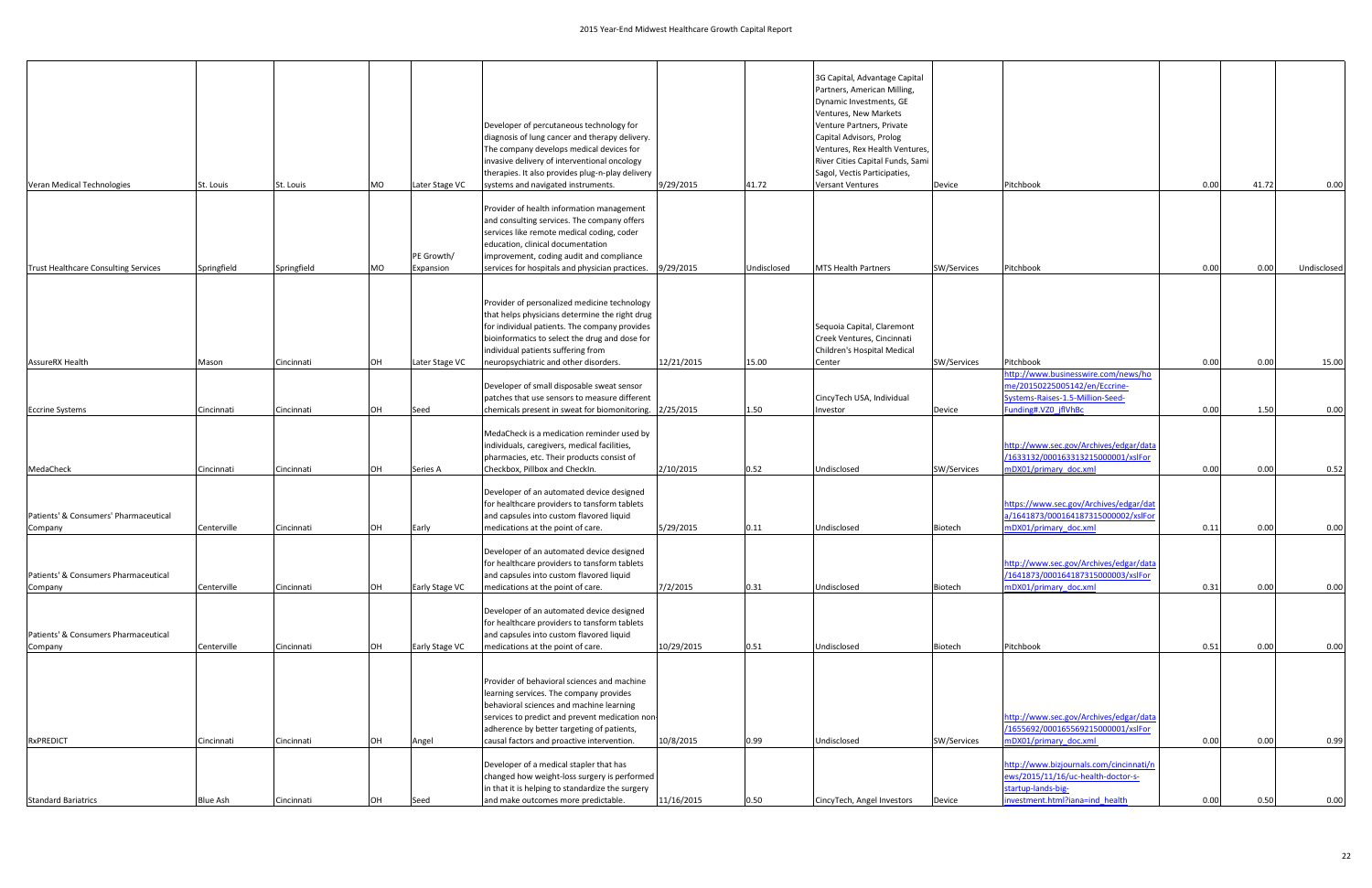| Veran Medical Technologies | St. Louis | St. Louis | MO | Later Stage VC | Developer of percutaneous technology for diagnosis of lung cancer and therapy delivery. The company develops medical devices for invasive delivery of interventional oncology therapies. It also provides plug-n-play delivery systems and navigated instruments. | 9/29/2015 | 41.72 | 3G Capital, Advantage Capital Partners, American Milling, Dynamic Investments, GE Ventures, New Markets Venture Partners, Private Capital Advisors, Prolog Ventures, Rex Health Ventures, River Cities Capital Funds, Sami Sagol, Vectis Participaties, Versant Ventures | Device | Pitchbook | 0.00 | 41.72 | 0.00 |
|---|---|---|---|---|---|---|---|---|---|---|---|---|---|
| Trust Healthcare Consulting Services | Springfield | Springfield | MO | PE Growth/ Expansion | Provider of health information management and consulting services. The company offers services like remote medical coding, coder education, clinical documentation improvement, coding audit and compliance services for hospitals and physician practices. | 9/29/2015 | Undisclosed | MTS Health Partners | SW/Services | Pitchbook | 0.00 | 0.00 | Undisclosed |
| AssureRX Health | Mason | Cincinnati | OH | Later Stage VC | Provider of personalized medicine technology that helps physicians determine the right drug for individual patients. The company provides bioinformatics to select the drug and dose for individual patients suffering from neuropsychiatric and other disorders. | 12/21/2015 | 15.00 | Sequoia Capital, Claremont Creek Ventures, Cincinnati Children's Hospital Medical Center | SW/Services | Pitchbook | 0.00 | 0.00 | 15.00 |
| Eccrine Systems | Cincinnati | Cincinnati | OH | Seed | Developer of small disposable sweat sensor patches that use sensors to measure different chemicals present in sweat for biomonitoring. | 2/25/2015 | 1.50 | CincyTech USA, Individual Investor | Device | http://www.businesswire.com/news/home/20150225005142/en/Eccrine-Systems-Raises-1.5-Million-Seed-Funding#.VZ0_jflVhBc | 0.00 | 1.50 | 0.00 |
| MedaCheck | Cincinnati | Cincinnati | OH | Series A | MedaCheck is a medication reminder used by individuals, caregivers, medical facilities, pharmacies, etc. Their products consist of Checkbox, Pillbox and CheckIn. | 2/10/2015 | 0.52 | Undisclosed | SW/Services | http://www.sec.gov/Archives/edgar/data/1633132/000163313215000001/xslFormDX01/primary_doc.xml | 0.00 | 0.00 | 0.52 |
| Patients' & Consumers' Pharmaceutical Company | Centerville | Cincinnati | OH | Early | Developer of an automated device designed for healthcare providers to tansform tablets and capsules into custom flavored liquid medications at the point of care. | 5/29/2015 | 0.11 | Undisclosed | Biotech | https://www.sec.gov/Archives/edgar/data/1641873/000164187315000002/xslFormDX01/primary_doc.xml | 0.11 | 0.00 | 0.00 |
| Patients' & Consumers Pharmaceutical Company | Centerville | Cincinnati | OH | Early Stage VC | Developer of an automated device designed for healthcare providers to tansform tablets and capsules into custom flavored liquid medications at the point of care. | 7/2/2015 | 0.31 | Undisclosed | Biotech | http://www.sec.gov/Archives/edgar/data/1641873/000164187315000003/xslFormDX01/primary_doc.xml | 0.31 | 0.00 | 0.00 |
| Patients' & Consumers Pharmaceutical Company | Centerville | Cincinnati | OH | Early Stage VC | Developer of an automated device designed for healthcare providers to tansform tablets and capsules into custom flavored liquid medications at the point of care. | 10/29/2015 | 0.51 | Undisclosed | Biotech | Pitchbook | 0.51 | 0.00 | 0.00 |
| RxPREDICT | Cincinnati | Cincinnati | OH | Angel | Provider of behavioral sciences and machine learning services. The company provides behavioral sciences and machine learning services to predict and prevent medication non-adherence by better targeting of patients, causal factors and proactive intervention. | 10/8/2015 | 0.99 | Undisclosed | SW/Services | http://www.sec.gov/Archives/edgar/data/1655692/000165569215000001/xslFormDX01/primary_doc.xml | 0.00 | 0.00 | 0.99 |
| Standard Bariatrics | Blue Ash | Cincinnati | OH | Seed | Developer of a medical stapler that has changed how weight-loss surgery is performed in that it is helping to standardize the surgery and make outcomes more predictable. | 11/16/2015 | 0.50 | CincyTech, Angel Investors | Device | http://www.bizjournals.com/cincinnati/news/2015/11/16/uc-health-doctor-s-startup-lands-big-investment.html?iana=ind_health | 0.00 | 0.50 | 0.00 |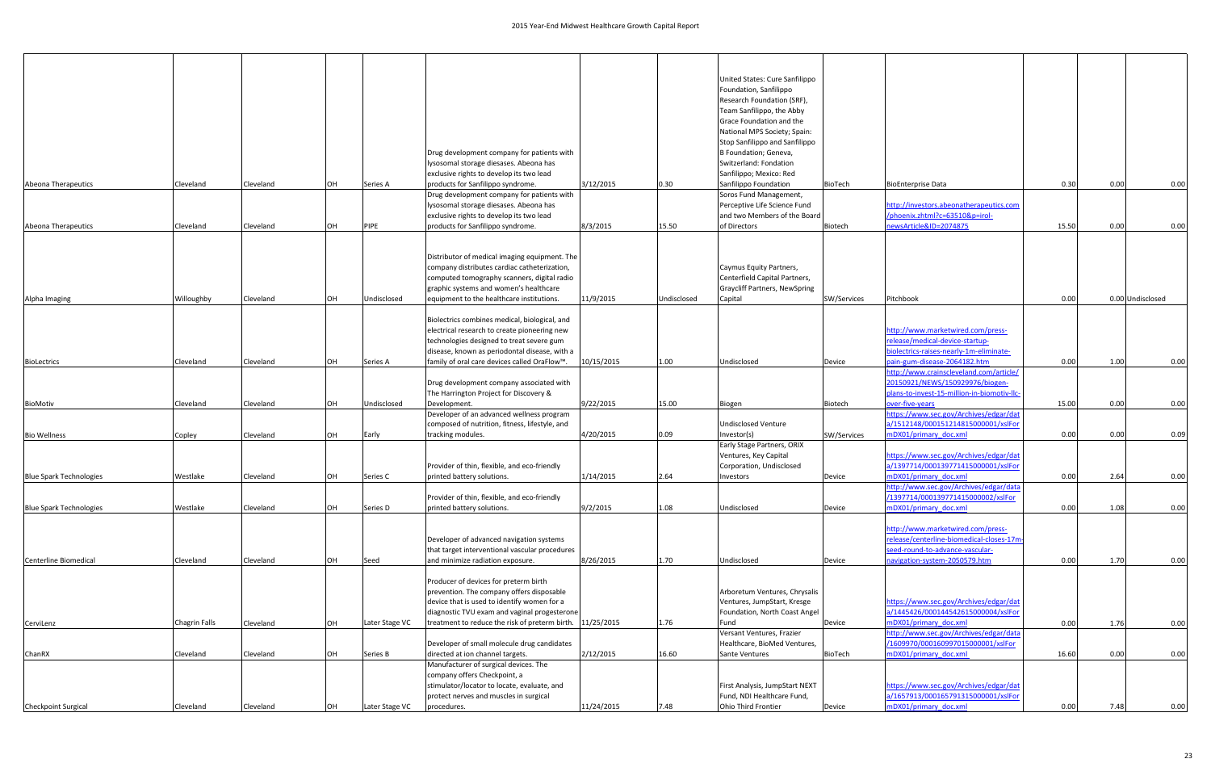| | | | | | | | | | | | | | |
|---|---|---|---|---|---|---|---|---|---|---|---|---|---|
| Abeona Therapeutics | Cleveland | Cleveland | OH | Series A | Drug development company for patients with lysosomal storage diesases. Abeona has exclusive rights to develop its two lead products for Sanfilippo syndrome. | 3/12/2015 | 0.30 | United States: Cure Sanfilippo Foundation, Sanfilippo Research Foundation (SRF), Team Sanfilippo, the Abby Grace Foundation and the National MPS Society; Spain: Stop Sanfilippo and Sanfilippo B Foundation; Geneva, Switzerland: Fondation Sanfilippo; Mexico: Red Sanfilippo Foundation | BioTech | BioEnterprise Data | 0.30 | 0.00 | 0.00 |
| Abeona Therapeutics | Cleveland | Cleveland | OH | PIPE | Drug development company for patients with lysosomal storage diesases. Abeona has exclusive rights to develop its two lead products for Sanfilippo syndrome. | 8/3/2015 | 15.50 | Soros Fund Management, Perceptive Life Science Fund and two Members of the Board of Directors | Biotech | http://investors.abeonatherapeutics.com/phoenix.zhtml?c=63510&p=irol-newsArticle&ID=2074875 | 15.50 | 0.00 | 0.00 |
| Alpha Imaging | Willoughby | Cleveland | OH | Undisclosed | Distributor of medical imaging equipment. The company distributes cardiac catheterization, computed tomography scanners, digital radio graphic systems and women's healthcare equipment to the healthcare institutions. | 11/9/2015 | Undisclosed | Caymus Equity Partners, Centerfield Capital Partners, Graycliff Partners, NewSpring Capital | SW/Services | Pitchbook | 0.00 | 0.00 | Undisclosed |
| BioLectrics | Cleveland | Cleveland | OH | Series A | Biolectrics combines medical, biological, and electrical research to create pioneering new technologies designed to treat severe gum disease, known as periodontal disease, with a family of oral care devices called OraFlow™. | 10/15/2015 | 1.00 | Undisclosed | Device | http://www.marketwired.com/press-release/medical-device-startup-biolectrics-raises-nearly-1m-eliminate-pain-gum-disease-2064182.htm | 0.00 | 1.00 | 0.00 |
| BioMotiv | Cleveland | Cleveland | OH | Undisclosed | Drug development company associated with The Harrington Project for Discovery & Development. | 9/22/2015 | 15.00 | Biogen | Biotech | http://www.crainscleveland.com/article/20150921/NEWS/150929976/biogen-plans-to-invest-15-million-in-biomotiv-llc-over-five-years | 15.00 | 0.00 | 0.00 |
| Bio Wellness | Copley | Cleveland | OH | Early | Developer of an advanced wellness program composed of nutrition, fitness, lifestyle, and tracking modules. | 4/20/2015 | 0.09 | Undisclosed Venture Investor(s) | SW/Services | https://www.sec.gov/Archives/edgar/data/1512148/000151214815000001/xslFormDX01/primary_doc.xml | 0.00 | 0.00 | 0.09 |
| Blue Spark Technologies | Westlake | Cleveland | OH | Series C | Provider of thin, flexible, and eco-friendly printed battery solutions. | 1/14/2015 | 2.64 | Early Stage Partners, ORIX Ventures, Key Capital Corporation, Undisclosed Investors | Device | https://www.sec.gov/Archives/edgar/data/1397714/000139771415000001/xslFormDX01/primary_doc.xml | 0.00 | 2.64 | 0.00 |
| Blue Spark Technologies | Westlake | Cleveland | OH | Series D | Provider of thin, flexible, and eco-friendly printed battery solutions. | 9/2/2015 | 1.08 | Undisclosed | Device | http://www.sec.gov/Archives/edgar/data/1397714/000139771415000002/xslFormDX01/primary_doc.xml | 0.00 | 1.08 | 0.00 |
| Centerline Biomedical | Cleveland | Cleveland | OH | Seed | Developer of advanced navigation systems that target interventional vascular procedures and minimize radiation exposure. | 8/26/2015 | 1.70 | Undisclosed | Device | http://www.marketwired.com/press-release/centerline-biomedical-closes-17m-seed-round-to-advance-vascular-navigation-system-2050579.htm | 0.00 | 1.70 | 0.00 |
| CerviLenz | Chagrin Falls | Cleveland | OH | Later Stage VC | Producer of devices for preterm birth prevention. The company offers disposable device that is used to identify women for a diagnostic TVU exam and vaginal progesterone treatment to reduce the risk of preterm birth. | 11/25/2015 | 1.76 | Arboretum Ventures, Chrysalis Ventures, JumpStart, Kresge Foundation, North Coast Angel Fund | Device | https://www.sec.gov/Archives/edgar/data/1445426/000144542615000004/xslFormDX01/primary_doc.xml | 0.00 | 1.76 | 0.00 |
| ChanRX | Cleveland | Cleveland | OH | Series B | Developer of small molecule drug candidates directed at ion channel targets. | 2/12/2015 | 16.60 | Versant Ventures, Frazier Healthcare, BioMed Ventures, Sante Ventures | BioTech | http://www.sec.gov/Archives/edgar/data/1609970/000160997015000001/xslFormDX01/primary_doc.xml | 16.60 | 0.00 | 0.00 |
| Checkpoint Surgical | Cleveland | Cleveland | OH | Later Stage VC | Manufacturer of surgical devices. The company offers Checkpoint, a stimulator/locator to locate, evaluate, and protect nerves and muscles in surgical procedures. | 11/24/2015 | 7.48 | First Analysis, JumpStart NEXT Fund, NDI Healthcare Fund, Ohio Third Frontier | Device | https://www.sec.gov/Archives/edgar/data/1657913/000165791315000001/xslFormDX01/primary_doc.xml | 0.00 | 7.48 | 0.00 |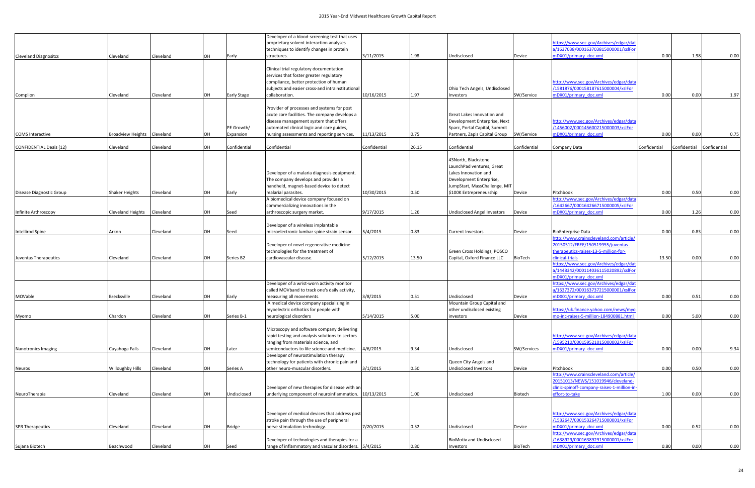| | | | | | | | | | | | | | |
|---|---|---|---|---|---|---|---|---|---|---|---|---|---|
| Cleveland Diagnositcs | Cleveland | Cleveland | OH | Early | Developer of a blood-screening test that uses proprietary solvent interaction analyses techniques to identify changes in protein structures. | 3/11/2015 | 1.98 | Undisclosed | Device | https://www.sec.gov/Archives/edgar/data/1637038/000163703815000001/xslFormDX01/primary_doc.xml | 0.00 | 1.98 | 0.00 |
| Complion | Cleveland | Cleveland | OH | Early Stage | Clinical trial regulatory documentation services that foster greater regulatory compliance, better protection of human subjects and easier cross-and intrainstitutional collaboration. | 10/16/2015 | 1.97 | Ohio Tech Angels, Undisclosed Investors | SW/Service | http://www.sec.gov/Archives/edgar/data/1581876/000158187615000004/xslFormDX01/primary_doc.xml | 0.00 | 0.00 | 1.97 |
| COMS Interactive | Broadview Heights | Cleveland | OH | PE Growth/ Expansion | Provider of processes and systems for post acute care facilities. The company develops a disease management system that offers automated clinical logic and care guides, nursing assessments and reporting services. | 11/13/2015 | 0.75 | Great Lakes Innovation and Development Enterprise, Next Sparc, Portal Capital, Summit Partners, Zapis Capital Group | SW/Service | http://www.sec.gov/Archives/edgar/data/1456002/000145600215000003/xslFormDX01/primary_doc.xml | 0.00 | 0.00 | 0.75 |
| CONFIDENTIAL Deals (12) | Cleveland | Cleveland | OH | Confidential | Confidential | Confidential | 26.15 | Confidential | Confidential | Company Data | Confidential | Confidential | Confidential |
| Disease Diagnostic Group | Shaker Heights | Cleveland | OH | Early | Developer of a malaria diagnosis equipment. The company develops and provides a handheld, magnet-based device to detect malarial parasites. | 10/30/2015 | 0.50 | 43North, Blackstone LaunchPad ventures, Great Lakes Innovation and Development Enterprise, JumpStart, MassChallenge, MIT $100K Entrepreneurship | Device | Pitchbook | 0.00 | 0.50 | 0.00 |
| Infinite Arthroscopy | Cleveland Heights | Cleveland | OH | Seed | A biomedical device company focused on commercializing innovations in the arthroscopic surgery market. | 9/17/2015 | 1.26 | Undisclosed Angel Investors | Device | http://www.sec.gov/Archives/edgar/data/1642667/000164266715000005/xslFormDX01/primary_doc.xml | 0.00 | 1.26 | 0.00 |
| Intellirod Spine | Arkon | Cleveland | OH | Seed | Developer of a wireless implantable microelectronic lumbar spine strain sensor. | 5/4/2015 | 0.83 | Current Investors | Device | BioEnterprise Data | 0.00 | 0.83 | 0.00 |
| Juventas Therapeutics | Cleveland | Cleveland | OH | Series B2 | Developer of novel regenerative medicine technologies for the treatment of cardiovascular disease. | 5/12/2015 | 13.50 | Green Cross Holdings, POSCO Capital, Oxford Finance LLC | BioTech | http://www.crainscleveland.com/article/20150512/FREE/150519955/juventas-therapeutics-raises-13-5-million-for-clinical-trials https://www.sec.gov/Archives/edgar/data/1448342/000114036115020892/xslFormDX01/primary_doc.xml | 13.50 | 0.00 | 0.00 |
| MOVable | Brecksville | Cleveland | OH | Early | Developer of a wrist-worn activity monitor called MOVband to track one's daily activity, measuring all movements. | 3/8/2015 | 0.51 | Undisclosed | Device | https://www.sec.gov/Archives/edgar/data/1637372/000163737215000001/xslFormDX01/primary_doc.xml | 0.00 | 0.51 | 0.00 |
| Myomo | Chardon | Cleveland | OH | Series B-1 | A medical device company specializing in myoelectric orthotics for people with neurological disorders | 5/14/2015 | 5.00 | Mountain Group Capital and other undisclosed existing investors | Device | https://uk.finance.yahoo.com/news/myomo-inc-raises-5-million-184900881.html | 0.00 | 5.00 | 0.00 |
| Nanotronics Imaging | Cuyahoga Falls | Cleveland | OH | Later | Microscopy and software company delivering rapid testing and analysis solutions to sectors ranging from materials science, and semiconductors to life science and medicine. | 4/6/2015 | 9.34 | Undisclosed | SW/Services | http://www.sec.gov/Archives/edgar/data/1595210/000159521015000002/xslFormDX01/primary_doc.xml | 0.00 | 0.00 | 9.34 |
| Neuros | Willoughby Hills | Cleveland | OH | Series A | Developer of neurostimulation therapy technology for patients with chronic pain and other neuro-muscular disorders. | 3/1/2015 | 0.50 | Queen City Angels and Undisclosed Investors | Device | Pitchbook | 0.00 | 0.50 | 0.00 |
| NeuroTherapia | Cleveland | Cleveland | OH | Undisclosed | Developer of new therapies for disease with an underlying component of neuroinflammation. | 10/13/2015 | 1.00 | Undisclosed | Biotech | http://www.crainscleveland.com/article/20151013/NEWS/151019946/cleveland-clinic-spinoff-company-raises-1-million-in-effort-to-take | 1.00 | 0.00 | 0.00 |
| SPR Therapeutics | Cleveland | Cleveland | OH | Bridge | Developer of medical devices that address post stroke pain through the use of peripheral nerve stimulation technology. | 7/20/2015 | 0.52 | Undisclosed | Device | http://www.sec.gov/Archives/edgar/data/1532647/000153264715000001/xslFormDX01/primary_doc.xml | 0.00 | 0.52 | 0.00 |
| Sujana Biotech | Beachwood | Cleveland | OH | Seed | Developer of technologies and therapies for a range of inflammatory and vascular disorders. | 5/4/2015 | 0.80 | BioMotiv and Undisclosed Investors | BioTech | http://www.sec.gov/Archives/edgar/data/1638929/000163892915000001/xslFormDX01/primary_doc.xml | 0.80 | 0.00 | 0.00 |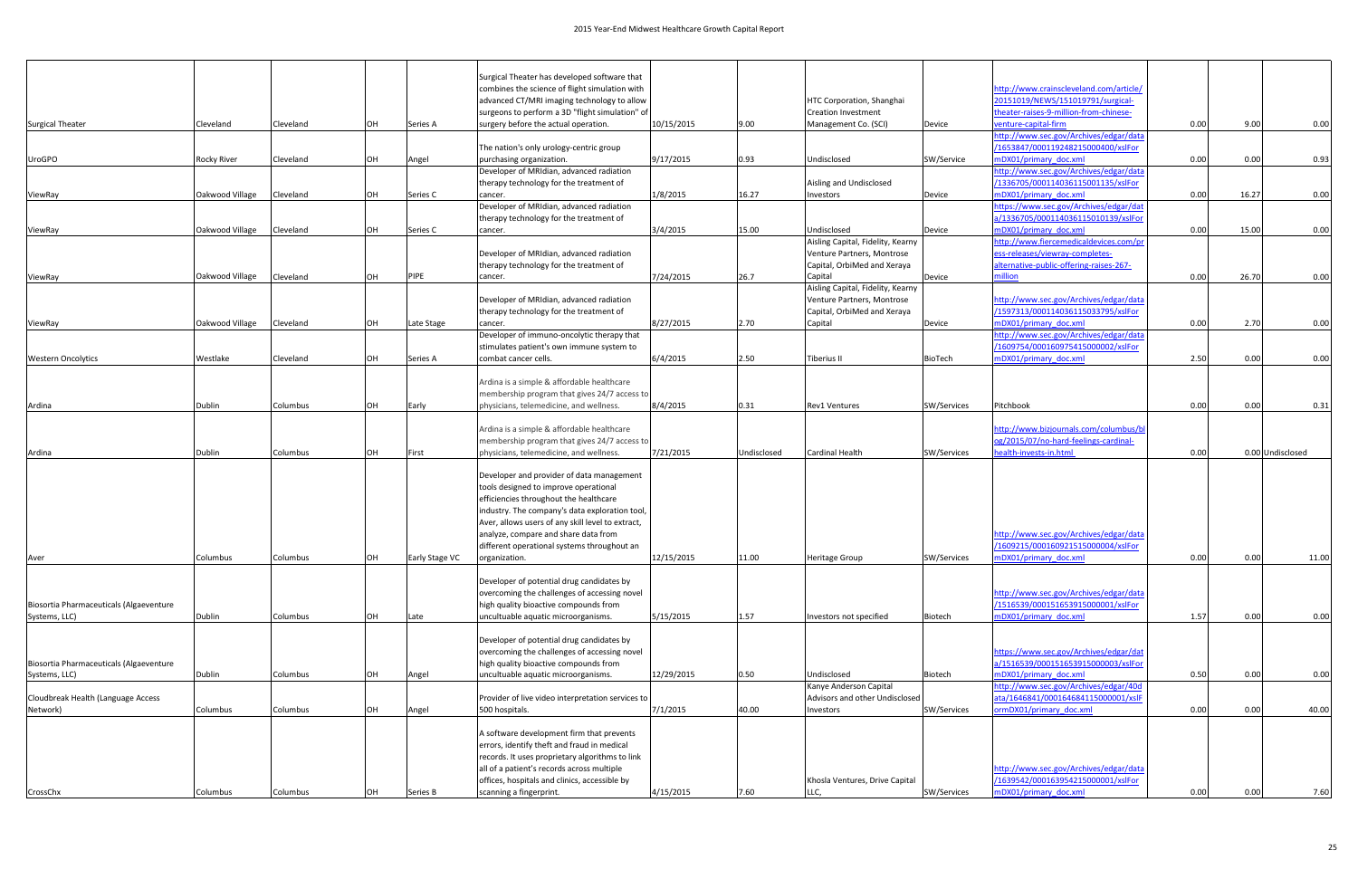| | | | | | | | | | | | | | |
|---|---|---|---|---|---|---|---|---|---|---|---|---|---|
| Surgical Theater | Cleveland | Cleveland | OH | Series A | Surgical Theater has developed software that combines the science of flight simulation with advanced CT/MRI imaging technology to allow surgeons to perform a 3D "flight simulation" of surgery before the actual operation. | 10/15/2015 | 9.00 | HTC Corporation, Shanghai Creation Investment Management Co. (SCI) | Device | http://www.crainscleveland.com/article/20151019/NEWS/151019791/surgical-theater-raises-9-million-from-chinese-venture-capital-firm | 0.00 | 9.00 | 0.00 |
| UroGPO | Rocky River | Cleveland | OH | Angel | The nation's only urology-centric group purchasing organization. | 9/17/2015 | 0.93 | Undisclosed | SW/Service | http://www.sec.gov/Archives/edgar/data/1653847/000119248215000400/xslFormDX01/primary_doc.xml | 0.00 | 0.00 | 0.93 |
| ViewRay | Oakwood Village | Cleveland | OH | Series C | Developer of MRIdian, advanced radiation therapy technology for the treatment of cancer. | 1/8/2015 | 16.27 | Aisling and Undisclosed Investors | Device | http://www.sec.gov/Archives/edgar/data/1336705/000114036115001135/xslFormDX01/primary_doc.xml | 0.00 | 16.27 | 0.00 |
| ViewRay | Oakwood Village | Cleveland | OH | Series C | Developer of MRIdian, advanced radiation therapy technology for the treatment of cancer. | 3/4/2015 | 15.00 | Undisclosed | Device | https://www.sec.gov/Archives/edgar/data/1336705/000114036115010139/xslFormDX01/primary_doc.xml | 0.00 | 15.00 | 0.00 |
| ViewRay | Oakwood Village | Cleveland | OH | PIPE | Developer of MRIdian, advanced radiation therapy technology for the treatment of cancer. | 7/24/2015 | 26.7 | Aisling Capital, Fidelity, Kearny Venture Partners, Montrose Capital, OrbiMed and Xeraya Capital | Device | http://www.fiercemedicaldevices.com/press-releases/viewray-completes-alternative-public-offering-raises-267-million | 0.00 | 26.70 | 0.00 |
| ViewRay | Oakwood Village | Cleveland | OH | Late Stage | Developer of MRIdian, advanced radiation therapy technology for the treatment of cancer. | 8/27/2015 | 2.70 | Aisling Capital, Fidelity, Kearny Venture Partners, Montrose Capital, OrbiMed and Xeraya Capital | Device | http://www.sec.gov/Archives/edgar/data/1597313/000114036115033795/xslFormDX01/primary_doc.xml | 0.00 | 2.70 | 0.00 |
| Western Oncolytics | Westlake | Cleveland | OH | Series A | Developer of immuno-oncolytic therapy that stimulates patient's own immune system to combat cancer cells. | 6/4/2015 | 2.50 | Tiberius II | BioTech | http://www.sec.gov/Archives/edgar/data/1609754/000160975415000002/xslFormDX01/primary_doc.xml | 2.50 | 0.00 | 0.00 |
| Ardina | Dublin | Columbus | OH | Early | Ardina is a simple & affordable healthcare membership program that gives 24/7 access to physicians, telemedicine, and wellness. | 8/4/2015 | 0.31 | Rev1 Ventures | SW/Services | Pitchbook | 0.00 | 0.00 | 0.31 |
| Ardina | Dublin | Columbus | OH | First | Ardina is a simple & affordable healthcare membership program that gives 24/7 access to physicians, telemedicine, and wellness. | 7/21/2015 | Undisclosed | Cardinal Health | SW/Services | http://www.bizjournals.com/columbus/blog/2015/07/no-hard-feelings-cardinal-health-invests-in.html | 0.00 | 0.00 | Undisclosed |
| Aver | Columbus | Columbus | OH | Early Stage VC | Developer and provider of data management tools designed to improve operational efficiencies throughout the healthcare industry. The company's data exploration tool, Aver, allows users of any skill level to extract, analyze, compare and share data from different operational systems throughout an organization. | 12/15/2015 | 11.00 | Heritage Group | SW/Services | http://www.sec.gov/Archives/edgar/data/1609215/000160921515000004/xslFormDX01/primary_doc.xml | 0.00 | 0.00 | 11.00 |
| Biosortia Pharmaceuticals (Algaeventure Systems, LLC) | Dublin | Columbus | OH | Late | Developer of potential drug candidates by overcoming the challenges of accessing novel high quality bioactive compounds from unculturable aquatic microorganisms. | 5/15/2015 | 1.57 | Investors not specified | Biotech | http://www.sec.gov/Archives/edgar/data/1516539/000151653915000001/xslFormDX01/primary_doc.xml | 1.57 | 0.00 | 0.00 |
| Biosortia Pharmaceuticals (Algaeventure Systems, LLC) | Dublin | Columbus | OH | Angel | Developer of potential drug candidates by overcoming the challenges of accessing novel high quality bioactive compounds from unculturable aquatic microorganisms. | 12/29/2015 | 0.50 | Undisclosed | Biotech | https://www.sec.gov/Archives/edgar/data/1516539/000151653915000003/xslFormDX01/primary_doc.xml | 0.50 | 0.00 | 0.00 |
| Cloudbreak Health (Language Access Network) | Columbus | Columbus | OH | Angel | Provider of live video interpretation services to 500 hospitals. | 7/1/2015 | 40.00 | Kanye Anderson Capital Advisors and other Undisclosed Investors | SW/Services | http://www.sec.gov/Archives/edgar/40data/1646841/000164684115000001/xslFormDX01/primary_doc.xml | 0.00 | 0.00 | 40.00 |
| CrossChx | Columbus | Columbus | OH | Series B | A software development firm that prevents errors, identify theft and fraud in medical records. It uses proprietary algorithms to link all of a patient's records across multiple offices, hospitals and clinics, accessible by scanning a fingerprint. | 4/15/2015 | 7.60 | Khosla Ventures, Drive Capital LLC, | SW/Services | http://www.sec.gov/Archives/edgar/data/1639542/000163954215000001/xslFormDX01/primary_doc.xml | 0.00 | 0.00 | 7.60 |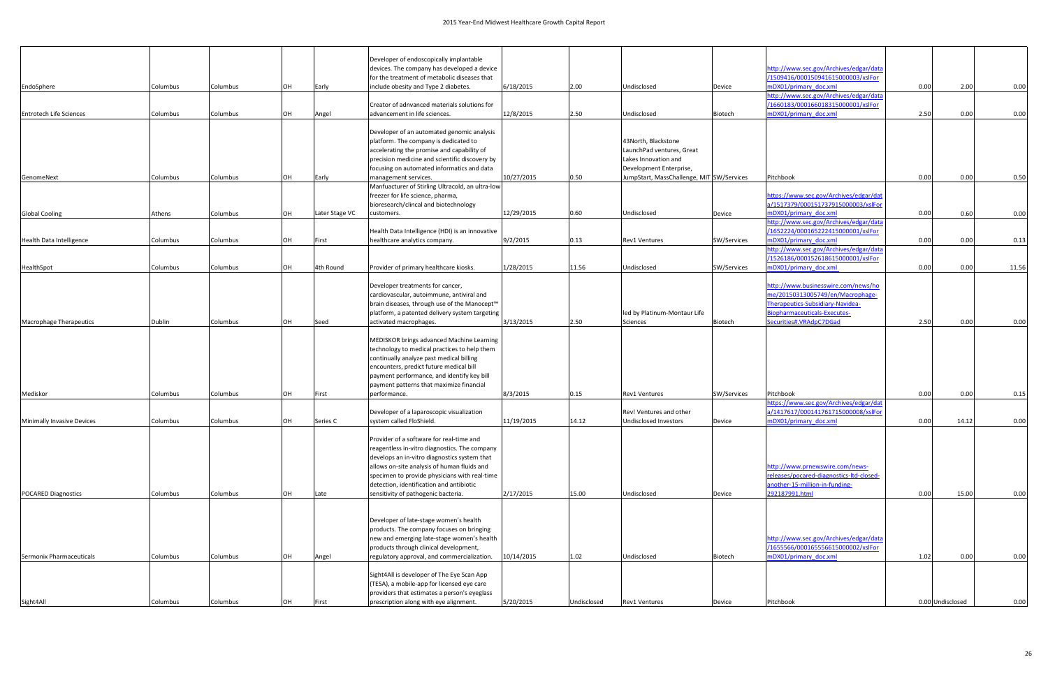| | | | | | | | | | | | | | |
|---|---|---|---|---|---|---|---|---|---|---|---|---|---|
| EndoSphere | Columbus | Columbus | OH | Early | Developer of endoscopically implantable devices. The company has developed a device for the treatment of metabolic diseases that include obesity and Type 2 diabetes. | 6/18/2015 | 2.00 | Undisclosed | Device | http://www.sec.gov/Archives/edgar/data/1509416/000150941615000003/xslForm DX01/primary_doc.xml | 0.00 | 2.00 | 0.00 |
| Entrotech Life Sciences | Columbus | Columbus | OH | Angel | Creator of advanced materials solutions for advancement in life sciences. | 12/8/2015 | 2.50 | Undisclosed | Biotech | http://www.sec.gov/Archives/edgar/data/1660183/000166018315000001/xslForm DX01/primary_doc.xml | 2.50 | 0.00 | 0.00 |
| GenomeNext | Columbus | Columbus | OH | Early | Developer of an automated genomic analysis platform. The company is dedicated to accelerating the promise and capability of precision medicine and scientific discovery by focusing on automated informatics and data management services. | 10/27/2015 | 0.50 | 43North, Blackstone LaunchPad ventures, Great Lakes Innovation and Development Enterprise, JumpStart, MassChallenge, MIT | SW/Services | Pitchbook | 0.00 | 0.00 | 0.50 |
| Global Cooling | Athens | Columbus | OH | Later Stage VC | Manfuacturer of Stirling Ultracold, an ultra-low freezer for life science, pharma, bioresearch/clincal and biotechnology customers. | 12/29/2015 | 0.60 | Undisclosed | Device | https://www.sec.gov/Archives/edgar/data/1517379/000151737915000003/xslForm DX01/primary_doc.xml | 0.00 | 0.60 | 0.00 |
| Health Data Intelligence | Columbus | Columbus | OH | First | Health Data Intelligence (HDI) is an innovative healthcare analytics company. | 9/2/2015 | 0.13 | Rev1 Ventures | SW/Services | http://www.sec.gov/Archives/edgar/data/1652224/000165222415000001/xslForm DX01/primary_doc.xml | 0.00 | 0.00 | 0.13 |
| HealthSpot | Columbus | Columbus | OH | 4th Round | Provider of primary healthcare kiosks. | 1/28/2015 | 11.56 | Undisclosed | SW/Services | http://www.sec.gov/Archives/edgar/data/1526186/000152618615000001/xslForm DX01/primary_doc.xml | 0.00 | 0.00 | 11.56 |
| Macrophage Therapeutics | Dublin | Columbus | OH | Seed | Developer treatments for cancer, cardiovascular, autoimmune, antiviral and brain diseases, through use of the Manocept™ platform, a patented delivery system targeting activated macrophages. | 3/13/2015 | 2.50 | led by Platinum-Montaur Life Sciences | Biotech | http://www.businesswire.com/news/home/20150313005749/en/Macrophage-Therapeutics-Subsidiary-Navidea-Biopharmaceuticals-Executes-Securities#.VRAdpC7DGad | 2.50 | 0.00 | 0.00 |
| Mediskor | Columbus | Columbus | OH | First | MEDISKOR brings advanced Machine Learning technology to medical practices to help them continually analyze past medical billing encounters, predict future medical bill payment performance, and identify key bill payment patterns that maximize financial performance. | 8/3/2015 | 0.15 | Rev1 Ventures | SW/Services | Pitchbook | 0.00 | 0.00 | 0.15 |
| Minimally Invasive Devices | Columbus | Columbus | OH | Series C | Developer of a laparoscopic visualization system called FloShield. | 11/19/2015 | 14.12 | Rev! Ventures and other Undisclosed Investors | Device | https://www.sec.gov/Archives/edgar/data/1417617/000141761715000008/xslForm DX01/primary_doc.xml | 0.00 | 14.12 | 0.00 |
| POCARED Diagnostics | Columbus | Columbus | OH | Late | Provider of a software for real-time and reagentless in-vitro diagnostics. The company develops an in-vitro diagnostics system that allows on-site analysis of human fluids and specimen to provide physicians with real-time detection, identification and antibiotic sensitivity of pathogenic bacteria. | 2/17/2015 | 15.00 | Undisclosed | Device | http://www.prnewswire.com/news-releases/pocared-diagnostics-ltd-closed-another-15-million-in-funding-292187991.html | 0.00 | 15.00 | 0.00 |
| Sermonix Pharmaceuticals | Columbus | Columbus | OH | Angel | Developer of late-stage women's health products. The company focuses on bringing new and emerging late-stage women's health products through clinical development, regulatory approval, and commercialization. | 10/14/2015 | 1.02 | Undisclosed | Biotech | http://www.sec.gov/Archives/edgar/data/1655566/000165556615000002/xslForm DX01/primary_doc.xml | 1.02 | 0.00 | 0.00 |
| Sight4All | Columbus | Columbus | OH | First | Sight4All is developer of The Eye Scan App (TESA), a mobile-app for licensed eye care providers that estimates a person's eyeglass prescription along with eye alignment. | 5/20/2015 | Undisclosed | Rev1 Ventures | Device | Pitchbook | 0.00 | Undisclosed | 0.00 |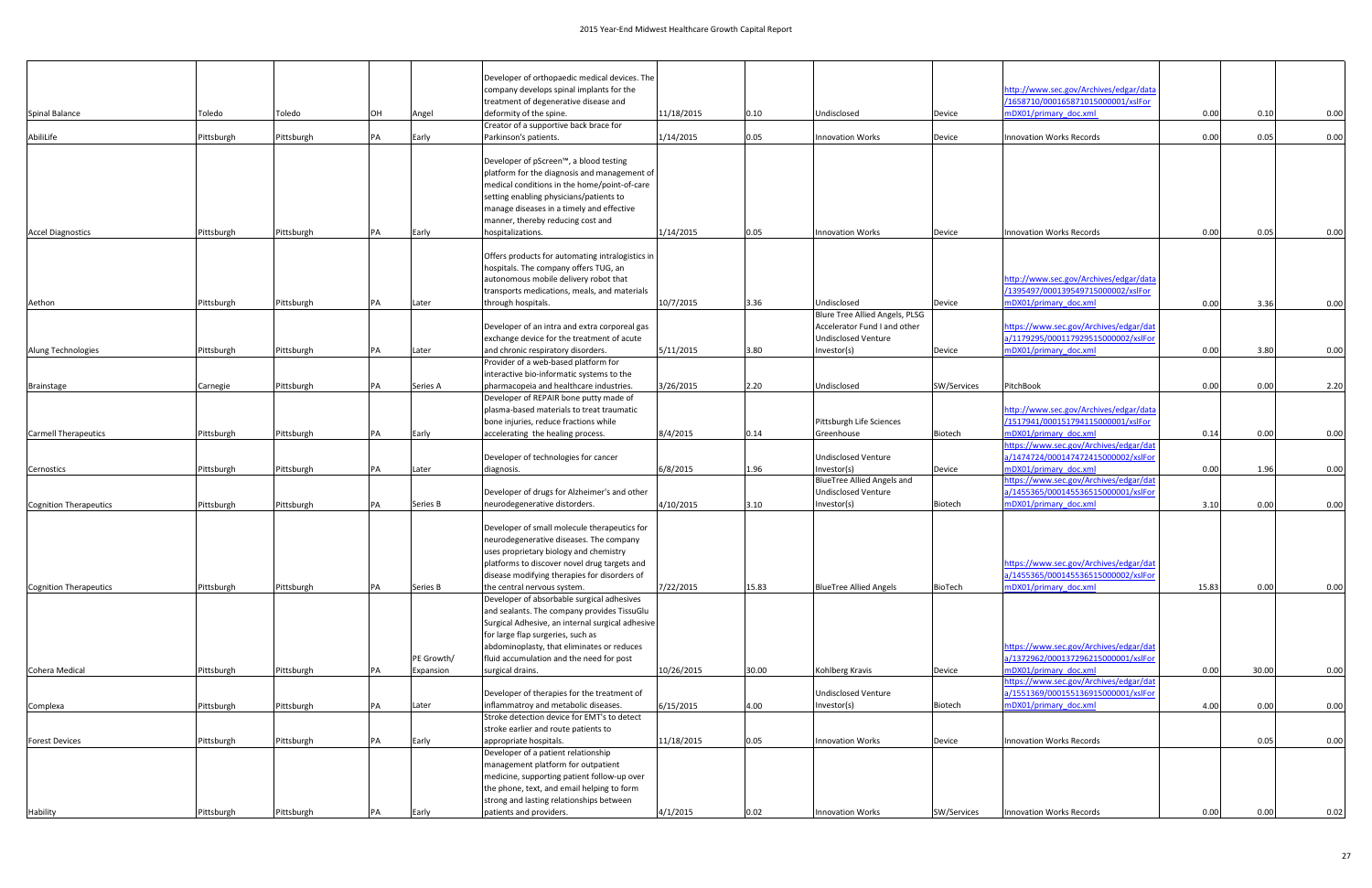| | | | | | | | | | | | | | |
|---|---|---|---|---|---|---|---|---|---|---|---|---|---|
| Spinal Balance | Toledo | Toledo | OH | Angel | Developer of orthopaedic medical devices. The company develops spinal implants for the treatment of degenerative disease and deformity of the spine. | 11/18/2015 | 0.10 | Undisclosed | Device | http://www.sec.gov/Archives/edgar/data/1658710/000165871015000001/xslFormDX01/primary_doc.xml | 0.00 | 0.10 | 0.00 |
| AbiliLife | Pittsburgh | Pittsburgh | PA | Early | Creator of a supportive back brace for Parkinson's patients. | 1/14/2015 | 0.05 | Innovation Works | Device | Innovation Works Records | 0.00 | 0.05 | 0.00 |
| Accel Diagnostics | Pittsburgh | Pittsburgh | PA | Early | Developer of pScreen™, a blood testing platform for the diagnosis and management of medical conditions in the home/point-of-care setting enabling physicians/patients to manage diseases in a timely and effective manner, thereby reducing cost and hospitalizations. | 1/14/2015 | 0.05 | Innovation Works | Device | Innovation Works Records | 0.00 | 0.05 | 0.00 |
| Aethon | Pittsburgh | Pittsburgh | PA | Later | Offers products for automating intralogistics in hospitals. The company offers TUG, an autonomous mobile delivery robot that transports medications, meals, and materials through hospitals. | 10/7/2015 | 3.36 | Undisclosed | Device | http://www.sec.gov/Archives/edgar/data/1395497/000139549715000002/xslFormDX01/primary_doc.xml | 0.00 | 3.36 | 0.00 |
| Alung Technologies | Pittsburgh | Pittsburgh | PA | Later | Developer of an intra and extra corporeal gas exchange device for the treatment of acute and chronic respiratory disorders. | 5/11/2015 | 3.80 | Blure Tree Allied Angels, PLSG Accelerator Fund I and other Undisclosed Venture Investor(s) | Device | https://www.sec.gov/Archives/edgar/data/1179295/000117929515000002/xslFormDX01/primary_doc.xml | 0.00 | 3.80 | 0.00 |
| Brainstage | Carnegie | Pittsburgh | PA | Series A | Provider of a web-based platform for interactive bio-informatic systems to the pharmacopeia and healthcare industries. | 3/26/2015 | 2.20 | Undisclosed | SW/Services | PitchBook | 0.00 | 0.00 | 2.20 |
| Carmell Therapeutics | Pittsburgh | Pittsburgh | PA | Early | Developer of REPAIR bone putty made of plasma-based materials to treat traumatic bone injuries, reduce fractions while accelerating the healing process. | 8/4/2015 | 0.14 | Pittsburgh Life Sciences Greenhouse | Biotech | http://www.sec.gov/Archives/edgar/data/1517941/000151794115000001/xslFormDX01/primary_doc.xml | 0.14 | 0.00 | 0.00 |
| Cernostics | Pittsburgh | Pittsburgh | PA | Later | Developer of technologies for cancer diagnosis. | 6/8/2015 | 1.96 | Undisclosed Venture Investor(s) | Device | https://www.sec.gov/Archives/edgar/data/1474724/000147472415000002/xslFormDX01/primary_doc.xml | 0.00 | 1.96 | 0.00 |
| Cognition Therapeutics | Pittsburgh | Pittsburgh | PA | Series B | Developer of drugs for Alzheimer's and other neurodegenerative disorders. | 4/10/2015 | 3.10 | BlueTree Allied Angels and Undisclosed Venture Investor(s) | Biotech | https://www.sec.gov/Archives/edgar/data/1455365/000145536515000001/xslFormDX01/primary_doc.xml | 3.10 | 0.00 | 0.00 |
| Cognition Therapeutics | Pittsburgh | Pittsburgh | PA | Series B | Developer of small molecule therapeutics for neurodegenerative diseases. The company uses proprietary biology and chemistry platforms to discover novel drug targets and disease modifying therapies for disorders of the central nervous system. | 7/22/2015 | 15.83 | BlueTree Allied Angels | BioTech | https://www.sec.gov/Archives/edgar/data/1455365/000145536515000002/xslFormDX01/primary_doc.xml | 15.83 | 0.00 | 0.00 |
| Cohera Medical | Pittsburgh | Pittsburgh | PA | PE Growth/ Expansion | Developer of absorbable surgical adhesives and sealants. The company provides TissuGlu Surgical Adhesive, an internal surgical adhesive for large flap surgeries, such as abdominoplasty, that eliminates or reduces fluid accumulation and the need for post surgical drains. | 10/26/2015 | 30.00 | Kohlberg Kravis | Device | https://www.sec.gov/Archives/edgar/data/1372962/000137296215000001/xslFormDX01/primary_doc.xml | 0.00 | 30.00 | 0.00 |
| Complexa | Pittsburgh | Pittsburgh | PA | Later | Developer of therapies for the treatment of inflammatroy and metabolic diseases. | 6/15/2015 | 4.00 | Undisclosed Venture Investor(s) | Biotech | https://www.sec.gov/Archives/edgar/data/1551369/000155136915000001/xslFormDX01/primary_doc.xml | 4.00 | 0.00 | 0.00 |
| Forest Devices | Pittsburgh | Pittsburgh | PA | Early | Stroke detection device for EMT's to detect stroke earlier and route patients to appropriate hospitals. | 11/18/2015 | 0.05 | Innovation Works | Device | Innovation Works Records | | 0.05 | 0.00 |
| Hability | Pittsburgh | Pittsburgh | PA | Early | Developer of a patient relationship management platform for outpatient medicine, supporting patient follow-up over the phone, text, and email helping to form strong and lasting relationships between patients and providers. | 4/1/2015 | 0.02 | Innovation Works | SW/Services | Innovation Works Records | 0.00 | 0.00 | 0.02 |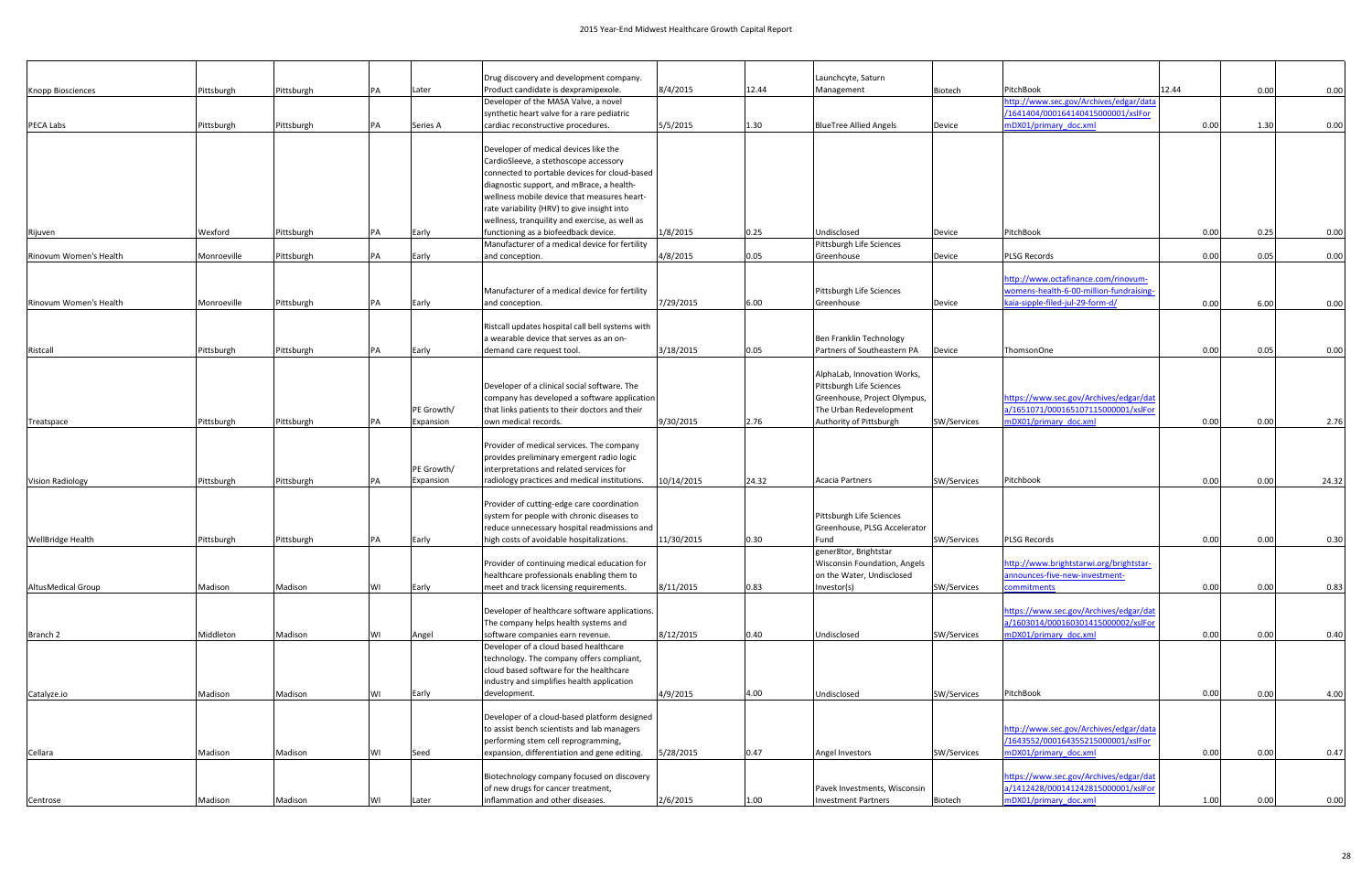| Knopp Biosciences | Pittsburgh | Pittsburgh | PA | Later | Drug discovery and development company. Product candidate is dexpramipexole. | 8/4/2015 | 12.44 | Launchcyte, Saturn Management | Biotech | PitchBook | 12.44 | 0.00 | 0.00 |
|---|---|---|---|---|---|---|---|---|---|---|---|---|---|
| PECA Labs | Pittsburgh | Pittsburgh | PA | Series A | Developer of the MASA Valve, a novel synthetic heart valve for a rare pediatric cardiac reconstructive procedures. | 5/5/2015 | 1.30 | BlueTree Allied Angels | Device | http://www.sec.gov/Archives/edgar/data/1641404/000164140415000001/xslFormDX01/primary_doc.xml | 0.00 | 1.30 | 0.00 |
| Rijuven | Wexford | Pittsburgh | PA | Early | Developer of medical devices like the CardioSleeve, a stethoscope accessory connected to portable devices for cloud-based diagnostic support, and mBrace, a health-wellness mobile device that measures heart-rate variability (HRV) to give insight into wellness, tranquility and exercise, as well as functioning as a biofeedback device. | 1/8/2015 | 0.25 | Undisclosed | Device | PitchBook | 0.00 | 0.25 | 0.00 |
| Rinovum Women's Health | Monroeville | Pittsburgh | PA | Early | Manufacturer of a medical device for fertility and conception. | 4/8/2015 | 0.05 | Pittsburgh Life Sciences Greenhouse | Device | PLSG Records | 0.00 | 0.05 | 0.00 |
| Rinovum Women's Health | Monroeville | Pittsburgh | PA | Early | Manufacturer of a medical device for fertility and conception. | 7/29/2015 | 6.00 | Pittsburgh Life Sciences Greenhouse | Device | http://www.octafinance.com/rinovum-womens-health-6-00-million-fundraising-kaia-sipple-filed-jul-29-form-d/ | 0.00 | 6.00 | 0.00 |
| Ristcall | Pittsburgh | Pittsburgh | PA | Early | Ristcall updates hospital call bell systems with a wearable device that serves as an on-demand care request tool. | 3/18/2015 | 0.05 | Ben Franklin Technology Partners of Southeastern PA | Device | ThomsonOne | 0.00 | 0.05 | 0.00 |
| Treatspace | Pittsburgh | Pittsburgh | PA | PE Growth/ Expansion | Developer of a clinical social software. The company has developed a software application that links patients to their doctors and their own medical records. | 9/30/2015 | 2.76 | AlphaLab, Innovation Works, Pittsburgh Life Sciences Greenhouse, Project Olympus, The Urban Redevelopment Authority of Pittsburgh | SW/Services | https://www.sec.gov/Archives/edgar/data/1651071/000165107115000001/xslFormDX01/primary_doc.xml | 0.00 | 0.00 | 2.76 |
| Vision Radiology | Pittsburgh | Pittsburgh | PA | PE Growth/ Expansion | Provider of medical services. The company provides preliminary emergent radio logic interpretations and related services for radiology practices and medical institutions. | 10/14/2015 | 24.32 | Acacia Partners | SW/Services | Pitchbook | 0.00 | 0.00 | 24.32 |
| WellBridge Health | Pittsburgh | Pittsburgh | PA | Early | Provider of cutting-edge care coordination system for people with chronic diseases to reduce unnecessary hospital readmissions and high costs of avoidable hospitalizations. | 11/30/2015 | 0.30 | Pittsburgh Life Sciences Greenhouse, PLSG Accelerator Fund | SW/Services | PLSG Records | 0.00 | 0.00 | 0.30 |
| AltusMedical Group | Madison | Madison | WI | Early | Provider of continuing medical education for healthcare professionals enabling them to meet and track licensing requirements. | 8/11/2015 | 0.83 | gener8tor, Brightstar Wisconsin Foundation, Angels on the Water, Undisclosed Investor(s) | SW/Services | http://www.brightstarwi.org/brightstar-announces-five-new-investment-commitments | 0.00 | 0.00 | 0.83 |
| Branch 2 | Middleton | Madison | WI | Angel | Developer of healthcare software applications. The company helps health systems and software companies earn revenue. | 8/12/2015 | 0.40 | Undisclosed | SW/Services | https://www.sec.gov/Archives/edgar/data/1603014/000160301415000002/xslFormDX01/primary_doc.xml | 0.00 | 0.00 | 0.40 |
| Catalyze.io | Madison | Madison | WI | Early | Developer of a cloud based healthcare technology. The company offers compliant, cloud based software for the healthcare industry and simplifies health application development. | 4/9/2015 | 4.00 | Undisclosed | SW/Services | PitchBook | 0.00 | 0.00 | 4.00 |
| Cellara | Madison | Madison | WI | Seed | Developer of a cloud-based platform designed to assist bench scientists and lab managers performing stem cell reprogramming, expansion, differentiation and gene editing. | 5/28/2015 | 0.47 | Angel Investors | SW/Services | http://www.sec.gov/Archives/edgar/data/1643552/000164355215000001/xslFormDX01/primary_doc.xml | 0.00 | 0.00 | 0.47 |
| Centrose | Madison | Madison | WI | Later | Biotechnology company focused on discovery of new drugs for cancer treatment, inflammation and other diseases. | 2/6/2015 | 1.00 | Pavek Investments, Wisconsin Investment Partners | Biotech | https://www.sec.gov/Archives/edgar/data/1412428/000141242815000001/xslFormDX01/primary_doc.xml | 1.00 | 0.00 | 0.00 |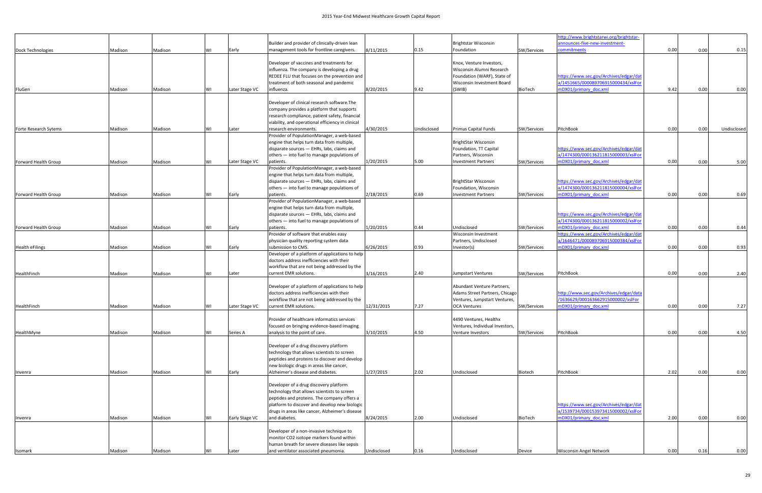| Dock Technologies | Madison | Madison | WI | Early | Builder and provider of clinically-driven lean management tools for frontline caregivers. | 8/11/2015 | 0.15 | Brightstar Wisconsin Foundation | SW/Services | http://www.brightstarwi.org/brightstar-announces-five-new-investment-commitments | 0.00 | 0.00 | 0.15 |
|---|---|---|---|---|---|---|---|---|---|---|---|---|---|
| FluGen | Madison | Madison | WI | Later Stage VC | Developer of vaccines and treatments for influenza. The company is developing a drug REDEE FLU that focuses on the prevention and treatment of both seasonal and pandemic influenza. | 8/20/2015 | 9.42 | Knox, Venture Investors, Wisconsin Alumni Research Foundation (WARF), State of Wisconsin Investment Board (SWIB) | BioTech | https://www.sec.gov/Archives/edgar/data/1451665/000089706915000434/xslFormDX01/primary_doc.xml | 9.42 | 0.00 | 0.00 |
| Forte Research Sytems | Madison | Madison | WI | Later | Developer of clinical research software.The company provides a platform that supports research compliance, patient safety, financial viability, and operational efficiency in clinical research environments. | 4/30/2015 | Undisclosed | Primus Capital Funds | SW/Services | PitchBook | 0.00 | 0.00 | Undisclosed |
| Forward Health Group | Madison | Madison | WI | Later Stage VC | Provider of PopulationManager, a web-based engine that helps turn data from multiple, disparate sources — EHRs, labs, claims and others — into fuel to manage populations of patients. | 1/20/2015 | 5.00 | BrightStar Wisconsin Foundation, TT Capital Partners, Wisconsin Investment Partners | SW/Services | https://www.sec.gov/Archives/edgar/data/1474300/000136211815000003/xslFormDX01/primary_doc.xml | 0.00 | 0.00 | 5.00 |
| Forward Health Group | Madison | Madison | WI | Early | Provider of PopulationManager, a web-based engine that helps turn data from multiple, disparate sources — EHRs, labs, claims and others — into fuel to manage populations of patients. | 2/18/2015 | 0.69 | BrightStar Wisconsin Foundation, Wisconsin Investment Partners | SW/Services | https://www.sec.gov/Archives/edgar/data/1474300/000136211815000004/xslFormDX01/primary_doc.xml | 0.00 | 0.00 | 0.69 |
| Forward Health Group | Madison | Madison | WI | Early | Provider of PopulationManager, a web-based engine that helps turn data from multiple, disparate sources — EHRs, labs, claims and others — into fuel to manage populations of patients. | 1/20/2015 | 0.44 | Undisclosed | SW/Services | https://www.sec.gov/Archives/edgar/data/1474300/000136211815000002/xslFormDX01/primary_doc.xml | 0.00 | 0.00 | 0.44 |
| Health eFilings | Madison | Madison | WI | Early | Provider of software that enables easy physician quality reporting system data submission to CMS. | 6/26/2015 | 0.93 | Wisconsin Investment Partners, Undisclosed Investor(s) | SW/Services | https://www.sec.gov/Archives/edgar/data/1646471/000089706915000384/xslFormDX01/primary_doc.xml | 0.00 | 0.00 | 0.93 |
| HealthFinch | Madison | Madison | WI | Later | Developer of a platform of applications to help doctors address inefficiencies with their workflow that are not being addressed by the current EMR solutions. | 3/16/2015 | 2.40 | Jumpstart Ventures | SW/Services | PitchBook | 0.00 | 0.00 | 2.40 |
| HealthFinch | Madison | Madison | WI | Later Stage VC | Developer of a platform of applications to help doctors address inefficiencies with their workflow that are not being addressed by the current EMR solutions. | 12/31/2015 | 7.27 | Abundant Venture Partners, Adams Street Partners, Chicago Ventures, Jumpstart Ventures, OCA Ventures | SW/Services | http://www.sec.gov/Archives/edgar/data/1636629/000163662915000002/xslFormDX01/primary_doc.xml | 0.00 | 0.00 | 7.27 |
| HealthMyne | Madison | Madison | WI | Series A | Provider of healthcare informatics services focused on bringing evidence-based imaging analysis to the point of care. | 3/10/2015 | 4.50 | 4490 Ventures, Healthx Ventures, Individual Investors, Venture Investors | SW/Services | PitchBook | 0.00 | 0.00 | 4.50 |
| Invenra | Madison | Madison | WI | Early | Developer of a drug discovery platform technology that allows scientists to screen peptides and proteins to discover and develop new biologic drugs in areas like cancer, Alzheimer's disease and diabetes. | 1/27/2015 | 2.02 | Undisclosed | Biotech | PitchBook | 2.02 | 0.00 | 0.00 |
| Invenra | Madison | Madison | WI | Early Stage VC | Developer of a drug discovery platform technology that allows scientists to screen peptides and proteins. The company offers a platform to discover and develop new biologic drugs in areas like cancer, Alzheimer's disease and diabetes. | 8/24/2015 | 2.00 | Undisclosed | BioTech | https://www.sec.gov/Archives/edgar/data/1539734/000153973415000002/xslFormDX01/primary_doc.xml | 2.00 | 0.00 | 0.00 |
| Isomark | Madison | Madison | WI | Later | Developer of a non-invasive technique to monitor CO2 isotope markers found within human breath for severe diseases like sepsis and ventilator associated pneumonia. | Undisclosed | 0.16 | Undisclosed | Device | Wisconsin Angel Network | 0.00 | 0.16 | 0.00 |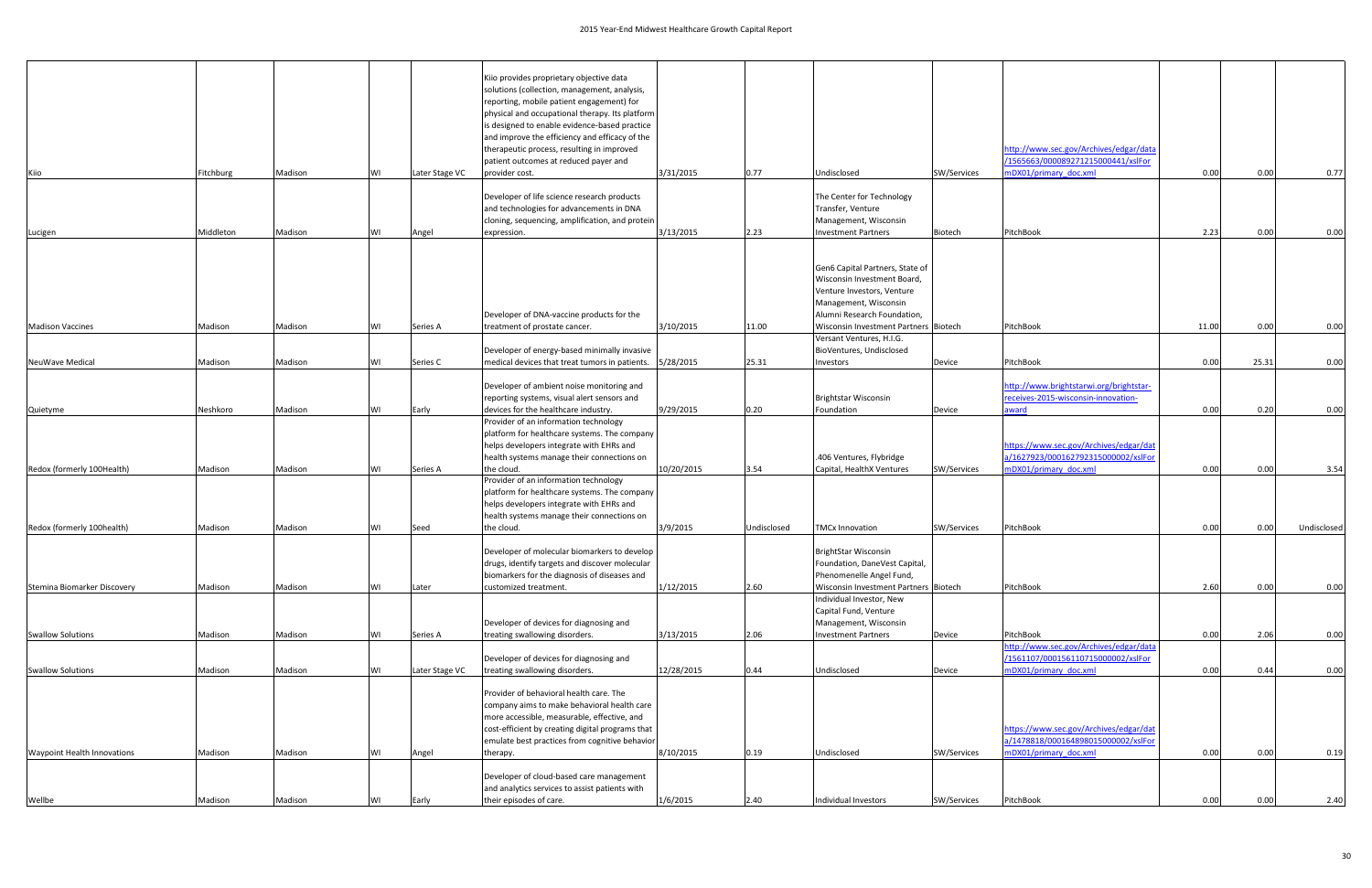| | | | | | | | | | | | | | |
|---|---|---|---|---|---|---|---|---|---|---|---|---|---|
| Kiio | Fitchburg | Madison | WI | Later Stage VC | Kiio provides proprietary objective data solutions (collection, management, analysis, reporting, mobile patient engagement) for physical and occupational therapy. Its platform is designed to enable evidence-based practice and improve the efficiency and efficacy of the therapeutic process, resulting in improved patient outcomes at reduced payer and provider cost. | 3/31/2015 | 0.77 | Undisclosed | SW/Services | http://www.sec.gov/Archives/edgar/data/1565663/000089271215000441/xslFormDX01/primary_doc.xml | 0.00 | 0.00 | 0.77 |
| Lucigen | Middleton | Madison | WI | Angel | Developer of life science research products and technologies for advancements in DNA cloning, sequencing, amplification, and protein expression. | 3/13/2015 | 2.23 | The Center for Technology Transfer, Venture Management, Wisconsin Investment Partners | Biotech | PitchBook | 2.23 | 0.00 | 0.00 |
| Madison Vaccines | Madison | Madison | WI | Series A | Developer of DNA-vaccine products for the treatment of prostate cancer. | 3/10/2015 | 11.00 | Gen6 Capital Partners, State of Wisconsin Investment Board, Venture Investors, Venture Management, Wisconsin Alumni Research Foundation, Wisconsin Investment Partners | Biotech | PitchBook | 11.00 | 0.00 | 0.00 |
| NeuWave Medical | Madison | Madison | WI | Series C | Developer of energy-based minimally invasive medical devices that treat tumors in patients. | 5/28/2015 | 25.31 | Versant Ventures, H.I.G. BioVentures, Undisclosed Investors | Device | PitchBook | 0.00 | 25.31 | 0.00 |
| Quietyme | Neshkoro | Madison | WI | Early | Developer of ambient noise monitoring and reporting systems, visual alert sensors and devices for the healthcare industry. | 9/29/2015 | 0.20 | Brightstar Wisconsin Foundation | Device | http://www.brightstarwi.org/brightstar-receives-2015-wisconsin-innovation-award | 0.00 | 0.20 | 0.00 |
| Redox (formerly 100Health) | Madison | Madison | WI | Series A | Provider of an information technology platform for healthcare systems. The company helps developers integrate with EHRs and health systems manage their connections on the cloud. | 10/20/2015 | 3.54 | .406 Ventures, Flybridge Capital, HealthX Ventures | SW/Services | https://www.sec.gov/Archives/edgar/data/1627923/000162792315000002/xslFormDX01/primary_doc.xml | 0.00 | 0.00 | 3.54 |
| Redox (formerly 100health) | Madison | Madison | WI | Seed | Provider of an information technology platform for healthcare systems. The company helps developers integrate with EHRs and health systems manage their connections on the cloud. | 3/9/2015 | Undisclosed | TMCx Innovation | SW/Services | PitchBook | 0.00 | 0.00 | Undisclosed |
| Stemina Biomarker Discovery | Madison | Madison | WI | Later | Developer of molecular biomarkers to develop drugs, identify targets and discover molecular biomarkers for the diagnosis of diseases and customized treatment. | 1/12/2015 | 2.60 | BrightStar Wisconsin Foundation, DaneVest Capital, Phenomenelle Angel Fund, Wisconsin Investment Partners | Biotech | PitchBook | 2.60 | 0.00 | 0.00 |
| Swallow Solutions | Madison | Madison | WI | Series A | Developer of devices for diagnosing and treating swallowing disorders. | 3/13/2015 | 2.06 | Individual Investor, New Capital Fund, Venture Management, Wisconsin Investment Partners | Device | PitchBook | 0.00 | 2.06 | 0.00 |
| Swallow Solutions | Madison | Madison | WI | Later Stage VC | Developer of devices for diagnosing and treating swallowing disorders. | 12/28/2015 | 0.44 | Undisclosed | Device | http://www.sec.gov/Archives/edgar/data/1561107/000156110715000002/xslFormDX01/primary_doc.xml | 0.00 | 0.44 | 0.00 |
| Waypoint Health Innovations | Madison | Madison | WI | Angel | Provider of behavioral health care. The company aims to make behavioral health care more accessible, measurable, effective, and cost-efficient by creating digital programs that emulate best practices from cognitive behavior therapy. | 8/10/2015 | 0.19 | Undisclosed | SW/Services | https://www.sec.gov/Archives/edgar/data/1478818/000164898015000002/xslFormDX01/primary_doc.xml | 0.00 | 0.00 | 0.19 |
| Wellbe | Madison | Madison | WI | Early | Developer of cloud-based care management and analytics services to assist patients with their episodes of care. | 1/6/2015 | 2.40 | Individual Investors | SW/Services | PitchBook | 0.00 | 0.00 | 2.40 |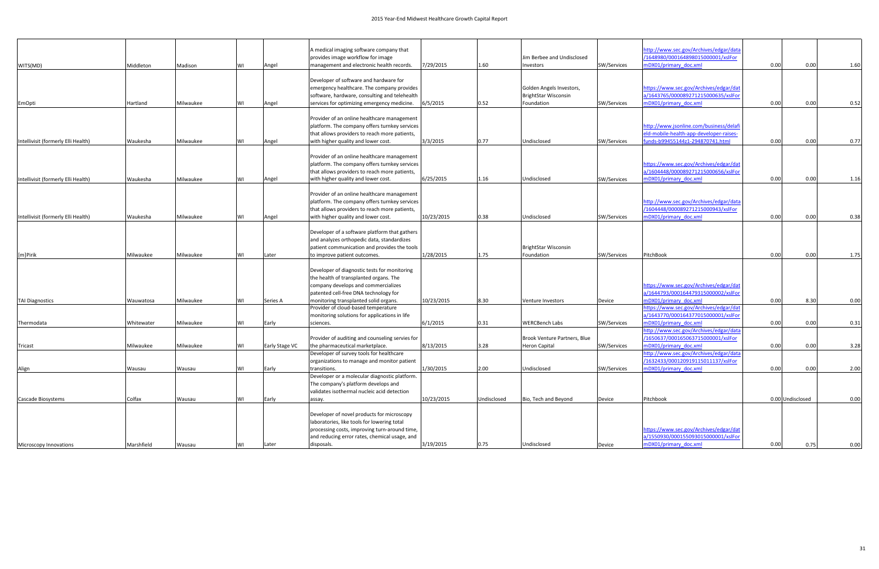| | | | | | | | | | | | | | |
|---|---|---|---|---|---|---|---|---|---|---|---|---|---|
| WITS(MD) | Middleton | Madison | WI | Angel | A medical imaging software company that provides image workflow for image management and electronic health records. | 7/29/2015 | 1.60 | Jim Berbee and Undisclosed Investors | SW/Services | http://www.sec.gov/Archives/edgar/data/1648980/000164898015000001/xslFormDX01/primary_doc.xml | 0.00 | 0.00 | 1.60 |
| EmOpti | Hartland | Milwaukee | WI | Angel | Developer of software and hardware for emergency healthcare. The company provides software, hardware, consulting and telehealth services for optimizing emergency medicine. | 6/5/2015 | 0.52 | Golden Angels Investors, BrightStar Wisconsin Foundation | SW/Services | https://www.sec.gov/Archives/edgar/data/1643765/000089271215000635/xslFormDX01/primary_doc.xml | 0.00 | 0.00 | 0.52 |
| Intellivisit (formerly Elli Health) | Waukesha | Milwaukee | WI | Angel | Provider of an online healthcare management platform. The company offers turnkey services that allows providers to reach more patients, with higher quality and lower cost. | 3/3/2015 | 0.77 | Undisclosed | SW/Services | http://www.jsonline.com/business/delafield-mobile-health-app-developer-raises-funds-b99455144z1-294870741.html | 0.00 | 0.00 | 0.77 |
| Intellivisit (formerly Elli Health) | Waukesha | Milwaukee | WI | Angel | Provider of an online healthcare management platform. The company offers turnkey services that allows providers to reach more patients, with higher quality and lower cost. | 6/25/2015 | 1.16 | Undisclosed | SW/Services | https://www.sec.gov/Archives/edgar/data/1604448/000089271215000656/xslFormDX01/primary_doc.xml | 0.00 | 0.00 | 1.16 |
| Intellivisit (formerly Elli Health) | Waukesha | Milwaukee | WI | Angel | Provider of an online healthcare management platform. The company offers turnkey services that allows providers to reach more patients, with higher quality and lower cost. | 10/23/2015 | 0.38 | Undisclosed | SW/Services | http://www.sec.gov/Archives/edgar/data/1604448/000089271215000943/xslFormDX01/primary_doc.xml | 0.00 | 0.00 | 0.38 |
| [m]Pirik | Milwaukee | Milwaukee | WI | Later | Developer of a software platform that gathers and analyzes orthopedic data, standardizes patient communication and provides the tools to improve patient outcomes. | 1/28/2015 | 1.75 | BrightStar Wisconsin Foundation | SW/Services | PitchBook | 0.00 | 0.00 | 1.75 |
| TAI Diagnostics | Wauwatosa | Milwaukee | WI | Series A | Developer of diagnostic tests for monitoring the health of transplanted organs. The company develops and commercializes patented cell-free DNA technology for monitoring transplanted solid organs. | 10/23/2015 | 8.30 | Venture Investors | Device | https://www.sec.gov/Archives/edgar/data/1644793/000164479315000002/xslFormDX01/primary_doc.xml | 0.00 | 8.30 | 0.00 |
| Thermodata | Whitewater | Milwaukee | WI | Early | Provider of cloud-based temperature monitoring solutions for applications in life sciences. | 6/1/2015 | 0.31 | WERCBench Labs | SW/Services | https://www.sec.gov/Archives/edgar/data/1643770/000164377015000001/xslFormDX01/primary_doc.xml | 0.00 | 0.00 | 0.31 |
| Tricast | Milwaukee | Milwaukee | WI | Early Stage VC | Provider of auditing and counseling servies for the pharmaceutical marketplace. | 8/13/2015 | 3.28 | Brook Venture Partners, Blue Heron Capital | SW/Services | http://www.sec.gov/Archives/edgar/data/1650637/000165063715000001/xslFormDX01/primary_doc.xml | 0.00 | 0.00 | 3.28 |
| Align | Wausau | Wausau | WI | Early | Developer of survey tools for healthcare organizations to manage and monitor patient transitions. | 1/30/2015 | 2.00 | Undisclosed | SW/Services | http://www.sec.gov/Archives/edgar/data/1632433/000120919115011137/xslFormDX01/primary_doc.xml | 0.00 | 0.00 | 2.00 |
| Cascade Biosystems | Colfax | Wausau | WI | Early | Developer or a molecular diagnostic platform. The company's platform develops and validates isothermal nucleic acid detection assay. | 10/23/2015 | Undisclosed | Bio, Tech and Beyond | Device | Pitchbook | 0.00 | Undisclosed | 0.00 |
| Microscopy Innovations | Marshfield | Wausau | WI | Later | Developer of novel products for microscopy laboratories, like tools for lowering total processing costs, improving turn-around time, and reducing error rates, chemical usage, and disposals. | 3/19/2015 | 0.75 | Undisclosed | Device | https://www.sec.gov/Archives/edgar/data/1550930/000155093015000001/xslFormDX01/primary_doc.xml | 0.00 | 0.75 | 0.00 |